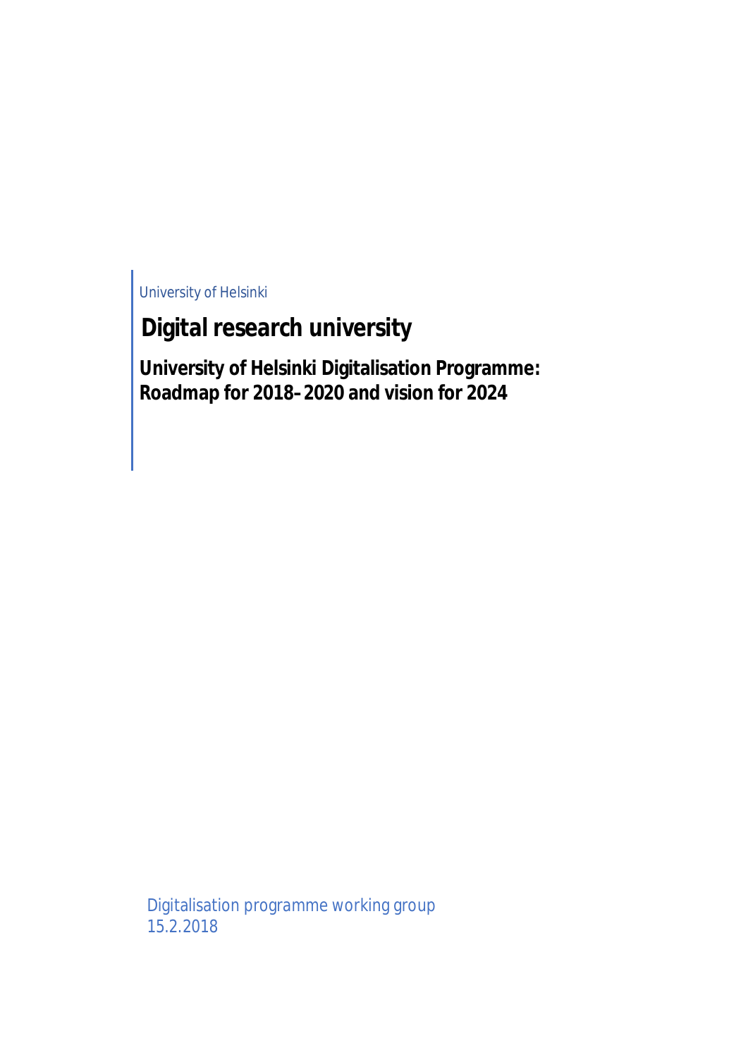University of Helsinki

# Digital research university

## University of Helsinki Digitalisation Programme: Roadmap for 2018–2020 and vision for 2024

Digitalisation programme working group
15.2.2018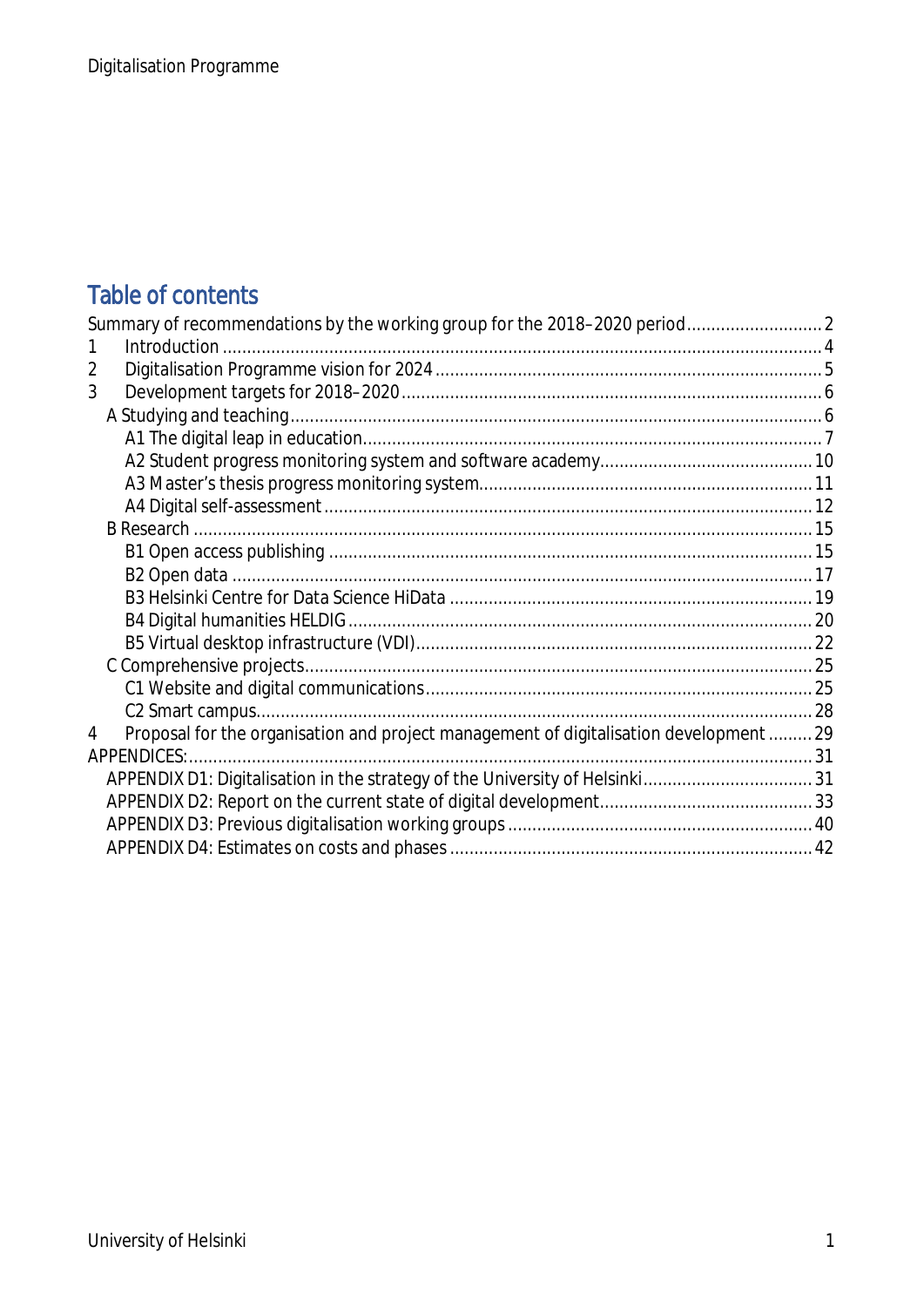# Table of contents

Summary of recommendations by the working group for the 2018–2020 period ... 2
1 Introduction ... 4
2 Digitalisation Programme vision for 2024 ... 5
3 Development targets for 2018–2020 ... 6
- A Studying and teaching ... 6
  - A1 The digital leap in education ... 7
  - A2 Student progress monitoring system and software academy ... 10
  - A3 Master's thesis progress monitoring system ... 11
  - A4 Digital self-assessment ... 12
- B Research ... 15
  - B1 Open access publishing ... 15
  - B2 Open data ... 17
  - B3 Helsinki Centre for Data Science HiData ... 19
  - B4 Digital humanities HELDIG ... 20
  - B5 Virtual desktop infrastructure (VDI) ... 22
- C Comprehensive projects ... 25
  - C1 Website and digital communications ... 25
  - C2 Smart campus ... 28

4 Proposal for the organisation and project management of digitalisation development ... 29

APPENDICES: ... 31
- APPENDIX D1: Digitalisation in the strategy of the University of Helsinki ... 31
- APPENDIX D2: Report on the current state of digital development ... 33
- APPENDIX D3: Previous digitalisation working groups ... 40
- APPENDIX D4: Estimates on costs and phases ... 42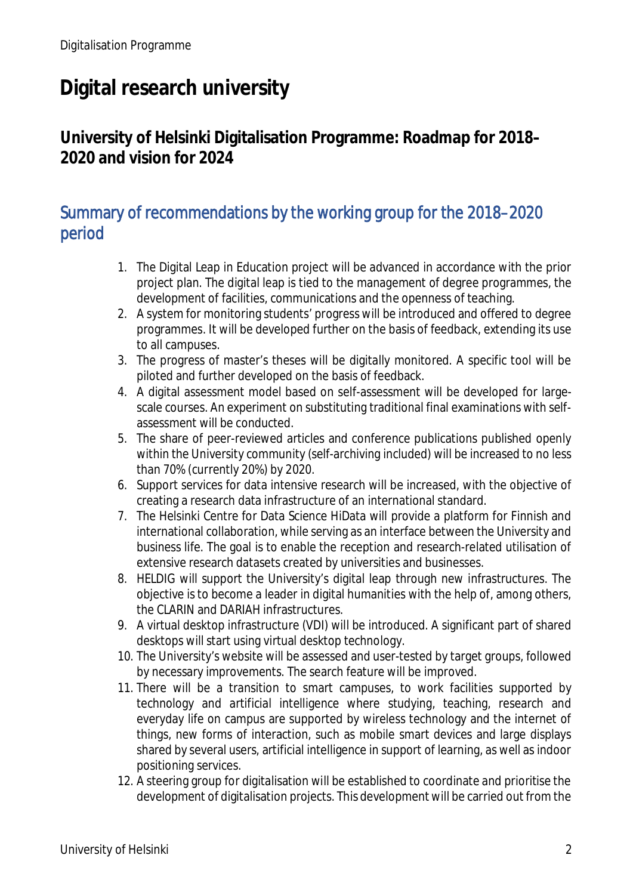# Digital research university

## University of Helsinki Digitalisation Programme: Roadmap for 2018–2020 and vision for 2024

### Summary of recommendations by the working group for the 2018–2020 period

1. The Digital Leap in Education project will be advanced in accordance with the prior project plan. The digital leap is tied to the management of degree programmes, the development of facilities, communications and the openness of teaching.
2. A system for monitoring students' progress will be introduced and offered to degree programmes. It will be developed further on the basis of feedback, extending its use to all campuses.
3. The progress of master's theses will be digitally monitored. A specific tool will be piloted and further developed on the basis of feedback.
4. A digital assessment model based on self-assessment will be developed for large-scale courses. An experiment on substituting traditional final examinations with self-assessment will be conducted.
5. The share of peer-reviewed articles and conference publications published openly within the University community (self-archiving included) will be increased to no less than 70% (currently 20%) by 2020.
6. Support services for data intensive research will be increased, with the objective of creating a research data infrastructure of an international standard.
7. The Helsinki Centre for Data Science HiData will provide a platform for Finnish and international collaboration, while serving as an interface between the University and business life. The goal is to enable the reception and research-related utilisation of extensive research datasets created by universities and businesses.
8. HELDIG will support the University's digital leap through new infrastructures. The objective is to become a leader in digital humanities with the help of, among others, the CLARIN and DARIAH infrastructures.
9. A virtual desktop infrastructure (VDI) will be introduced. A significant part of shared desktops will start using virtual desktop technology.
10. The University's website will be assessed and user-tested by target groups, followed by necessary improvements. The search feature will be improved.
11. There will be a transition to smart campuses, to work facilities supported by technology and artificial intelligence where studying, teaching, research and everyday life on campus are supported by wireless technology and the internet of things, new forms of interaction, such as mobile smart devices and large displays shared by several users, artificial intelligence in support of learning, as well as indoor positioning services.
12. A steering group for digitalisation will be established to coordinate and prioritise the development of digitalisation projects. This development will be carried out from the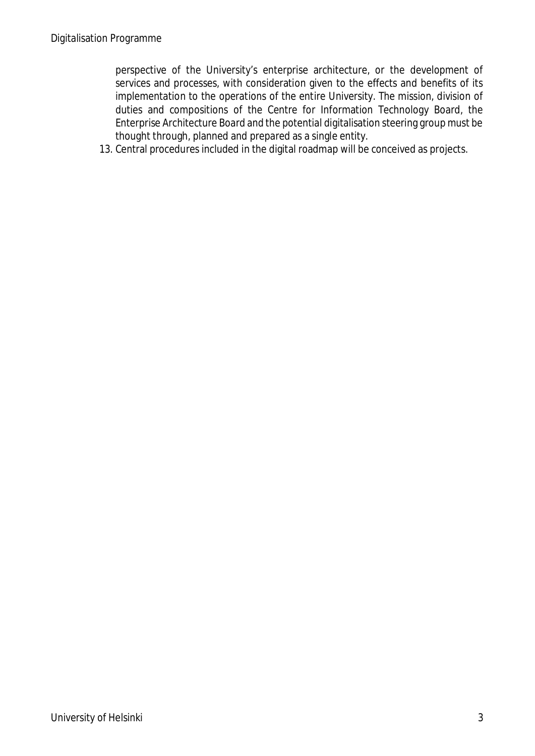perspective of the University's enterprise architecture, or the development of services and processes, with consideration given to the effects and benefits of its implementation to the operations of the entire University. The mission, division of duties and compositions of the Centre for Information Technology Board, the Enterprise Architecture Board and the potential digitalisation steering group must be thought through, planned and prepared as a single entity.

13. Central procedures included in the digital roadmap will be conceived as projects.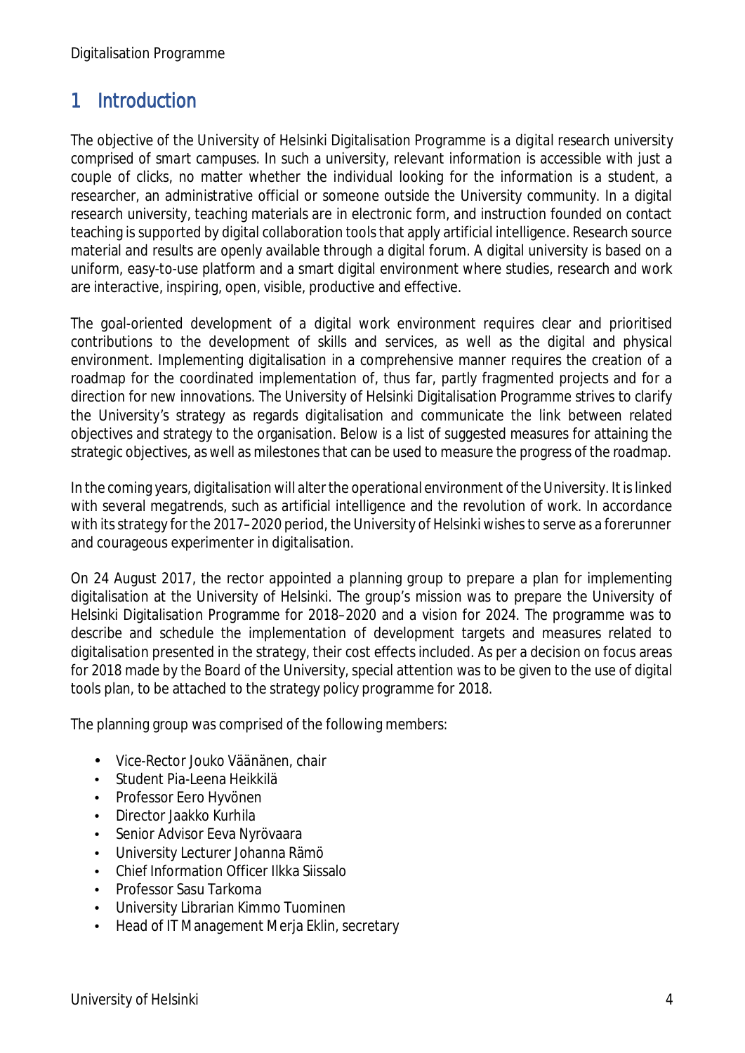# 1 Introduction

The objective of the University of Helsinki Digitalisation Programme is a *digital research university comprised of smart campuses*. In such a university, relevant information is accessible with just a couple of clicks, no matter whether the individual looking for the information is a student, a researcher, an administrative official or someone outside the University community. In a digital research university, teaching materials are in electronic form, and instruction founded on contact teaching is supported by digital collaboration tools that apply artificial intelligence. Research source material and results are openly available through a digital forum. A digital university is based on a uniform, easy-to-use platform and a smart digital environment where studies, research and work are interactive, inspiring, open, visible, productive and effective.

The goal-oriented development of a digital work environment requires clear and prioritised contributions to the development of skills and services, as well as the digital and physical environment. Implementing digitalisation in a comprehensive manner requires the creation of a roadmap for the coordinated implementation of, thus far, partly fragmented projects and for a direction for new innovations. The University of Helsinki Digitalisation Programme strives to clarify the University's strategy as regards digitalisation and communicate the link between related objectives and strategy to the organisation. Below is a list of suggested measures for attaining the strategic objectives, as well as milestones that can be used to measure the progress of the roadmap.

In the coming years, digitalisation will alter the operational environment of the University. It is linked with several megatrends, such as artificial intelligence and the revolution of work. In accordance with its strategy for the 2017–2020 period, the University of Helsinki wishes to serve as a forerunner and courageous experimenter in digitalisation.

On 24 August 2017, the rector appointed a planning group to prepare a plan for implementing digitalisation at the University of Helsinki. The group's mission was to prepare the University of Helsinki Digitalisation Programme for 2018–2020 and a vision for 2024. The programme was to describe and schedule the implementation of development targets and measures related to digitalisation presented in the strategy, their cost effects included. As per a decision on focus areas for 2018 made by the Board of the University, special attention was to be given to the use of digital tools plan, to be attached to the strategy policy programme for 2018.

The planning group was comprised of the following members:

- Vice-Rector Jouko Väänänen, chair
- Student Pia-Leena Heikkilä
- Professor Eero Hyvönen
- Director Jaakko Kurhila
- Senior Advisor Eeva Nyrövaara
- University Lecturer Johanna Rämö
- Chief Information Officer Ilkka Siissalo
- Professor Sasu Tarkoma
- University Librarian Kimmo Tuominen
- Head of IT Management Merja Eklin, secretary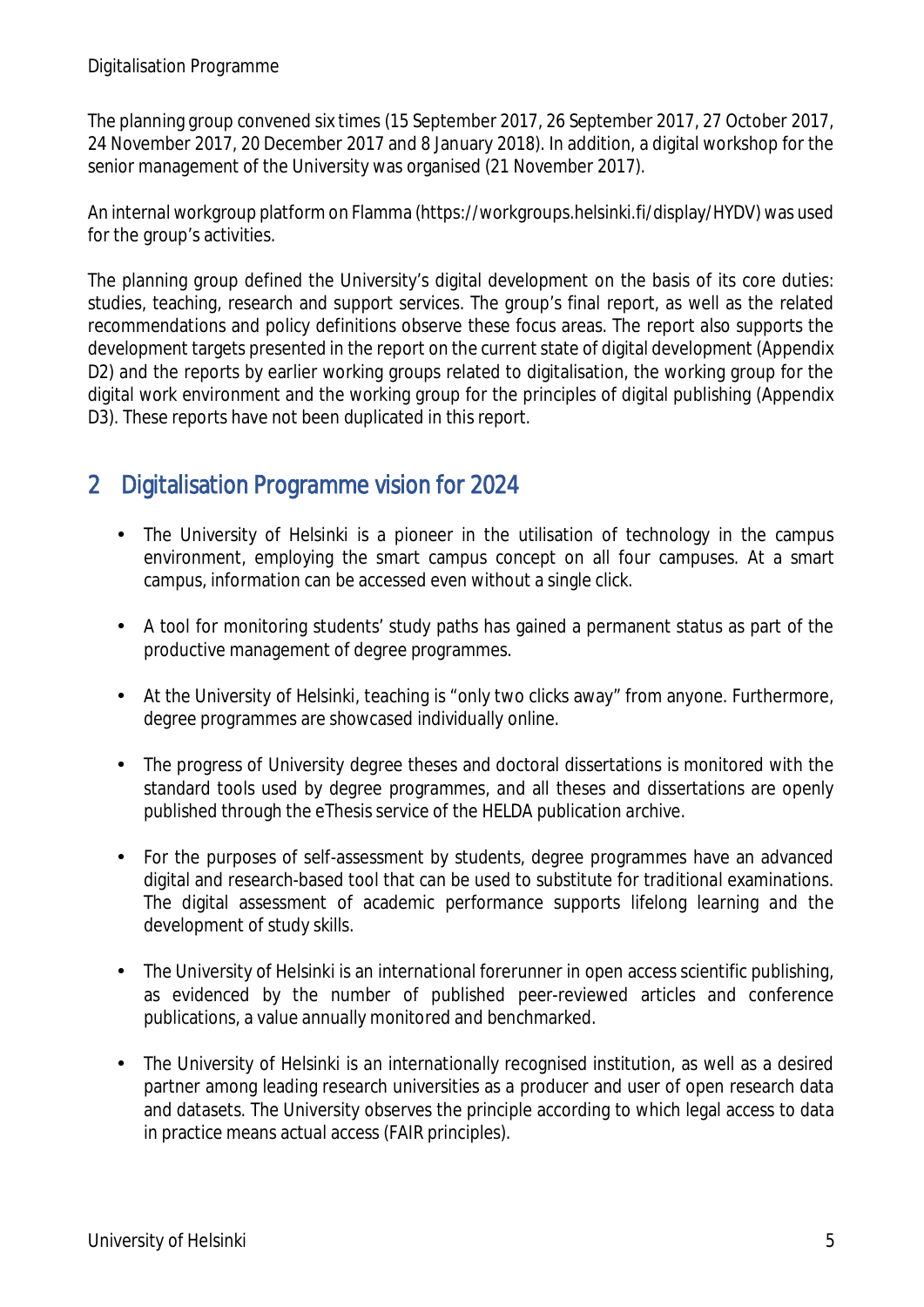The planning group convened six times (15 September 2017, 26 September 2017, 27 October 2017, 24 November 2017, 20 December 2017 and 8 January 2018). In addition, a digital workshop for the senior management of the University was organised (21 November 2017).

An internal workgroup platform on Flamma (https://workgroups.helsinki.fi/display/HYDV) was used for the group's activities.

The planning group defined the University's digital development on the basis of its core duties: studies, teaching, research and support services. The group's final report, as well as the related recommendations and policy definitions observe these focus areas. The report also supports the development targets presented in the report on the current state of digital development (Appendix D2) and the reports by earlier working groups related to digitalisation, the working group for the digital work environment and the working group for the principles of digital publishing (Appendix D3). These reports have not been duplicated in this report.

## 2 Digitalisation Programme vision for 2024

- The University of Helsinki is a pioneer in the utilisation of technology in the campus environment, employing the smart campus concept on all four campuses. At a smart campus, information can be accessed even without a single click.

- A tool for monitoring students' study paths has gained a permanent status as part of the productive management of degree programmes.

- At the University of Helsinki, teaching is "only two clicks away" from anyone. Furthermore, degree programmes are showcased individually online.

- The progress of University degree theses and doctoral dissertations is monitored with the standard tools used by degree programmes, and all theses and dissertations are openly published through the eThesis service of the HELDA publication archive.

- For the purposes of self-assessment by students, degree programmes have an advanced digital and research-based tool that can be used to substitute for traditional examinations. The digital assessment of academic performance supports lifelong learning and the development of study skills.

- The University of Helsinki is an international forerunner in open access scientific publishing, as evidenced by the number of published peer-reviewed articles and conference publications, a value annually monitored and benchmarked.

- The University of Helsinki is an internationally recognised institution, as well as a desired partner among leading research universities as a producer and user of open research data and datasets. The University observes the principle according to which legal access to data in practice means actual access (FAIR principles).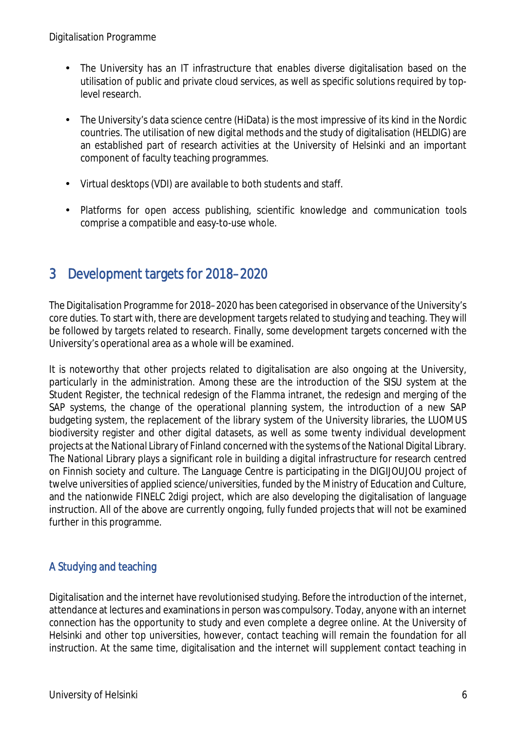- The University has an IT infrastructure that enables diverse digitalisation based on the utilisation of public and private cloud services, as well as specific solutions required by top-level research.

- The University's data science centre (HiData) is the most impressive of its kind in the Nordic countries. The utilisation of new digital methods and the study of digitalisation (HELDIG) are an established part of research activities at the University of Helsinki and an important component of faculty teaching programmes.

- Virtual desktops (VDI) are available to both students and staff.

- Platforms for open access publishing, scientific knowledge and communication tools comprise a compatible and easy-to-use whole.

# 3 Development targets for 2018–2020

The Digitalisation Programme for 2018–2020 has been categorised in observance of the University's core duties. To start with, there are development targets related to studying and teaching. They will be followed by targets related to research. Finally, some development targets concerned with the University's operational area as a whole will be examined.

It is noteworthy that other projects related to digitalisation are also ongoing at the University, particularly in the administration. Among these are the introduction of the SISU system at the Student Register, the technical redesign of the Flamma intranet, the redesign and merging of the SAP systems, the change of the operational planning system, the introduction of a new SAP budgeting system, the replacement of the library system of the University libraries, the LUOMUS biodiversity register and other digital datasets, as well as some twenty individual development projects at the National Library of Finland concerned with the systems of the National Digital Library. The National Library plays a significant role in building a digital infrastructure for research centred on Finnish society and culture. The Language Centre is participating in the DIGIJOUJOU project of twelve universities of applied science/universities, funded by the Ministry of Education and Culture, and the nationwide FINELC 2digi project, which are also developing the digitalisation of language instruction. All of the above are currently ongoing, fully funded projects that will not be examined further in this programme.

## A Studying and teaching

Digitalisation and the internet have revolutionised studying. Before the introduction of the internet, attendance at lectures and examinations in person was compulsory. Today, anyone with an internet connection has the opportunity to study and even complete a degree online. At the University of Helsinki and other top universities, however, contact teaching will remain the foundation for all instruction. At the same time, digitalisation and the internet will supplement contact teaching in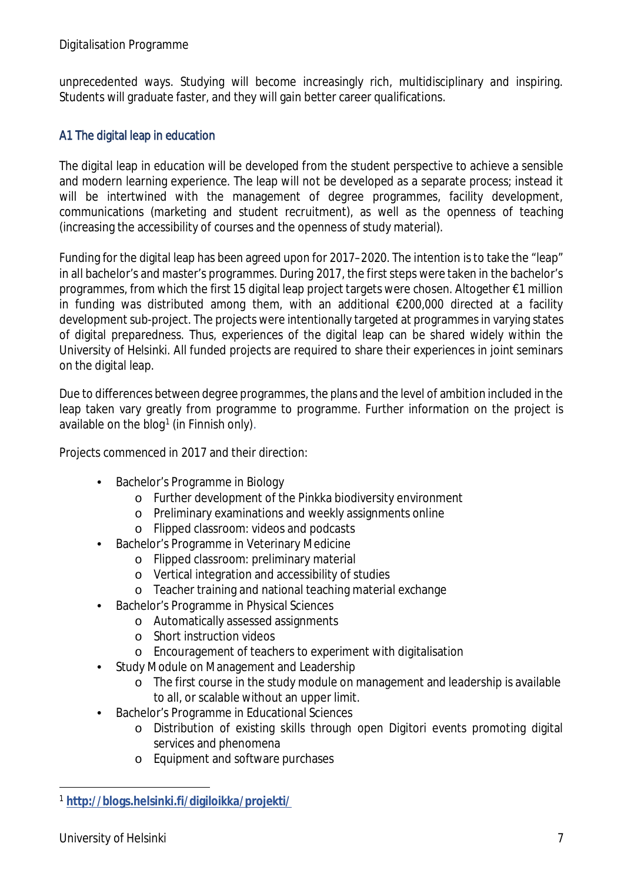unprecedented ways. Studying will become increasingly rich, multidisciplinary and inspiring. Students will graduate faster, and they will gain better career qualifications.

### A1 The digital leap in education

The digital leap in education will be developed from the student perspective to achieve a sensible and modern learning experience. The leap will not be developed as a separate process; instead it will be intertwined with the management of degree programmes, facility development, communications (marketing and student recruitment), as well as the openness of teaching (increasing the accessibility of courses and the openness of study material).

Funding for the digital leap has been agreed upon for 2017–2020. The intention is to take the "leap" in all bachelor's and master's programmes. During 2017, the first steps were taken in the bachelor's programmes, from which the first 15 digital leap project targets were chosen. Altogether €1 million in funding was distributed among them, with an additional €200,000 directed at a facility development sub-project. The projects were intentionally targeted at programmes in varying states of digital preparedness. Thus, experiences of the digital leap can be shared widely within the University of Helsinki. All funded projects are required to share their experiences in joint seminars on the digital leap.

Due to differences between degree programmes, the plans and the level of ambition included in the leap taken vary greatly from programme to programme. Further information on the project is available on the blog[1] (in Finnish only).

Projects commenced in 2017 and their direction:

- Bachelor's Programme in Biology
  - Further development of the Pinkka biodiversity environment
  - Preliminary examinations and weekly assignments online
  - Flipped classroom: videos and podcasts
- Bachelor's Programme in Veterinary Medicine
  - Flipped classroom: preliminary material
  - Vertical integration and accessibility of studies
  - Teacher training and national teaching material exchange
- Bachelor's Programme in Physical Sciences
  - Automatically assessed assignments
  - Short instruction videos
  - Encouragement of teachers to experiment with digitalisation
- Study Module on Management and Leadership
  - The first course in the study module on management and leadership is available to all, or scalable without an upper limit.
- Bachelor's Programme in Educational Sciences
  - Distribution of existing skills through open Digitori events promoting digital services and phenomena
  - Equipment and software purchases

[1] **http://blogs.helsinki.fi/digiloikka/projekti/**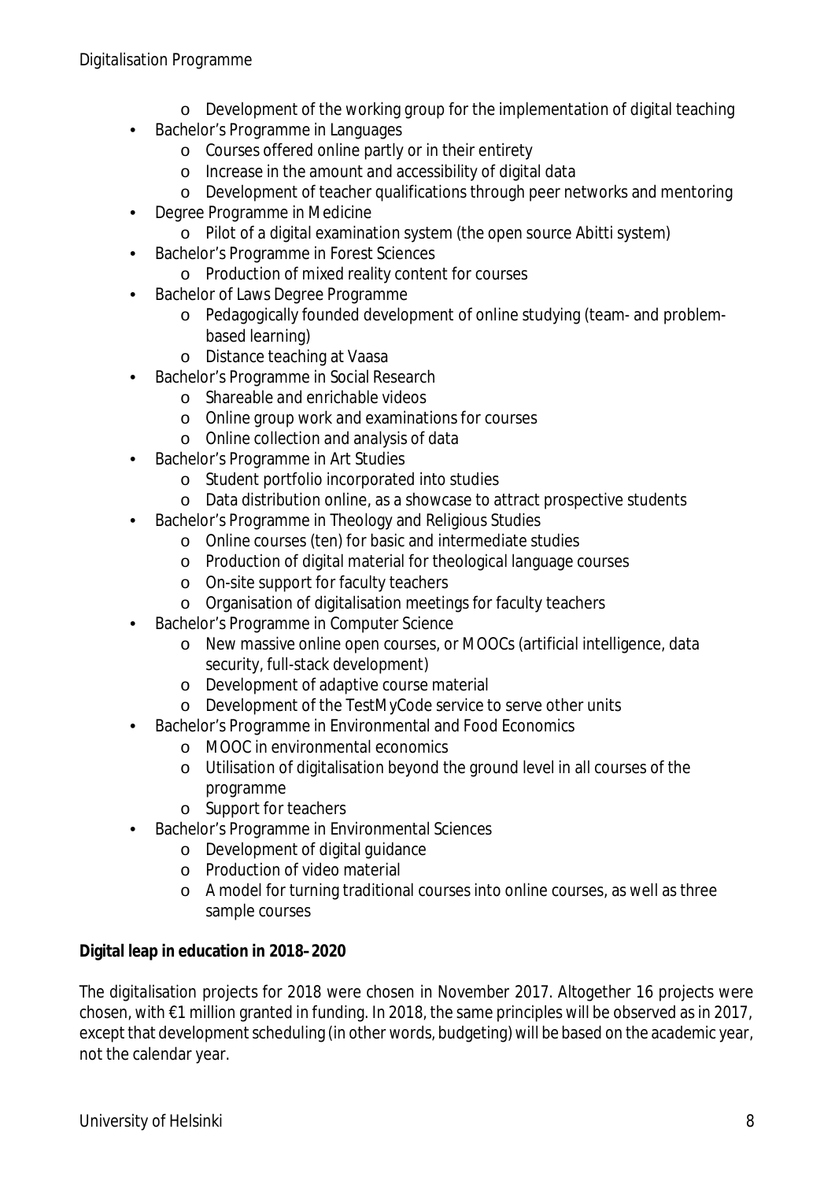- Development of the working group for the implementation of digital teaching
- Bachelor's Programme in Languages
    - Courses offered online partly or in their entirety
    - Increase in the amount and accessibility of digital data
    - Development of teacher qualifications through peer networks and mentoring
- Degree Programme in Medicine
    - Pilot of a digital examination system (the open source Abitti system)
- Bachelor's Programme in Forest Sciences
    - Production of mixed reality content for courses
- Bachelor of Laws Degree Programme
    - Pedagogically founded development of online studying (team- and problem-based learning)
    - Distance teaching at Vaasa
- Bachelor's Programme in Social Research
    - Shareable and enrichable videos
    - Online group work and examinations for courses
    - Online collection and analysis of data
- Bachelor's Programme in Art Studies
    - Student portfolio incorporated into studies
    - Data distribution online, as a showcase to attract prospective students
- Bachelor's Programme in Theology and Religious Studies
    - Online courses (ten) for basic and intermediate studies
    - Production of digital material for theological language courses
    - On-site support for faculty teachers
    - Organisation of digitalisation meetings for faculty teachers
- Bachelor's Programme in Computer Science
    - New massive online open courses, or MOOCs (artificial intelligence, data security, full-stack development)
    - Development of adaptive course material
    - Development of the TestMyCode service to serve other units
- Bachelor's Programme in Environmental and Food Economics
    - MOOC in environmental economics
    - Utilisation of digitalisation beyond the ground level in all courses of the programme
    - Support for teachers
- Bachelor's Programme in Environmental Sciences
    - Development of digital guidance
    - Production of video material
    - A model for turning traditional courses into online courses, as well as three sample courses

**Digital leap in education in 2018–2020**

The digitalisation projects for 2018 were chosen in November 2017. Altogether 16 projects were chosen, with €1 million granted in funding. In 2018, the same principles will be observed as in 2017, except that development scheduling (in other words, budgeting) will be based on the academic year, not the calendar year.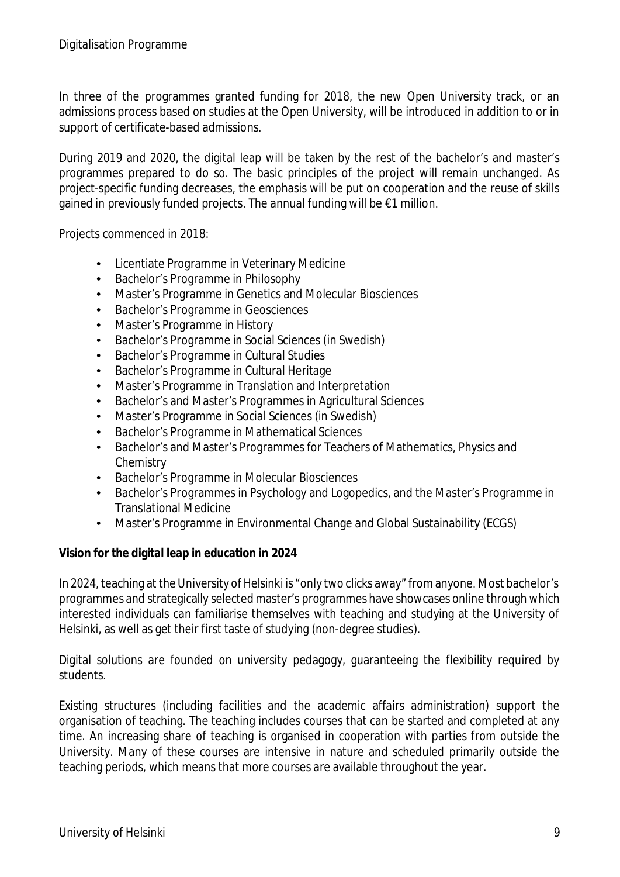In three of the programmes granted funding for 2018, the new Open University track, or an admissions process based on studies at the Open University, will be introduced in addition to or in support of certificate-based admissions.

During 2019 and 2020, the digital leap will be taken by the rest of the bachelor's and master's programmes prepared to do so. The basic principles of the project will remain unchanged. As project-specific funding decreases, the emphasis will be put on cooperation and the reuse of skills gained in previously funded projects. The annual funding will be €1 million.

Projects commenced in 2018:

- Licentiate Programme in Veterinary Medicine
- Bachelor's Programme in Philosophy
- Master's Programme in Genetics and Molecular Biosciences
- Bachelor's Programme in Geosciences
- Master's Programme in History
- Bachelor's Programme in Social Sciences (in Swedish)
- Bachelor's Programme in Cultural Studies
- Bachelor's Programme in Cultural Heritage
- Master's Programme in Translation and Interpretation
- Bachelor's and Master's Programmes in Agricultural Sciences
- Master's Programme in Social Sciences (in Swedish)
- Bachelor's Programme in Mathematical Sciences
- Bachelor's and Master's Programmes for Teachers of Mathematics, Physics and Chemistry
- Bachelor's Programme in Molecular Biosciences
- Bachelor's Programmes in Psychology and Logopedics, and the Master's Programme in Translational Medicine
- Master's Programme in Environmental Change and Global Sustainability (ECGS)

**Vision for the digital leap in education in 2024**

In 2024, teaching at the University of Helsinki is "only two clicks away" from anyone. Most bachelor's programmes and strategically selected master's programmes have showcases online through which interested individuals can familiarise themselves with teaching and studying at the University of Helsinki, as well as get their first taste of studying (non-degree studies).

Digital solutions are founded on university pedagogy, guaranteeing the flexibility required by students.

Existing structures (including facilities and the academic affairs administration) support the organisation of teaching. The teaching includes courses that can be started and completed at any time. An increasing share of teaching is organised in cooperation with parties from outside the University. Many of these courses are intensive in nature and scheduled primarily outside the teaching periods, which means that more courses are available throughout the year.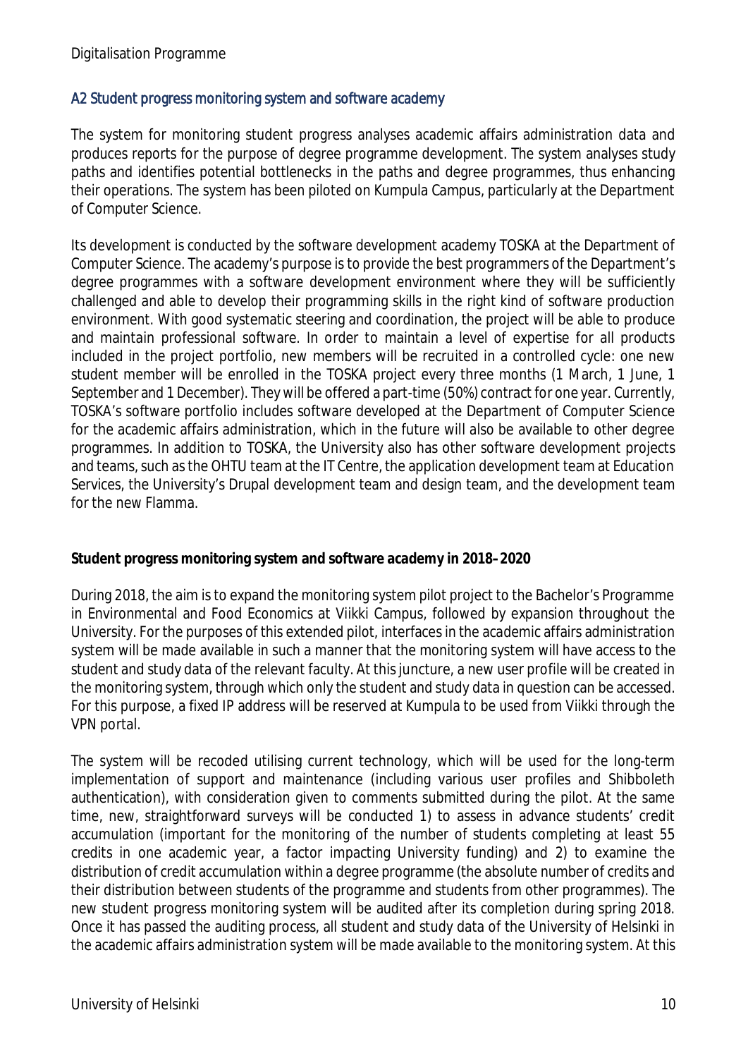## A2 Student progress monitoring system and software academy

The system for monitoring student progress analyses academic affairs administration data and produces reports for the purpose of degree programme development. The system analyses study paths and identifies potential bottlenecks in the paths and degree programmes, thus enhancing their operations. The system has been piloted on Kumpula Campus, particularly at the Department of Computer Science.

Its development is conducted by the software development academy TOSKA at the Department of Computer Science. The academy's purpose is to provide the best programmers of the Department's degree programmes with a software development environment where they will be sufficiently challenged and able to develop their programming skills in the right kind of software production environment. With good systematic steering and coordination, the project will be able to produce and maintain professional software. In order to maintain a level of expertise for all products included in the project portfolio, new members will be recruited in a controlled cycle: one new student member will be enrolled in the TOSKA project every three months (1 March, 1 June, 1 September and 1 December). They will be offered a part-time (50%) contract for one year. Currently, TOSKA's software portfolio includes software developed at the Department of Computer Science for the academic affairs administration, which in the future will also be available to other degree programmes. In addition to TOSKA, the University also has other software development projects and teams, such as the OHTU team at the IT Centre, the application development team at Education Services, the University's Drupal development team and design team, and the development team for the new Flamma.

**Student progress monitoring system and software academy in 2018–2020**

During 2018, the aim is to expand the monitoring system pilot project to the Bachelor's Programme in Environmental and Food Economics at Viikki Campus, followed by expansion throughout the University. For the purposes of this extended pilot, interfaces in the academic affairs administration system will be made available in such a manner that the monitoring system will have access to the student and study data of the relevant faculty. At this juncture, a new user profile will be created in the monitoring system, through which only the student and study data in question can be accessed. For this purpose, a fixed IP address will be reserved at Kumpula to be used from Viikki through the VPN portal.

The system will be recoded utilising current technology, which will be used for the long-term implementation of support and maintenance (including various user profiles and Shibboleth authentication), with consideration given to comments submitted during the pilot. At the same time, new, straightforward surveys will be conducted 1) to assess in advance students' credit accumulation (important for the monitoring of the number of students completing at least 55 credits in one academic year, a factor impacting University funding) and 2) to examine the distribution of credit accumulation within a degree programme (the absolute number of credits and their distribution between students of the programme and students from other programmes). The new student progress monitoring system will be audited after its completion during spring 2018. Once it has passed the auditing process, all student and study data of the University of Helsinki in the academic affairs administration system will be made available to the monitoring system. At this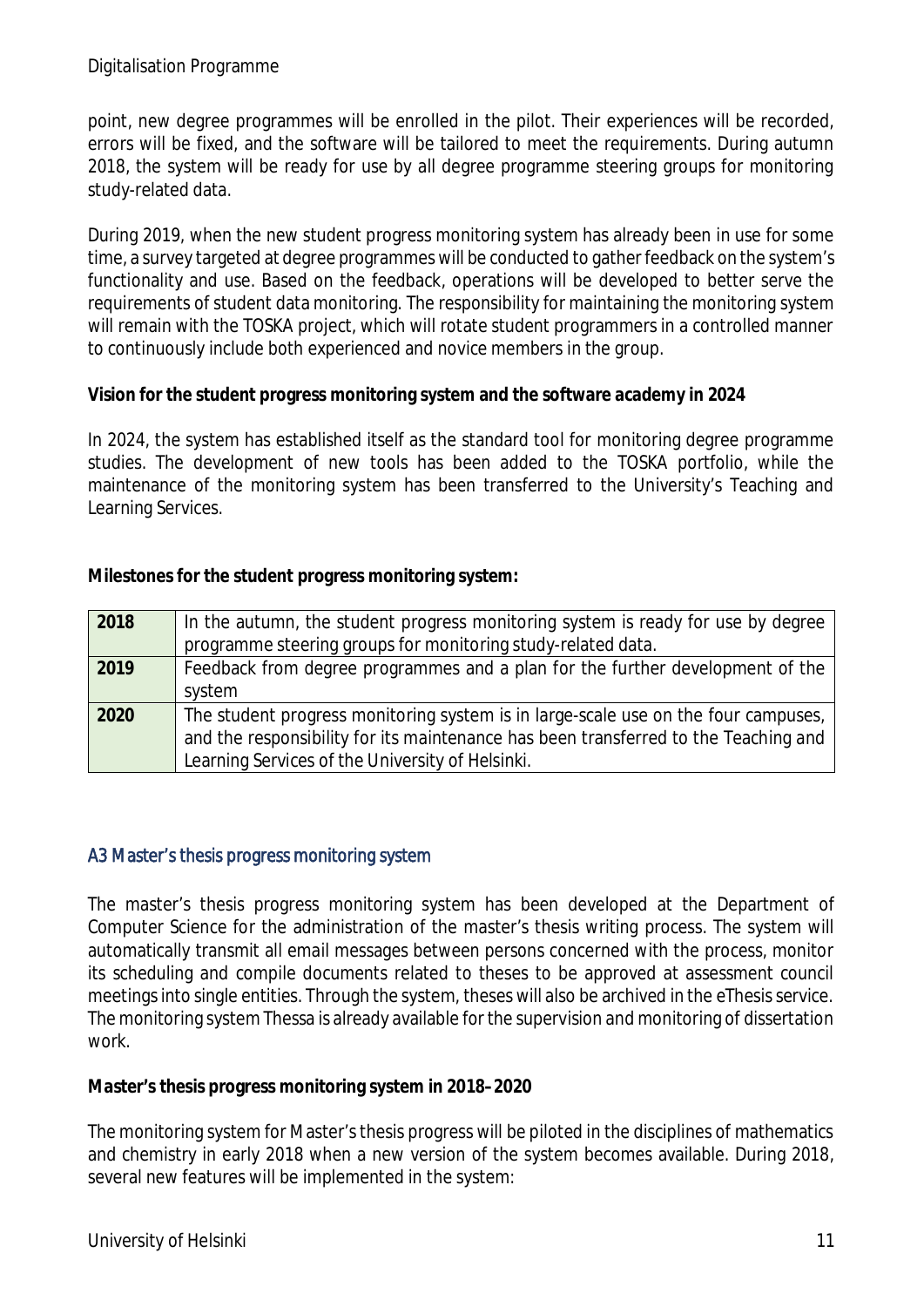point, new degree programmes will be enrolled in the pilot. Their experiences will be recorded, errors will be fixed, and the software will be tailored to meet the requirements. During autumn 2018, the system will be ready for use by all degree programme steering groups for monitoring study-related data.

During 2019, when the new student progress monitoring system has already been in use for some time, a survey targeted at degree programmes will be conducted to gather feedback on the system's functionality and use. Based on the feedback, operations will be developed to better serve the requirements of student data monitoring. The responsibility for maintaining the monitoring system will remain with the TOSKA project, which will rotate student programmers in a controlled manner to continuously include both experienced and novice members in the group.

**Vision for the student progress monitoring system and the software academy in 2024**

In 2024, the system has established itself as the standard tool for monitoring degree programme studies. The development of new tools has been added to the TOSKA portfolio, while the maintenance of the monitoring system has been transferred to the University's Teaching and Learning Services.

**Milestones for the student progress monitoring system:**

| | |
|---|---|
| **2018** | In the autumn, the student progress monitoring system is ready for use by degree programme steering groups for monitoring study-related data. |
| **2019** | Feedback from degree programmes and a plan for the further development of the system |
| **2020** | The student progress monitoring system is in large-scale use on the four campuses, and the responsibility for its maintenance has been transferred to the Teaching and Learning Services of the University of Helsinki. |

## A3 Master's thesis progress monitoring system

The master's thesis progress monitoring system has been developed at the Department of Computer Science for the administration of the master's thesis writing process. The system will automatically transmit all email messages between persons concerned with the process, monitor its scheduling and compile documents related to theses to be approved at assessment council meetings into single entities. Through the system, theses will also be archived in the eThesis service. The monitoring system Thessa is already available for the supervision and monitoring of dissertation work.

**Master's thesis progress monitoring system in 2018–2020**

The monitoring system for Master's thesis progress will be piloted in the disciplines of mathematics and chemistry in early 2018 when a new version of the system becomes available. During 2018, several new features will be implemented in the system: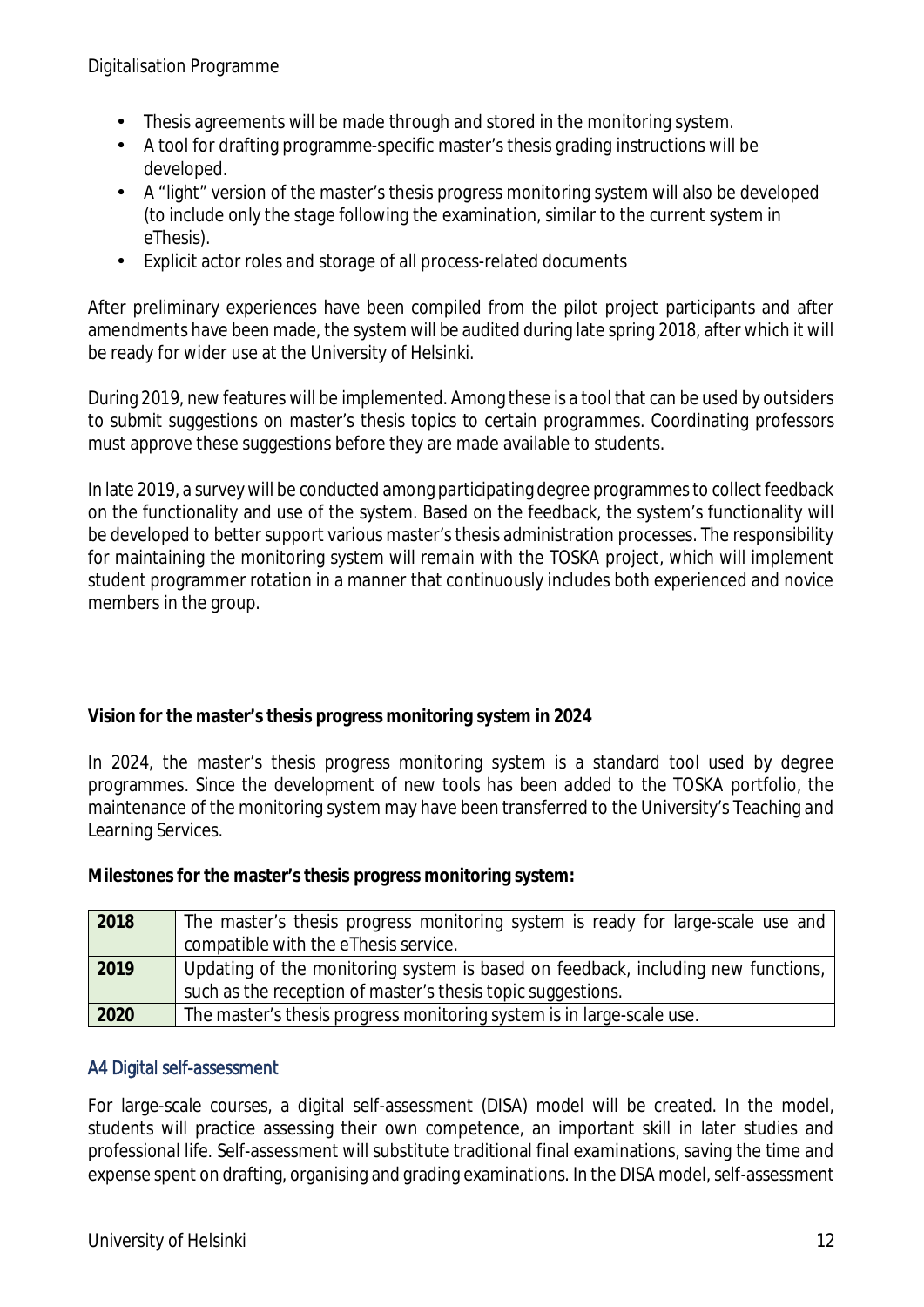- Thesis agreements will be made through and stored in the monitoring system.
- A tool for drafting programme-specific master's thesis grading instructions will be developed.
- A "light" version of the master's thesis progress monitoring system will also be developed (to include only the stage following the examination, similar to the current system in eThesis).
- Explicit actor roles and storage of all process-related documents

After preliminary experiences have been compiled from the pilot project participants and after amendments have been made, the system will be audited during late spring 2018, after which it will be ready for wider use at the University of Helsinki.

During 2019, new features will be implemented. Among these is a tool that can be used by outsiders to submit suggestions on master's thesis topics to certain programmes. Coordinating professors must approve these suggestions before they are made available to students.

In late 2019, a survey will be conducted among participating degree programmes to collect feedback on the functionality and use of the system. Based on the feedback, the system's functionality will be developed to better support various master's thesis administration processes. The responsibility for maintaining the monitoring system will remain with the TOSKA project, which will implement student programmer rotation in a manner that continuously includes both experienced and novice members in the group.

**Vision for the master's thesis progress monitoring system in 2024**

In 2024, the master's thesis progress monitoring system is a standard tool used by degree programmes. Since the development of new tools has been added to the TOSKA portfolio, the maintenance of the monitoring system may have been transferred to the University's Teaching and Learning Services.

**Milestones for the master's thesis progress monitoring system:**

| | |
|---|---|
| **2018** | The master's thesis progress monitoring system is ready for large-scale use and compatible with the eThesis service. |
| **2019** | Updating of the monitoring system is based on feedback, including new functions, such as the reception of master's thesis topic suggestions. |
| **2020** | The master's thesis progress monitoring system is in large-scale use. |

### A4 Digital self-assessment

For large-scale courses, a digital self-assessment (DISA) model will be created. In the model, students will practice assessing their own competence, an important skill in later studies and professional life. Self-assessment will substitute traditional final examinations, saving the time and expense spent on drafting, organising and grading examinations. In the DISA model, self-assessment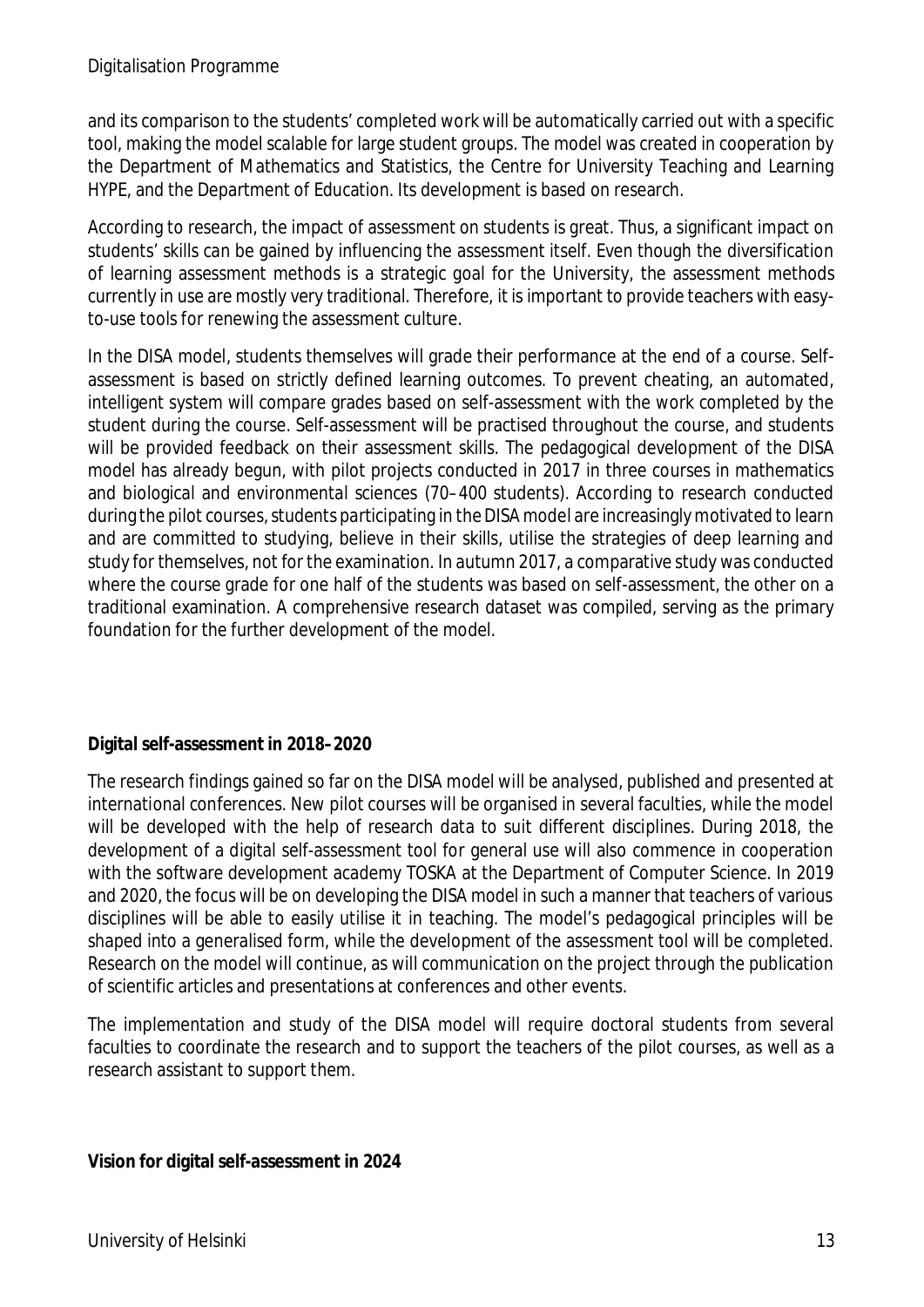and its comparison to the students' completed work will be automatically carried out with a specific tool, making the model scalable for large student groups. The model was created in cooperation by the Department of Mathematics and Statistics, the Centre for University Teaching and Learning HYPE, and the Department of Education. Its development is based on research.

According to research, the impact of assessment on students is great. Thus, a significant impact on students' skills can be gained by influencing the assessment itself. Even though the diversification of learning assessment methods is a strategic goal for the University, the assessment methods currently in use are mostly very traditional. Therefore, it is important to provide teachers with easy-to-use tools for renewing the assessment culture.

In the DISA model, students themselves will grade their performance at the end of a course. Self-assessment is based on strictly defined learning outcomes. To prevent cheating, an automated, intelligent system will compare grades based on self-assessment with the work completed by the student during the course. Self-assessment will be practised throughout the course, and students will be provided feedback on their assessment skills. The pedagogical development of the DISA model has already begun, with pilot projects conducted in 2017 in three courses in mathematics and biological and environmental sciences (70–400 students). According to research conducted during the pilot courses, students participating in the DISA model are increasingly motivated to learn and are committed to studying, believe in their skills, utilise the strategies of deep learning and study for themselves, not for the examination. In autumn 2017, a comparative study was conducted where the course grade for one half of the students was based on self-assessment, the other on a traditional examination. A comprehensive research dataset was compiled, serving as the primary foundation for the further development of the model.

**Digital self-assessment in 2018–2020**

The research findings gained so far on the DISA model will be analysed, published and presented at international conferences. New pilot courses will be organised in several faculties, while the model will be developed with the help of research data to suit different disciplines. During 2018, the development of a digital self-assessment tool for general use will also commence in cooperation with the software development academy TOSKA at the Department of Computer Science. In 2019 and 2020, the focus will be on developing the DISA model in such a manner that teachers of various disciplines will be able to easily utilise it in teaching. The model's pedagogical principles will be shaped into a generalised form, while the development of the assessment tool will be completed. Research on the model will continue, as will communication on the project through the publication of scientific articles and presentations at conferences and other events.

The implementation and study of the DISA model will require doctoral students from several faculties to coordinate the research and to support the teachers of the pilot courses, as well as a research assistant to support them.

**Vision for digital self-assessment in 2024**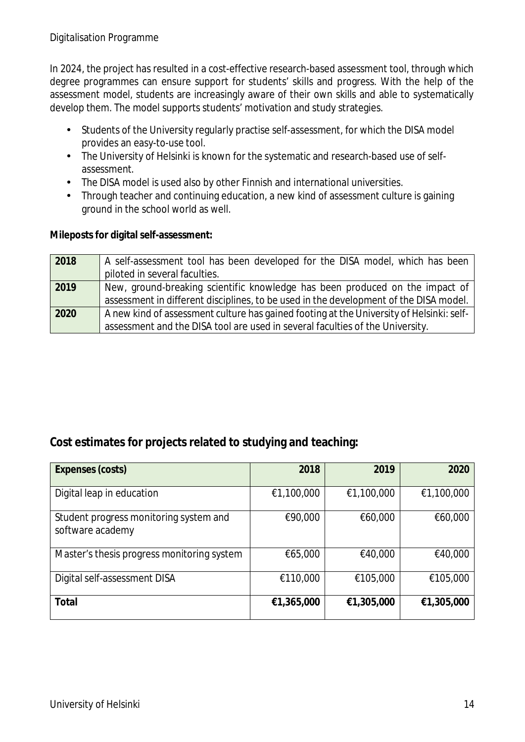In 2024, the project has resulted in a cost-effective research-based assessment tool, through which degree programmes can ensure support for students' skills and progress. With the help of the assessment model, students are increasingly aware of their own skills and able to systematically develop them. The model supports students' motivation and study strategies.

- Students of the University regularly practise self-assessment, for which the DISA model provides an easy-to-use tool.
- The University of Helsinki is known for the systematic and research-based use of self-assessment.
- The DISA model is used also by other Finnish and international universities.
- Through teacher and continuing education, a new kind of assessment culture is gaining ground in the school world as well.

**Mileposts for digital self-assessment:**

| | |
|---|---|
| **2018** | A self-assessment tool has been developed for the DISA model, which has been piloted in several faculties. |
| **2019** | New, ground-breaking scientific knowledge has been produced on the impact of assessment in different disciplines, to be used in the development of the DISA model. |
| **2020** | A new kind of assessment culture has gained footing at the University of Helsinki: self-assessment and the DISA tool are used in several faculties of the University. |

## Cost estimates for projects related to studying and teaching:

| Expenses (costs) | 2018 | 2019 | 2020 |
|---|---|---|---|
| Digital leap in education | €1,100,000 | €1,100,000 | €1,100,000 |
| Student progress monitoring system and software academy | €90,000 | €60,000 | €60,000 |
| Master's thesis progress monitoring system | €65,000 | €40,000 | €40,000 |
| Digital self-assessment DISA | €110,000 | €105,000 | €105,000 |
| **Total** | **€1,365,000** | **€1,305,000** | **€1,305,000** |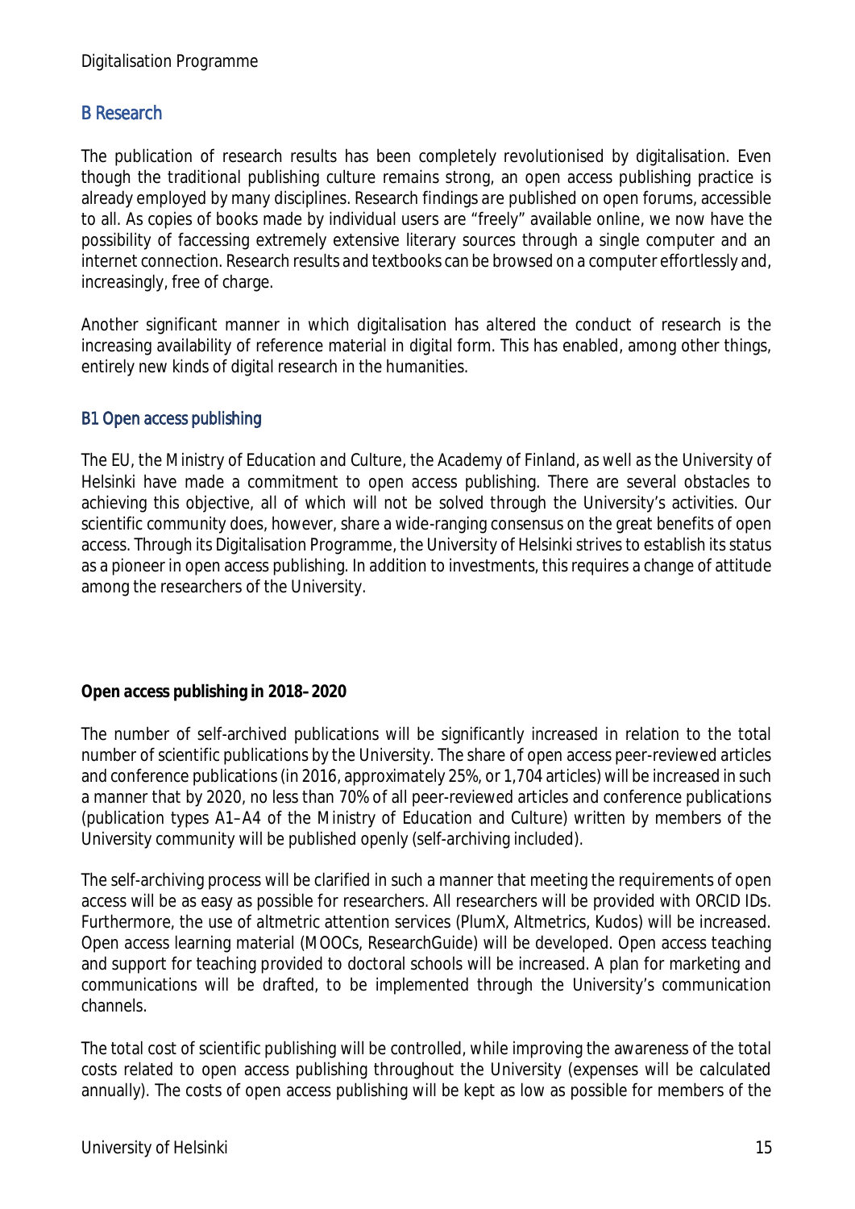## B Research

The publication of research results has been completely revolutionised by digitalisation. Even though the traditional publishing culture remains strong, an open access publishing practice is already employed by many disciplines. Research findings are published on open forums, accessible to all. As copies of books made by individual users are "freely" available online, we now have the possibility of faccessing extremely extensive literary sources through a single computer and an internet connection. Research results and textbooks can be browsed on a computer effortlessly and, increasingly, free of charge.

Another significant manner in which digitalisation has altered the conduct of research is the increasing availability of reference material in digital form. This has enabled, among other things, entirely new kinds of digital research in the humanities.

### B1 Open access publishing

The EU, the Ministry of Education and Culture, the Academy of Finland, as well as the University of Helsinki have made a commitment to open access publishing. There are several obstacles to achieving this objective, all of which will not be solved through the University's activities. Our scientific community does, however, share a wide-ranging consensus on the great benefits of open access. Through its Digitalisation Programme, the University of Helsinki strives to establish its status as a pioneer in open access publishing. In addition to investments, this requires a change of attitude among the researchers of the University.

**Open access publishing in 2018–2020**

The number of self-archived publications will be significantly increased in relation to the total number of scientific publications by the University. The share of open access peer-reviewed articles and conference publications (in 2016, approximately 25%, or 1,704 articles) will be increased in such a manner that by 2020, no less than 70% of all peer-reviewed articles and conference publications (publication types A1–A4 of the Ministry of Education and Culture) written by members of the University community will be published openly (self-archiving included).

The self-archiving process will be clarified in such a manner that meeting the requirements of open access will be as easy as possible for researchers. All researchers will be provided with ORCID IDs. Furthermore, the use of altmetric attention services (PlumX, Altmetrics, Kudos) will be increased. Open access learning material (MOOCs, ResearchGuide) will be developed. Open access teaching and support for teaching provided to doctoral schools will be increased. A plan for marketing and communications will be drafted, to be implemented through the University's communication channels.

The total cost of scientific publishing will be controlled, while improving the awareness of the total costs related to open access publishing throughout the University (expenses will be calculated annually). The costs of open access publishing will be kept as low as possible for members of the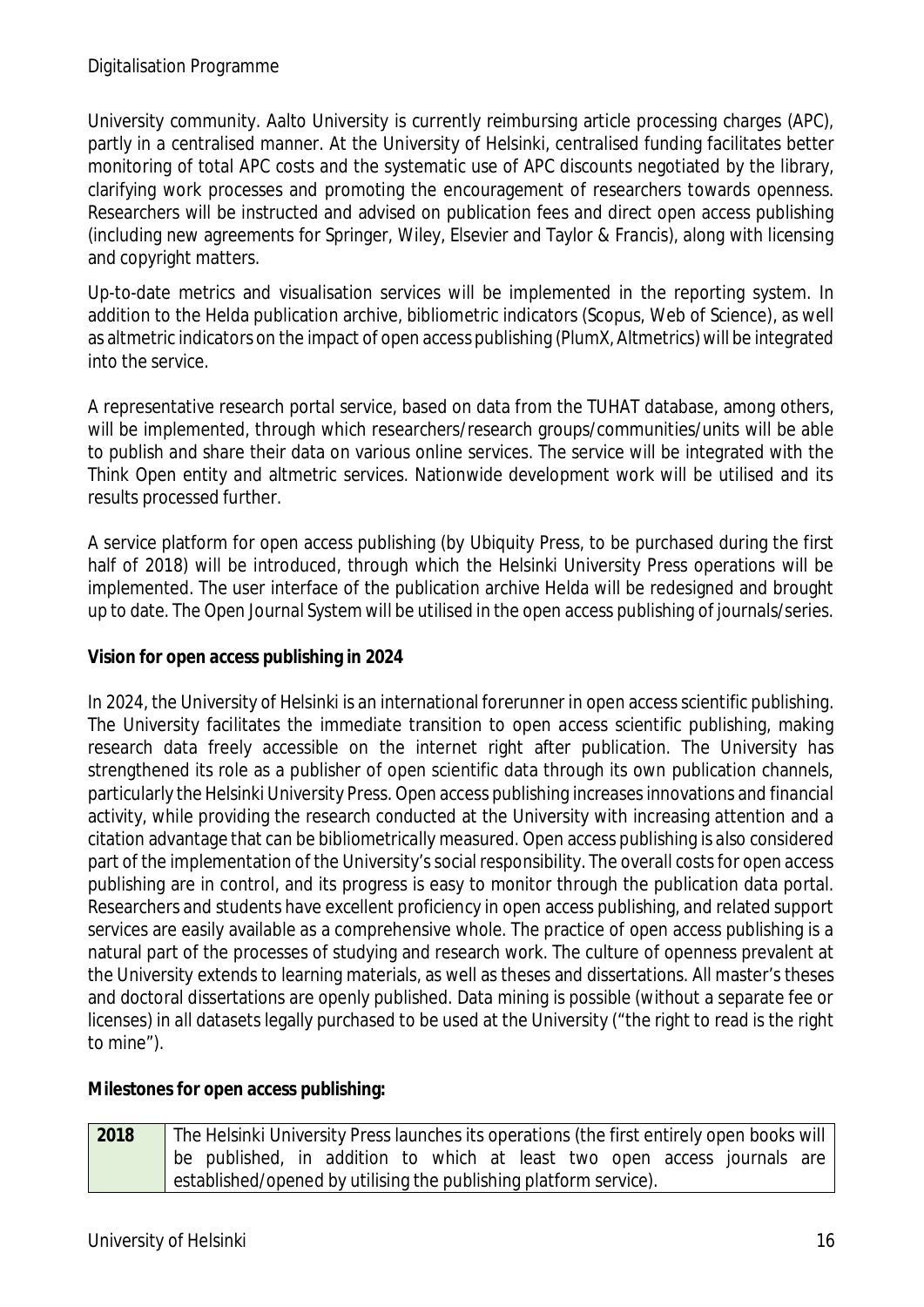University community. Aalto University is currently reimbursing article processing charges (APC), partly in a centralised manner. At the University of Helsinki, centralised funding facilitates better monitoring of total APC costs and the systematic use of APC discounts negotiated by the library, clarifying work processes and promoting the encouragement of researchers towards openness. Researchers will be instructed and advised on publication fees and direct open access publishing (including new agreements for Springer, Wiley, Elsevier and Taylor & Francis), along with licensing and copyright matters.

Up-to-date metrics and visualisation services will be implemented in the reporting system. In addition to the Helda publication archive, bibliometric indicators (Scopus, Web of Science), as well as altmetric indicators on the impact of open access publishing (PlumX, Altmetrics) will be integrated into the service.

A representative research portal service, based on data from the TUHAT database, among others, will be implemented, through which researchers/research groups/communities/units will be able to publish and share their data on various online services. The service will be integrated with the Think Open entity and altmetric services. Nationwide development work will be utilised and its results processed further.

A service platform for open access publishing (by Ubiquity Press, to be purchased during the first half of 2018) will be introduced, through which the Helsinki University Press operations will be implemented. The user interface of the publication archive Helda will be redesigned and brought up to date. The Open Journal System will be utilised in the open access publishing of journals/series.

**Vision for open access publishing in 2024**

In 2024, the University of Helsinki is an international forerunner in open access scientific publishing. The University facilitates the immediate transition to open access scientific publishing, making research data freely accessible on the internet right after publication. The University has strengthened its role as a publisher of open scientific data through its own publication channels, particularly the Helsinki University Press. Open access publishing increases innovations and financial activity, while providing the research conducted at the University with increasing attention and a citation advantage that can be bibliometrically measured. Open access publishing is also considered part of the implementation of the University's social responsibility. The overall costs for open access publishing are in control, and its progress is easy to monitor through the publication data portal. Researchers and students have excellent proficiency in open access publishing, and related support services are easily available as a comprehensive whole. The practice of open access publishing is a natural part of the processes of studying and research work. The culture of openness prevalent at the University extends to learning materials, as well as theses and dissertations. All master's theses and doctoral dissertations are openly published. Data mining is possible (without a separate fee or licenses) in all datasets legally purchased to be used at the University ("the right to read is the right to mine").

**Milestones for open access publishing:**

| | |
|---|---|
| **2018** | The Helsinki University Press launches its operations (the first entirely open books will be published, in addition to which at least two open access journals are established/opened by utilising the publishing platform service). |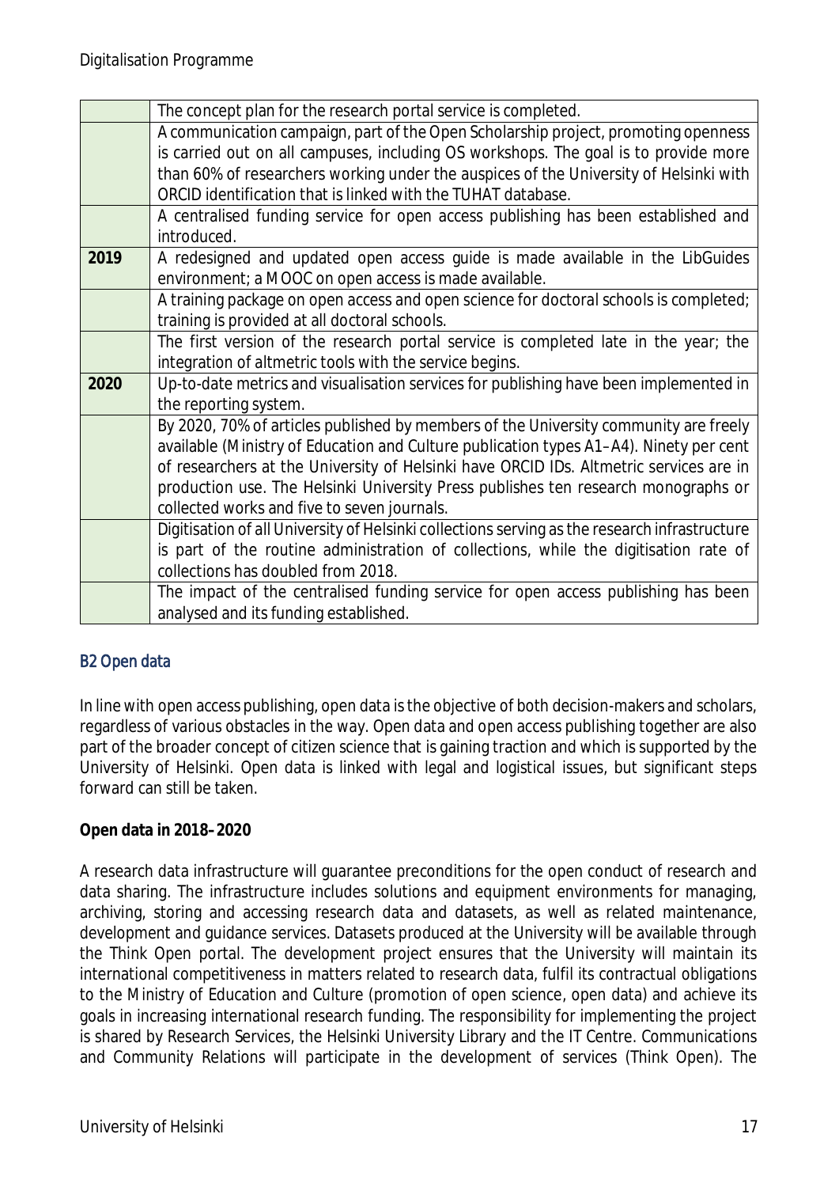| | |
|---|---|
| | The concept plan for the research portal service is completed. |
| | A communication campaign, part of the Open Scholarship project, promoting openness is carried out on all campuses, including OS workshops. The goal is to provide more than 60% of researchers working under the auspices of the University of Helsinki with ORCID identification that is linked with the TUHAT database. |
| | A centralised funding service for open access publishing has been established and introduced. |
| **2019** | A redesigned and updated open access guide is made available in the LibGuides environment; a MOOC on open access is made available. |
| | A training package on open access and open science for doctoral schools is completed; training is provided at all doctoral schools. |
| | The first version of the research portal service is completed late in the year; the integration of altmetric tools with the service begins. |
| **2020** | Up-to-date metrics and visualisation services for publishing have been implemented in the reporting system. |
| | By 2020, 70% of articles published by members of the University community are freely available (Ministry of Education and Culture publication types A1–A4). Ninety per cent of researchers at the University of Helsinki have ORCID IDs. Altmetric services are in production use. The Helsinki University Press publishes ten research monographs or collected works and five to seven journals. |
| | Digitisation of all University of Helsinki collections serving as the research infrastructure is part of the routine administration of collections, while the digitisation rate of collections has doubled from 2018. |
| | The impact of the centralised funding service for open access publishing has been analysed and its funding established. |

## B2 Open data

In line with open access publishing, open data is the objective of both decision-makers and scholars, regardless of various obstacles in the way. Open data and open access publishing together are also part of the broader concept of citizen science that is gaining traction and which is supported by the University of Helsinki. Open data is linked with legal and logistical issues, but significant steps forward can still be taken.

**Open data in 2018–2020**

A research data infrastructure will guarantee preconditions for the open conduct of research and data sharing. The infrastructure includes solutions and equipment environments for managing, archiving, storing and accessing research data and datasets, as well as related maintenance, development and guidance services. Datasets produced at the University will be available through the Think Open portal. The development project ensures that the University will maintain its international competitiveness in matters related to research data, fulfil its contractual obligations to the Ministry of Education and Culture (promotion of open science, open data) and achieve its goals in increasing international research funding. The responsibility for implementing the project is shared by Research Services, the Helsinki University Library and the IT Centre. Communications and Community Relations will participate in the development of services (Think Open). The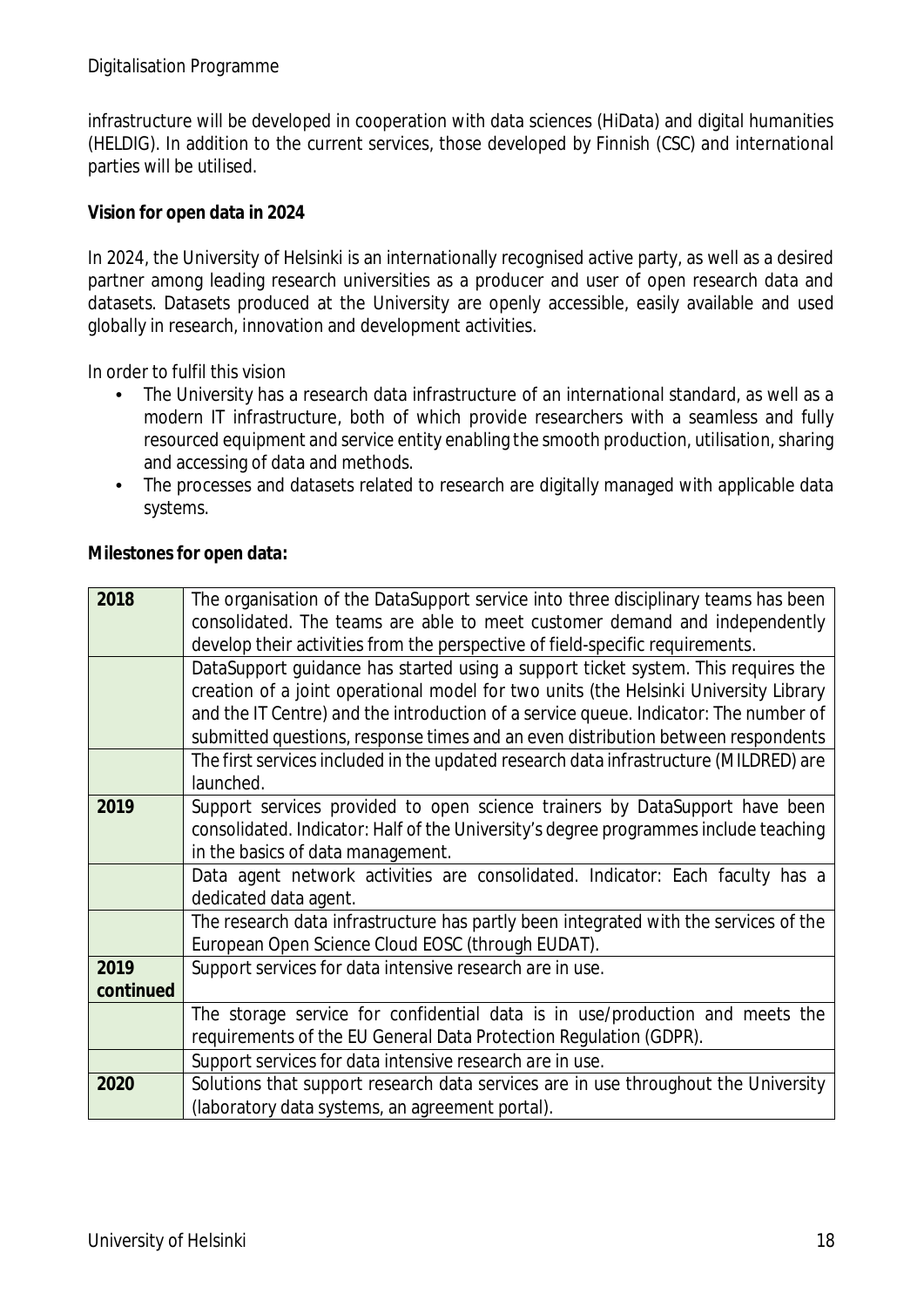infrastructure will be developed in cooperation with data sciences (HiData) and digital humanities (HELDIG). In addition to the current services, those developed by Finnish (CSC) and international parties will be utilised.

**Vision for open data in 2024**

In 2024, the University of Helsinki is an internationally recognised active party, as well as a desired partner among leading research universities as a producer and user of open research data and datasets. Datasets produced at the University are openly accessible, easily available and used globally in research, innovation and development activities.

In order to fulfil this vision

- The University has a research data infrastructure of an international standard, as well as a modern IT infrastructure, both of which provide researchers with a seamless and fully resourced equipment and service entity enabling the smooth production, utilisation, sharing and accessing of data and methods.
- The processes and datasets related to research are digitally managed with applicable data systems.

**Milestones for open data:**

| | |
|---|---|
| **2018** | The organisation of the DataSupport service into three disciplinary teams has been consolidated. The teams are able to meet customer demand and independently develop their activities from the perspective of field-specific requirements. |
| | DataSupport guidance has started using a support ticket system. This requires the creation of a joint operational model for two units (the Helsinki University Library and the IT Centre) and the introduction of a service queue. Indicator: The number of submitted questions, response times and an even distribution between respondents |
| | The first services included in the updated research data infrastructure (MILDRED) are launched. |
| **2019** | Support services provided to open science trainers by DataSupport have been consolidated. Indicator: Half of the University's degree programmes include teaching in the basics of data management. |
| | Data agent network activities are consolidated. Indicator: Each faculty has a dedicated data agent. |
| | The research data infrastructure has partly been integrated with the services of the European Open Science Cloud EOSC (through EUDAT). |
| **2019 continued** | Support services for data intensive research are in use. |
| | The storage service for confidential data is in use/production and meets the requirements of the EU General Data Protection Regulation (GDPR). |
| | Support services for data intensive research are in use. |
| **2020** | Solutions that support research data services are in use throughout the University (laboratory data systems, an agreement portal). |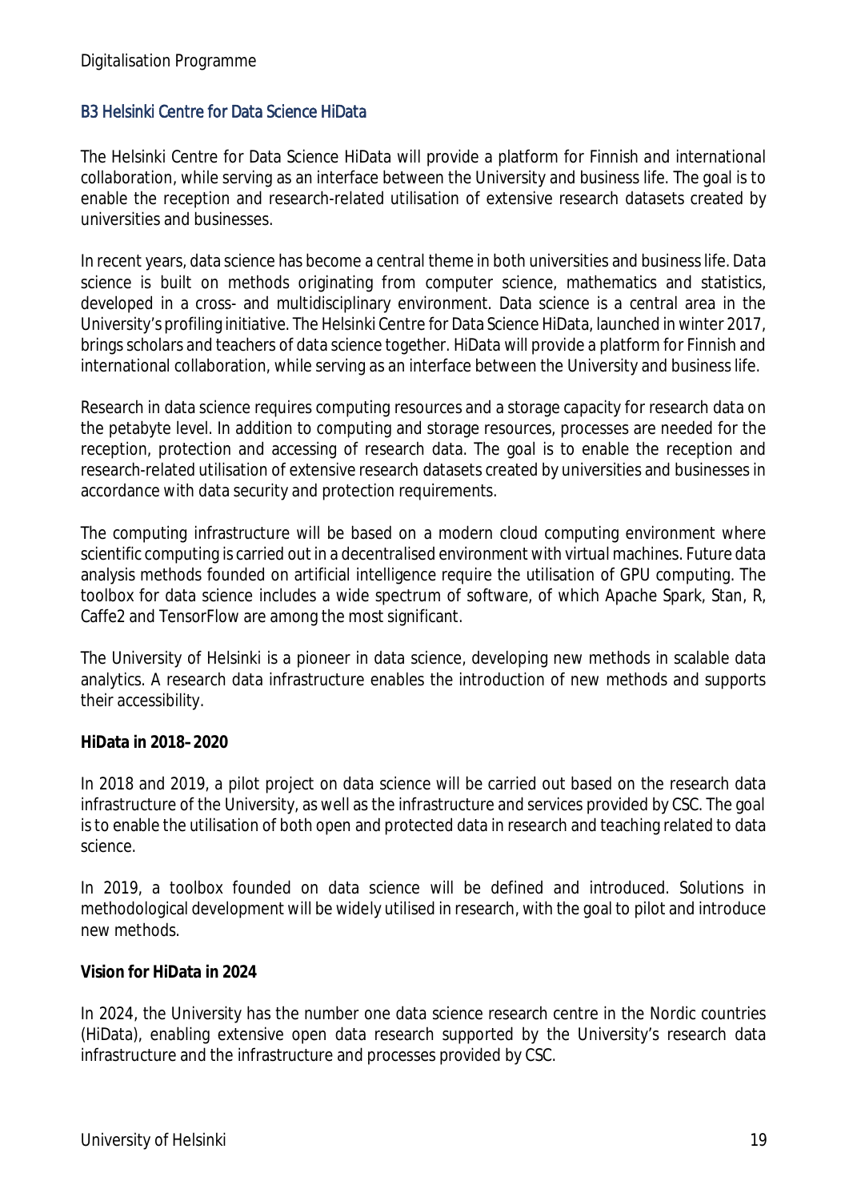## B3 Helsinki Centre for Data Science HiData

The Helsinki Centre for Data Science HiData will provide a platform for Finnish and international collaboration, while serving as an interface between the University and business life. The goal is to enable the reception and research-related utilisation of extensive research datasets created by universities and businesses.

In recent years, data science has become a central theme in both universities and business life. Data science is built on methods originating from computer science, mathematics and statistics, developed in a cross- and multidisciplinary environment. Data science is a central area in the University's profiling initiative. The Helsinki Centre for Data Science HiData, launched in winter 2017, brings scholars and teachers of data science together. HiData will provide a platform for Finnish and international collaboration, while serving as an interface between the University and business life.

Research in data science requires computing resources and a storage capacity for research data on the petabyte level. In addition to computing and storage resources, processes are needed for the reception, protection and accessing of research data. The goal is to enable the reception and research-related utilisation of extensive research datasets created by universities and businesses in accordance with data security and protection requirements.

The computing infrastructure will be based on a modern cloud computing environment where scientific computing is carried out in a decentralised environment with virtual machines. Future data analysis methods founded on artificial intelligence require the utilisation of GPU computing. The toolbox for data science includes a wide spectrum of software, of which Apache Spark, Stan, R, Caffe2 and TensorFlow are among the most significant.

The University of Helsinki is a pioneer in data science, developing new methods in scalable data analytics. A research data infrastructure enables the introduction of new methods and supports their accessibility.

**HiData in 2018–2020**

In 2018 and 2019, a pilot project on data science will be carried out based on the research data infrastructure of the University, as well as the infrastructure and services provided by CSC. The goal is to enable the utilisation of both open and protected data in research and teaching related to data science.

In 2019, a toolbox founded on data science will be defined and introduced. Solutions in methodological development will be widely utilised in research, with the goal to pilot and introduce new methods.

**Vision for HiData in 2024**

In 2024, the University has the number one data science research centre in the Nordic countries (HiData), enabling extensive open data research supported by the University's research data infrastructure and the infrastructure and processes provided by CSC.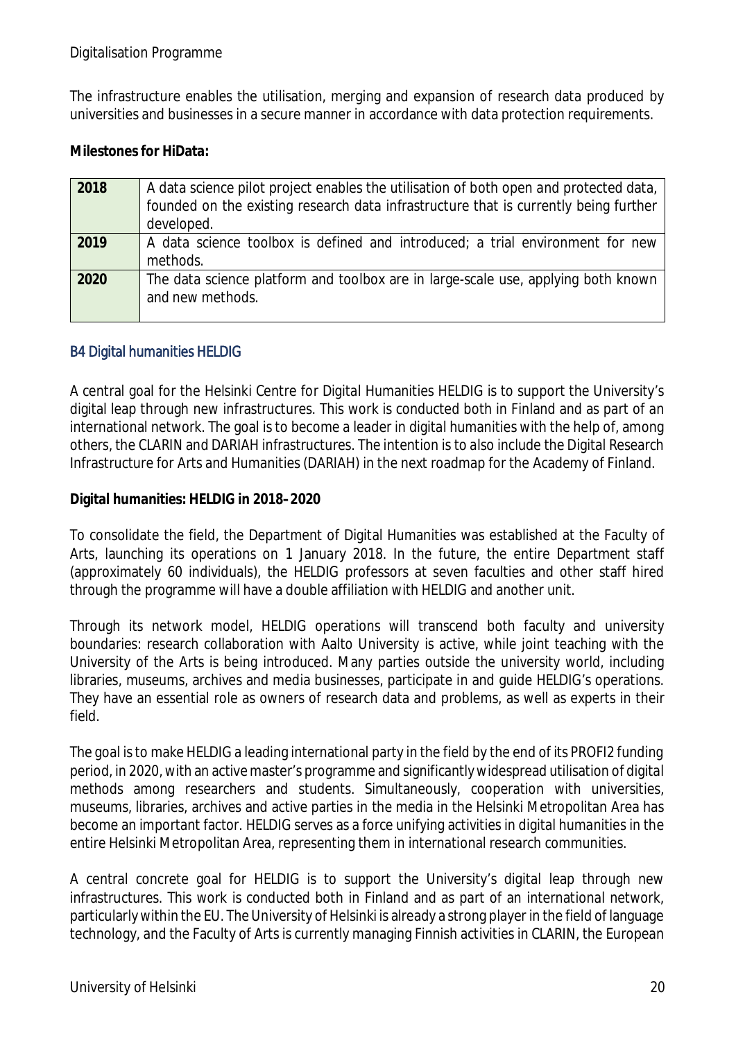The infrastructure enables the utilisation, merging and expansion of research data produced by universities and businesses in a secure manner in accordance with data protection requirements.

**Milestones for HiData:**

| | |
|---|---|
| **2018** | A data science pilot project enables the utilisation of both open and protected data, founded on the existing research data infrastructure that is currently being further developed. |
| **2019** | A data science toolbox is defined and introduced; a trial environment for new methods. |
| **2020** | The data science platform and toolbox are in large-scale use, applying both known and new methods. |

### B4 Digital humanities HELDIG

A central goal for the Helsinki Centre for Digital Humanities HELDIG is to support the University's digital leap through new infrastructures. This work is conducted both in Finland and as part of an international network. The goal is to become a leader in digital humanities with the help of, among others, the CLARIN and DARIAH infrastructures. The intention is to also include the Digital Research Infrastructure for Arts and Humanities (DARIAH) in the next roadmap for the Academy of Finland.

**Digital humanities: HELDIG in 2018–2020**

To consolidate the field, the Department of Digital Humanities was established at the Faculty of Arts, launching its operations on 1 January 2018. In the future, the entire Department staff (approximately 60 individuals), the HELDIG professors at seven faculties and other staff hired through the programme will have a double affiliation with HELDIG and another unit.

Through its network model, HELDIG operations will transcend both faculty and university boundaries: research collaboration with Aalto University is active, while joint teaching with the University of the Arts is being introduced. Many parties outside the university world, including libraries, museums, archives and media businesses, participate in and guide HELDIG's operations. They have an essential role as owners of research data and problems, as well as experts in their field.

The goal is to make HELDIG a leading international party in the field by the end of its PROFI2 funding period, in 2020, with an active master's programme and significantly widespread utilisation of digital methods among researchers and students. Simultaneously, cooperation with universities, museums, libraries, archives and active parties in the media in the Helsinki Metropolitan Area has become an important factor. HELDIG serves as a force unifying activities in digital humanities in the entire Helsinki Metropolitan Area, representing them in international research communities.

A central concrete goal for HELDIG is to support the University's digital leap through new infrastructures. This work is conducted both in Finland and as part of an international network, particularly within the EU. The University of Helsinki is already a strong player in the field of language technology, and the Faculty of Arts is currently managing Finnish activities in CLARIN, the European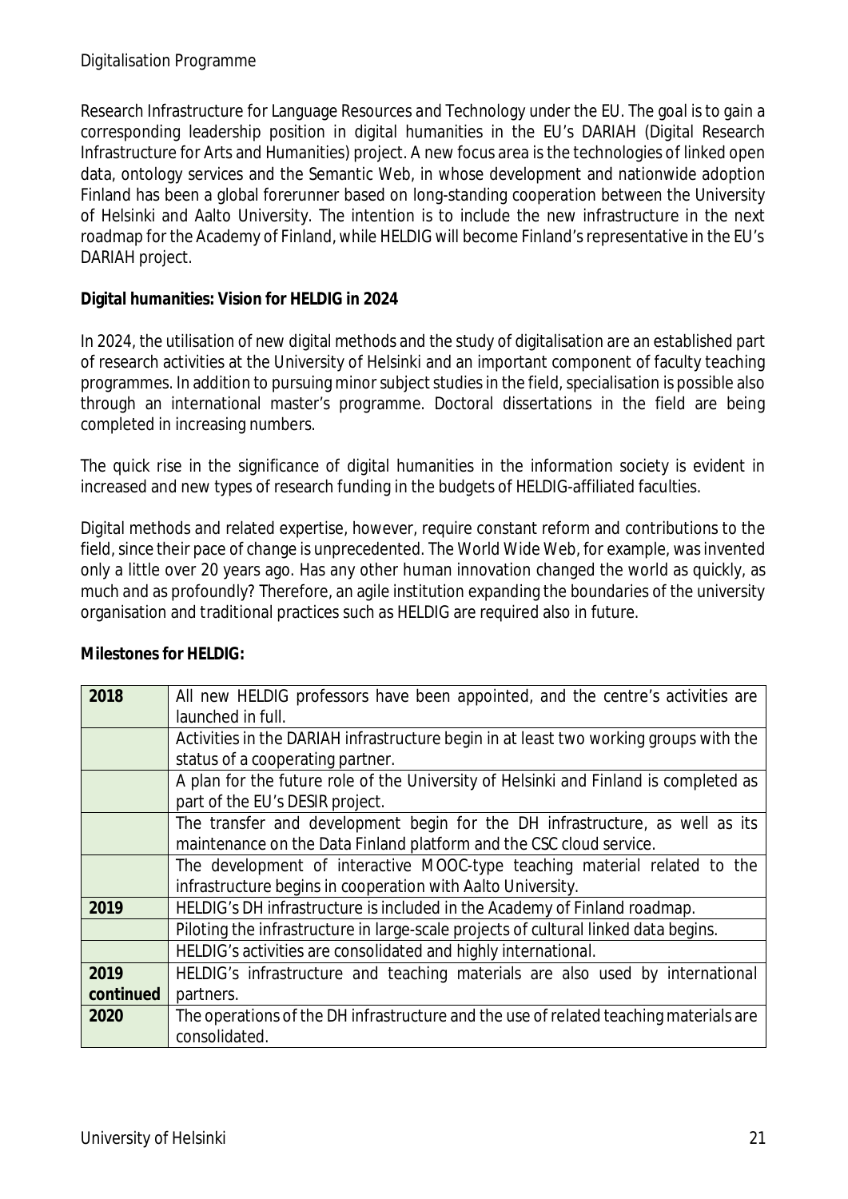Research Infrastructure for Language Resources and Technology under the EU. The goal is to gain a corresponding leadership position in digital humanities in the EU's DARIAH (Digital Research Infrastructure for Arts and Humanities) project. A new focus area is the technologies of linked open data, ontology services and the Semantic Web, in whose development and nationwide adoption Finland has been a global forerunner based on long-standing cooperation between the University of Helsinki and Aalto University. The intention is to include the new infrastructure in the next roadmap for the Academy of Finland, while HELDIG will become Finland's representative in the EU's DARIAH project.

**Digital humanities: Vision for HELDIG in 2024**

In 2024, the utilisation of new digital methods and the study of digitalisation are an established part of research activities at the University of Helsinki and an important component of faculty teaching programmes. In addition to pursuing minor subject studies in the field, specialisation is possible also through an international master's programme. Doctoral dissertations in the field are being completed in increasing numbers.

The quick rise in the significance of digital humanities in the information society is evident in increased and new types of research funding in the budgets of HELDIG-affiliated faculties.

Digital methods and related expertise, however, require constant reform and contributions to the field, since their pace of change is unprecedented. The World Wide Web, for example, was invented only a little over 20 years ago. Has any other human innovation changed the world as quickly, as much and as profoundly? Therefore, an agile institution expanding the boundaries of the university organisation and traditional practices such as HELDIG are required also in future.

**Milestones for HELDIG:**

| | |
|---|---|
| **2018** | All new HELDIG professors have been appointed, and the centre's activities are launched in full. |
| | Activities in the DARIAH infrastructure begin in at least two working groups with the status of a cooperating partner. |
| | A plan for the future role of the University of Helsinki and Finland is completed as part of the EU's DESIR project. |
| | The transfer and development begin for the DH infrastructure, as well as its maintenance on the Data Finland platform and the CSC cloud service. |
| | The development of interactive MOOC-type teaching material related to the infrastructure begins in cooperation with Aalto University. |
| **2019** | HELDIG's DH infrastructure is included in the Academy of Finland roadmap. |
| | Piloting the infrastructure in large-scale projects of cultural linked data begins. |
| | HELDIG's activities are consolidated and highly international. |
| **2019 continued** | HELDIG's infrastructure and teaching materials are also used by international partners. |
| **2020** | The operations of the DH infrastructure and the use of related teaching materials are consolidated. |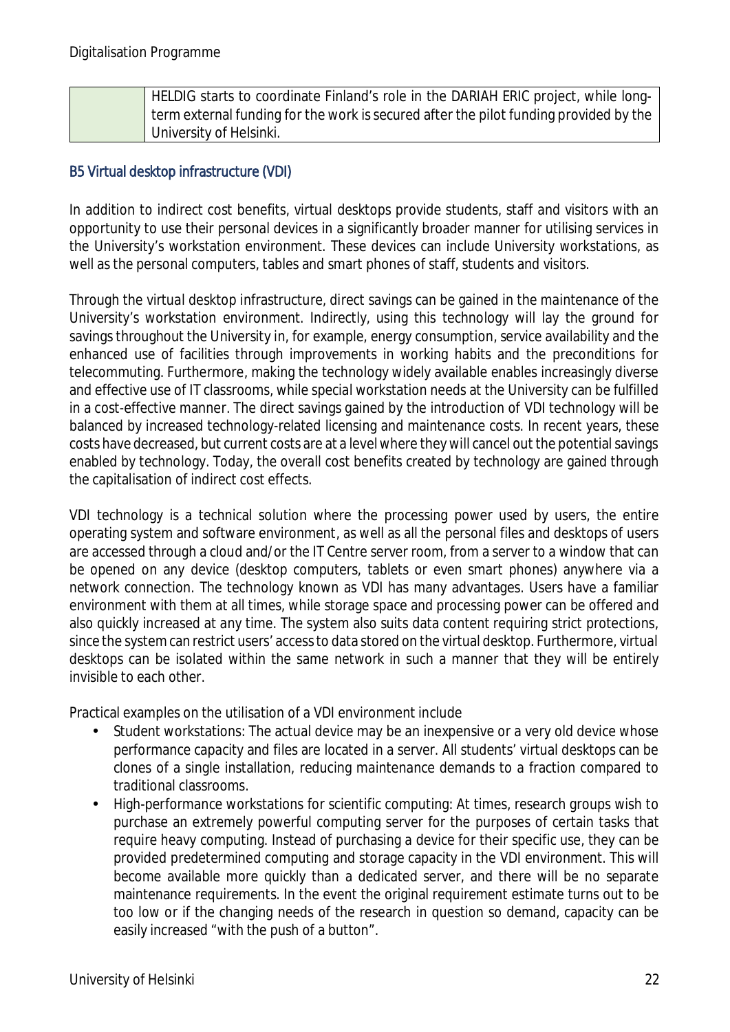| | HELDIG starts to coordinate Finland's role in the DARIAH ERIC project, while long-term external funding for the work is secured after the pilot funding provided by the University of Helsinki. |
|---|---|

### B5 Virtual desktop infrastructure (VDI)

In addition to indirect cost benefits, virtual desktops provide students, staff and visitors with an opportunity to use their personal devices in a significantly broader manner for utilising services in the University's workstation environment. These devices can include University workstations, as well as the personal computers, tables and smart phones of staff, students and visitors.

Through the virtual desktop infrastructure, direct savings can be gained in the maintenance of the University's workstation environment. Indirectly, using this technology will lay the ground for savings throughout the University in, for example, energy consumption, service availability and the enhanced use of facilities through improvements in working habits and the preconditions for telecommuting. Furthermore, making the technology widely available enables increasingly diverse and effective use of IT classrooms, while special workstation needs at the University can be fulfilled in a cost-effective manner. The direct savings gained by the introduction of VDI technology will be balanced by increased technology-related licensing and maintenance costs. In recent years, these costs have decreased, but current costs are at a level where they will cancel out the potential savings enabled by technology. Today, the overall cost benefits created by technology are gained through the capitalisation of indirect cost effects.

VDI technology is a technical solution where the processing power used by users, the entire operating system and software environment, as well as all the personal files and desktops of users are accessed through a cloud and/or the IT Centre server room, from a server to a window that can be opened on any device (desktop computers, tablets or even smart phones) anywhere via a network connection. The technology known as VDI has many advantages. Users have a familiar environment with them at all times, while storage space and processing power can be offered and also quickly increased at any time. The system also suits data content requiring strict protections, since the system can restrict users' access to data stored on the virtual desktop. Furthermore, virtual desktops can be isolated within the same network in such a manner that they will be entirely invisible to each other.

Practical examples on the utilisation of a VDI environment include

- Student workstations: The actual device may be an inexpensive or a very old device whose performance capacity and files are located in a server. All students' virtual desktops can be clones of a single installation, reducing maintenance demands to a fraction compared to traditional classrooms.
- High-performance workstations for scientific computing: At times, research groups wish to purchase an extremely powerful computing server for the purposes of certain tasks that require heavy computing. Instead of purchasing a device for their specific use, they can be provided predetermined computing and storage capacity in the VDI environment. This will become available more quickly than a dedicated server, and there will be no separate maintenance requirements. In the event the original requirement estimate turns out to be too low or if the changing needs of the research in question so demand, capacity can be easily increased "with the push of a button".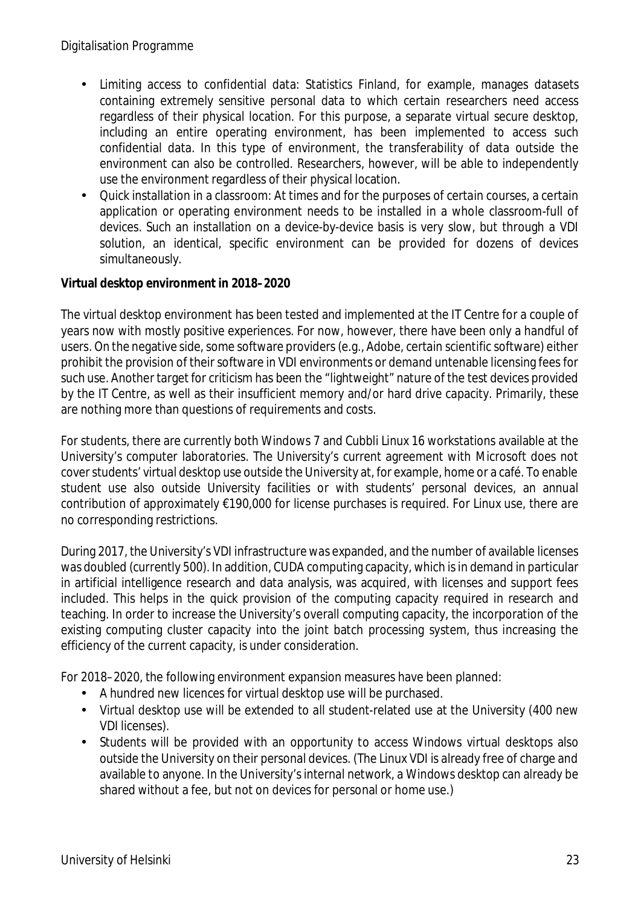- Limiting access to confidential data: Statistics Finland, for example, manages datasets containing extremely sensitive personal data to which certain researchers need access regardless of their physical location. For this purpose, a separate virtual secure desktop, including an entire operating environment, has been implemented to access such confidential data. In this type of environment, the transferability of data outside the environment can also be controlled. Researchers, however, will be able to independently use the environment regardless of their physical location.
- Quick installation in a classroom: At times and for the purposes of certain courses, a certain application or operating environment needs to be installed in a whole classroom-full of devices. Such an installation on a device-by-device basis is very slow, but through a VDI solution, an identical, specific environment can be provided for dozens of devices simultaneously.

**Virtual desktop environment in 2018–2020**

The virtual desktop environment has been tested and implemented at the IT Centre for a couple of years now with mostly positive experiences. For now, however, there have been only a handful of users. On the negative side, some software providers (e.g., Adobe, certain scientific software) either prohibit the provision of their software in VDI environments or demand untenable licensing fees for such use. Another target for criticism has been the "lightweight" nature of the test devices provided by the IT Centre, as well as their insufficient memory and/or hard drive capacity. Primarily, these are nothing more than questions of requirements and costs.

For students, there are currently both Windows 7 and Cubbli Linux 16 workstations available at the University's computer laboratories. The University's current agreement with Microsoft does not cover students' virtual desktop use outside the University at, for example, home or a café. To enable student use also outside University facilities or with students' personal devices, an annual contribution of approximately €190,000 for license purchases is required. For Linux use, there are no corresponding restrictions.

During 2017, the University's VDI infrastructure was expanded, and the number of available licenses was doubled (currently 500). In addition, CUDA computing capacity, which is in demand in particular in artificial intelligence research and data analysis, was acquired, with licenses and support fees included. This helps in the quick provision of the computing capacity required in research and teaching. In order to increase the University's overall computing capacity, the incorporation of the existing computing cluster capacity into the joint batch processing system, thus increasing the efficiency of the current capacity, is under consideration.

For 2018–2020, the following environment expansion measures have been planned:

- A hundred new licences for virtual desktop use will be purchased.
- Virtual desktop use will be extended to all student-related use at the University (400 new VDI licenses).
- Students will be provided with an opportunity to access Windows virtual desktops also outside the University on their personal devices. (The Linux VDI is already free of charge and available to anyone. In the University's internal network, a Windows desktop can already be shared without a fee, but not on devices for personal or home use.)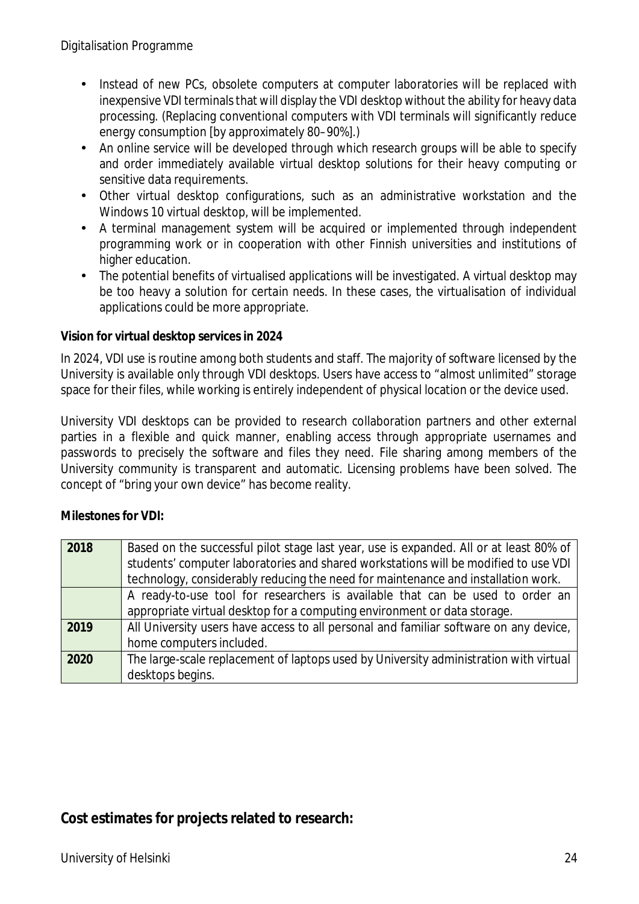- Instead of new PCs, obsolete computers at computer laboratories will be replaced with inexpensive VDI terminals that will display the VDI desktop without the ability for heavy data processing. (Replacing conventional computers with VDI terminals will significantly reduce energy consumption [by approximately 80–90%].)
- An online service will be developed through which research groups will be able to specify and order immediately available virtual desktop solutions for their heavy computing or sensitive data requirements.
- Other virtual desktop configurations, such as an administrative workstation and the Windows 10 virtual desktop, will be implemented.
- A terminal management system will be acquired or implemented through independent programming work or in cooperation with other Finnish universities and institutions of higher education.
- The potential benefits of virtualised applications will be investigated. A virtual desktop may be too heavy a solution for certain needs. In these cases, the virtualisation of individual applications could be more appropriate.

**Vision for virtual desktop services in 2024**

In 2024, VDI use is routine among both students and staff. The majority of software licensed by the University is available only through VDI desktops. Users have access to "almost unlimited" storage space for their files, while working is entirely independent of physical location or the device used.

University VDI desktops can be provided to research collaboration partners and other external parties in a flexible and quick manner, enabling access through appropriate usernames and passwords to precisely the software and files they need. File sharing among members of the University community is transparent and automatic. Licensing problems have been solved. The concept of "bring your own device" has become reality.

**Milestones for VDI:**

| | |
|---|---|
| **2018** | Based on the successful pilot stage last year, use is expanded. All or at least 80% of students' computer laboratories and shared workstations will be modified to use VDI technology, considerably reducing the need for maintenance and installation work. |
| | A ready-to-use tool for researchers is available that can be used to order an appropriate virtual desktop for a computing environment or data storage. |
| **2019** | All University users have access to all personal and familiar software on any device, home computers included. |
| **2020** | The large-scale replacement of laptops used by University administration with virtual desktops begins. |

## Cost estimates for projects related to research: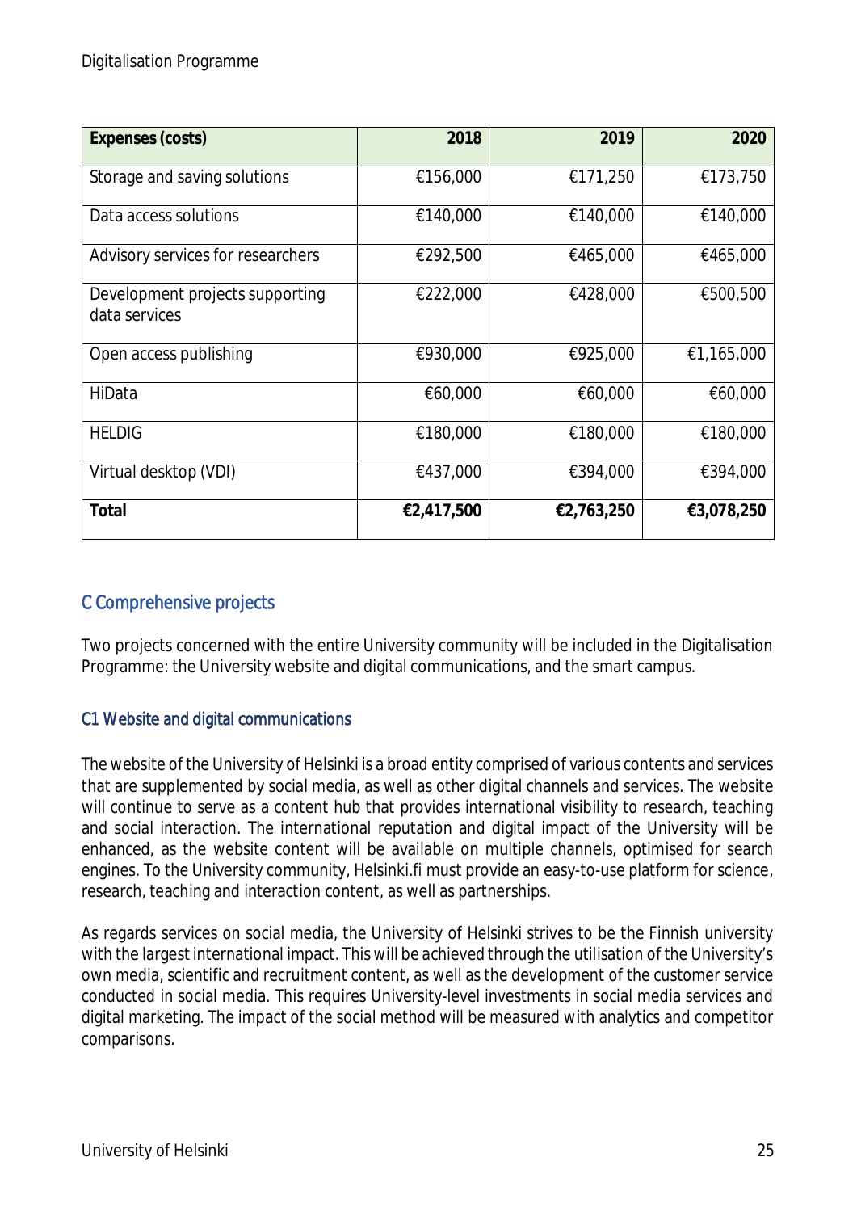| Expenses (costs) | 2018 | 2019 | 2020 |
|---|---|---|---|
| Storage and saving solutions | €156,000 | €171,250 | €173,750 |
| Data access solutions | €140,000 | €140,000 | €140,000 |
| Advisory services for researchers | €292,500 | €465,000 | €465,000 |
| Development projects supporting data services | €222,000 | €428,000 | €500,500 |
| Open access publishing | €930,000 | €925,000 | €1,165,000 |
| HiData | €60,000 | €60,000 | €60,000 |
| HELDIG | €180,000 | €180,000 | €180,000 |
| Virtual desktop (VDI) | €437,000 | €394,000 | €394,000 |
| **Total** | **€2,417,500** | **€2,763,250** | **€3,078,250** |

## C Comprehensive projects

Two projects concerned with the entire University community will be included in the Digitalisation Programme: the University website and digital communications, and the smart campus.

### C1 Website and digital communications

The website of the University of Helsinki is a broad entity comprised of various contents and services that are supplemented by social media, as well as other digital channels and services. The website will continue to serve as a content hub that provides international visibility to research, teaching and social interaction. The international reputation and digital impact of the University will be enhanced, as the website content will be available on multiple channels, optimised for search engines. To the University community, Helsinki.fi must provide an easy-to-use platform for science, research, teaching and interaction content, as well as partnerships.

As regards services on social media, the University of Helsinki strives to be the Finnish university with the largest international impact. This will be achieved through the utilisation of the University's own media, scientific and recruitment content, as well as the development of the customer service conducted in social media. This requires University-level investments in social media services and digital marketing. The impact of the social method will be measured with analytics and competitor comparisons.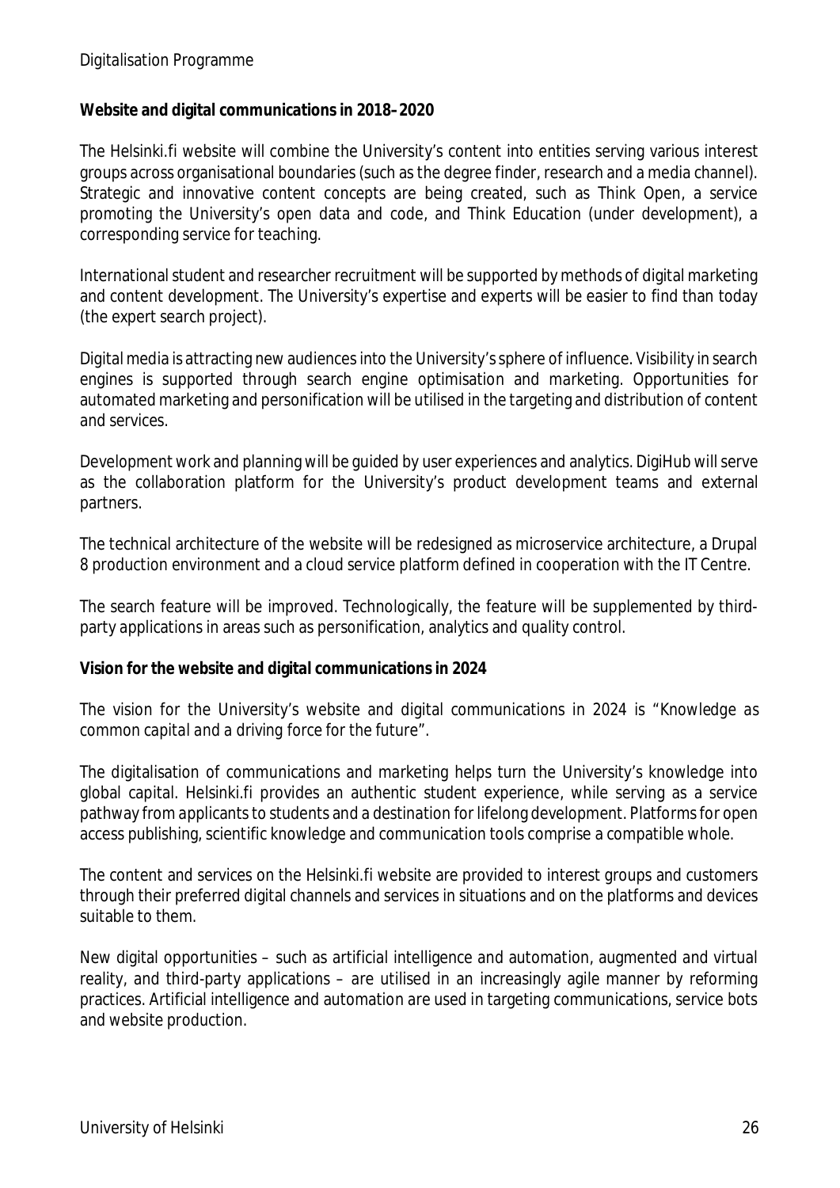**Website and digital communications in 2018–2020**

The Helsinki.fi website will combine the University's content into entities serving various interest groups across organisational boundaries (such as the degree finder, research and a media channel). Strategic and innovative content concepts are being created, such as Think Open, a service promoting the University's open data and code, and Think Education (under development), a corresponding service for teaching.

International student and researcher recruitment will be supported by methods of digital marketing and content development. The University's expertise and experts will be easier to find than today (the expert search project).

Digital media is attracting new audiences into the University's sphere of influence. Visibility in search engines is supported through search engine optimisation and marketing. Opportunities for automated marketing and personification will be utilised in the targeting and distribution of content and services.

Development work and planning will be guided by user experiences and analytics. DigiHub will serve as the collaboration platform for the University's product development teams and external partners.

The technical architecture of the website will be redesigned as microservice architecture, a Drupal 8 production environment and a cloud service platform defined in cooperation with the IT Centre.

The search feature will be improved. Technologically, the feature will be supplemented by third-party applications in areas such as personification, analytics and quality control.

**Vision for the website and digital communications in 2024**

The vision for the University's website and digital communications in 2024 is "Knowledge as common capital and a driving force for the future".

The digitalisation of communications and marketing helps turn the University's knowledge into global capital. Helsinki.fi provides an authentic student experience, while serving as a service pathway from applicants to students and a destination for lifelong development. Platforms for open access publishing, scientific knowledge and communication tools comprise a compatible whole.

The content and services on the Helsinki.fi website are provided to interest groups and customers through their preferred digital channels and services in situations and on the platforms and devices suitable to them.

New digital opportunities – such as artificial intelligence and automation, augmented and virtual reality, and third-party applications – are utilised in an increasingly agile manner by reforming practices. Artificial intelligence and automation are used in targeting communications, service bots and website production.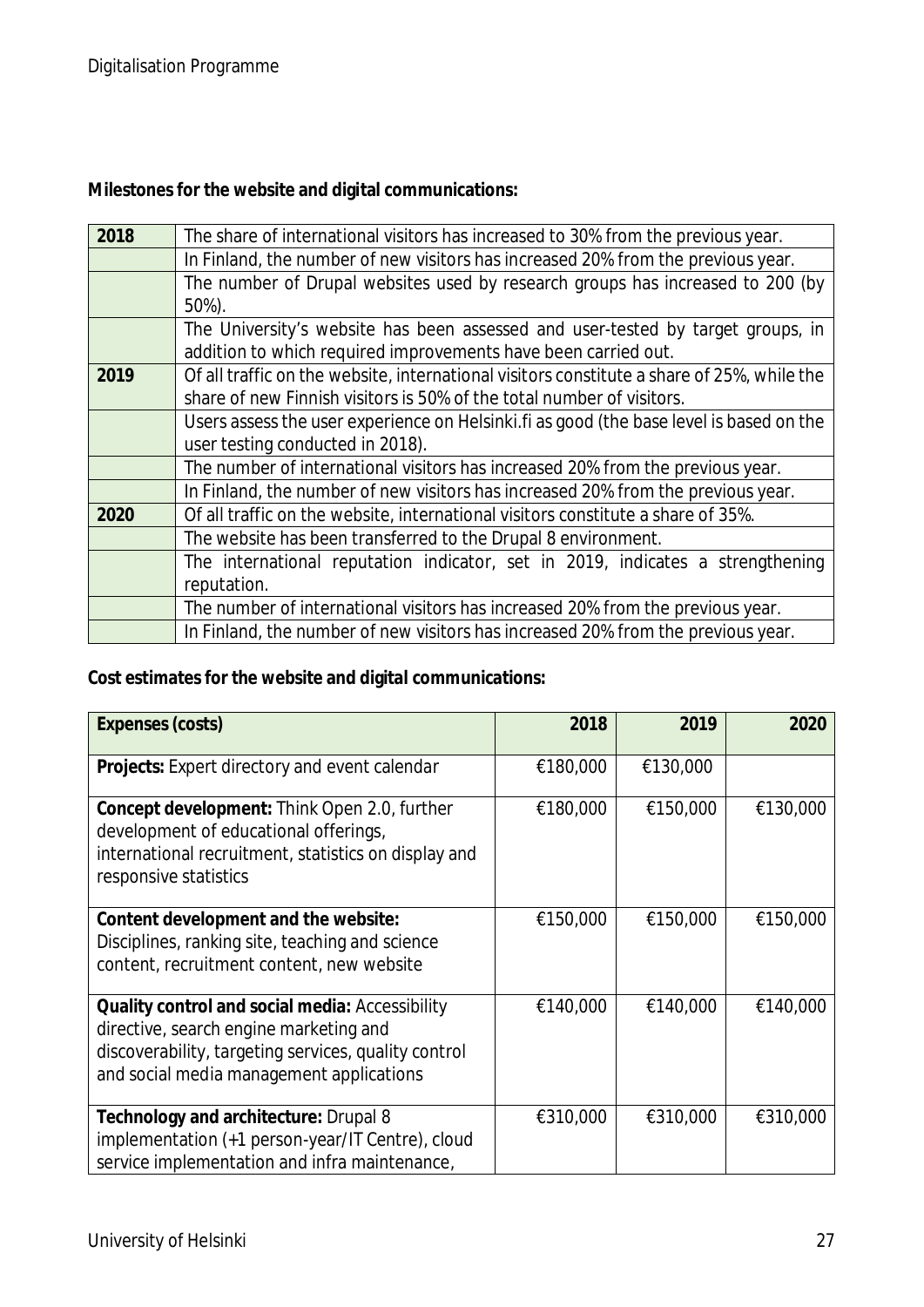**Milestones for the website and digital communications:**

| 2018 | The share of international visitors has increased to 30% from the previous year. |
|---|---|
| | In Finland, the number of new visitors has increased 20% from the previous year. |
| | The number of Drupal websites used by research groups has increased to 200 (by 50%). |
| | The University's website has been assessed and user-tested by target groups, in addition to which required improvements have been carried out. |
| 2019 | Of all traffic on the website, international visitors constitute a share of 25%, while the share of new Finnish visitors is 50% of the total number of visitors. |
| | Users assess the user experience on Helsinki.fi as good (the base level is based on the user testing conducted in 2018). |
| | The number of international visitors has increased 20% from the previous year. |
| | In Finland, the number of new visitors has increased 20% from the previous year. |
| 2020 | Of all traffic on the website, international visitors constitute a share of 35%. |
| | The website has been transferred to the Drupal 8 environment. |
| | The international reputation indicator, set in 2019, indicates a strengthening reputation. |
| | The number of international visitors has increased 20% from the previous year. |
| | In Finland, the number of new visitors has increased 20% from the previous year. |

**Cost estimates for the website and digital communications:**

| Expenses (costs) | 2018 | 2019 | 2020 |
|---|---|---|---|
| **Projects:** Expert directory and event calendar | €180,000 | €130,000 | |
| **Concept development:** Think Open 2.0, further development of educational offerings, international recruitment, statistics on display and responsive statistics | €180,000 | €150,000 | €130,000 |
| **Content development and the website:** Disciplines, ranking site, teaching and science content, recruitment content, new website | €150,000 | €150,000 | €150,000 |
| **Quality control and social media:** Accessibility directive, search engine marketing and discoverability, targeting services, quality control and social media management applications | €140,000 | €140,000 | €140,000 |
| **Technology and architecture:** Drupal 8 implementation (+1 person-year/IT Centre), cloud service implementation and infra maintenance, | €310,000 | €310,000 | €310,000 |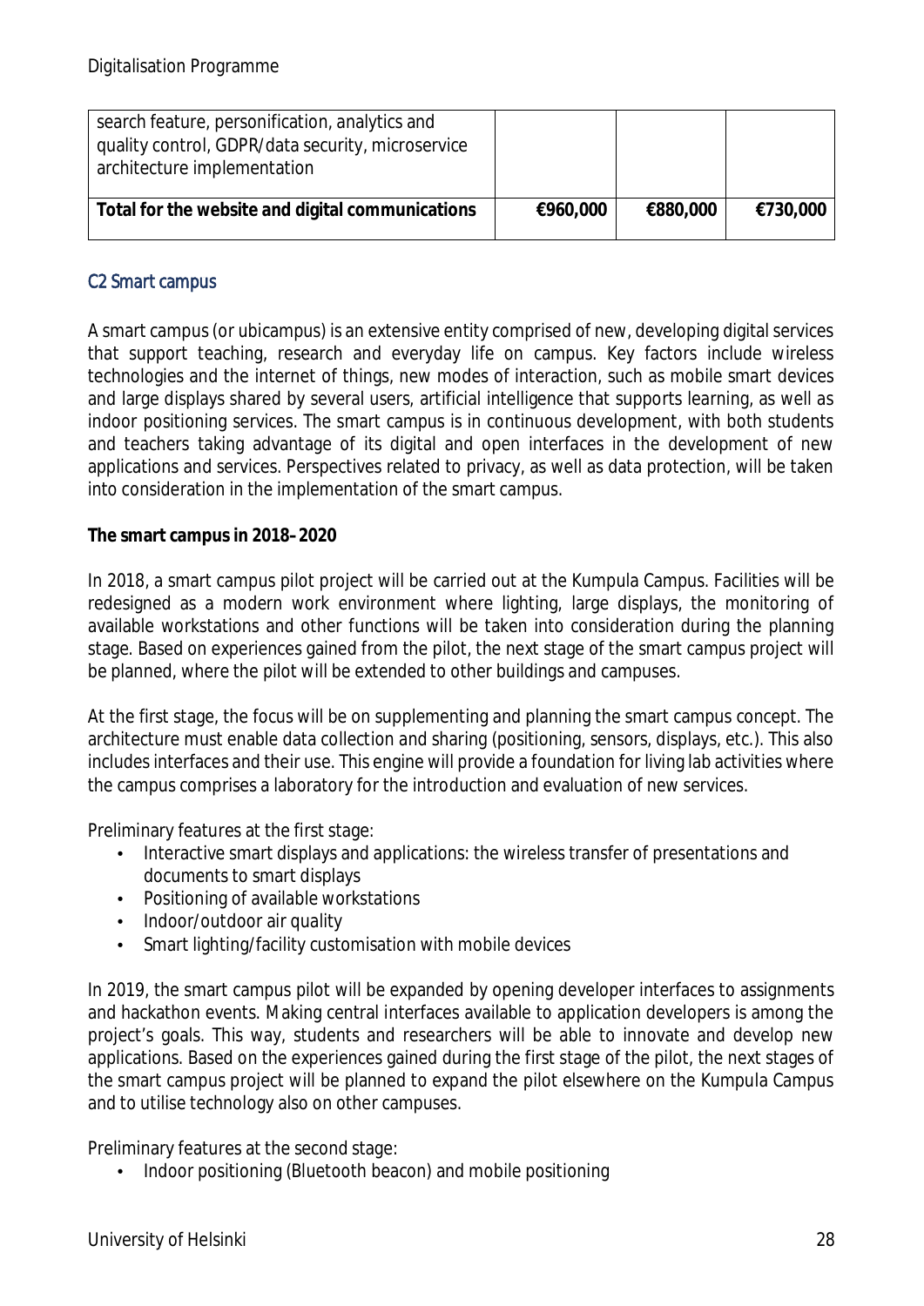| search feature, personification, analytics and quality control, GDPR/data security, microservice architecture implementation | | | |
|---|---|---|---|
| **Total for the website and digital communications** | **€960,000** | **€880,000** | **€730,000** |

## C2 Smart campus

A smart campus (or ubicampus) is an extensive entity comprised of new, developing digital services that support teaching, research and everyday life on campus. Key factors include wireless technologies and the internet of things, new modes of interaction, such as mobile smart devices and large displays shared by several users, artificial intelligence that supports learning, as well as indoor positioning services. The smart campus is in continuous development, with both students and teachers taking advantage of its digital and open interfaces in the development of new applications and services. Perspectives related to privacy, as well as data protection, will be taken into consideration in the implementation of the smart campus.

**The smart campus in 2018–2020**

In 2018, a smart campus pilot project will be carried out at the Kumpula Campus. Facilities will be redesigned as a modern work environment where lighting, large displays, the monitoring of available workstations and other functions will be taken into consideration during the planning stage. Based on experiences gained from the pilot, the next stage of the smart campus project will be planned, where the pilot will be extended to other buildings and campuses.

At the first stage, the focus will be on supplementing and planning the smart campus concept. The architecture must enable data collection and sharing (positioning, sensors, displays, etc.). This also includes interfaces and their use. This engine will provide a foundation for living lab activities where the campus comprises a laboratory for the introduction and evaluation of new services.

Preliminary features at the first stage:

- Interactive smart displays and applications: the wireless transfer of presentations and documents to smart displays
- Positioning of available workstations
- Indoor/outdoor air quality
- Smart lighting/facility customisation with mobile devices

In 2019, the smart campus pilot will be expanded by opening developer interfaces to assignments and hackathon events. Making central interfaces available to application developers is among the project's goals. This way, students and researchers will be able to innovate and develop new applications. Based on the experiences gained during the first stage of the pilot, the next stages of the smart campus project will be planned to expand the pilot elsewhere on the Kumpula Campus and to utilise technology also on other campuses.

Preliminary features at the second stage:

- Indoor positioning (Bluetooth beacon) and mobile positioning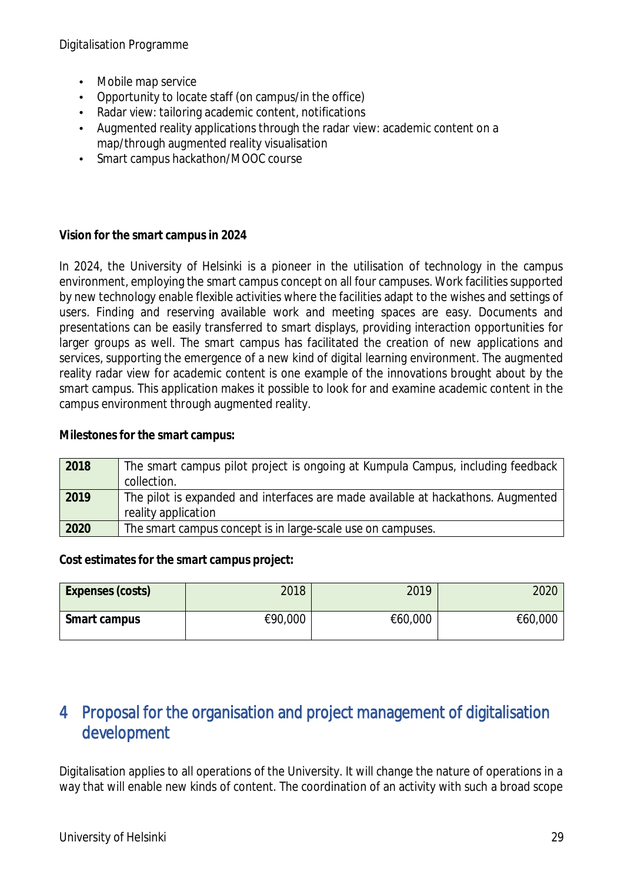- Mobile map service
- Opportunity to locate staff (on campus/in the office)
- Radar view: tailoring academic content, notifications
- Augmented reality applications through the radar view: academic content on a map/through augmented reality visualisation
- Smart campus hackathon/MOOC course

**Vision for the smart campus in 2024**

In 2024, the University of Helsinki is a pioneer in the utilisation of technology in the campus environment, employing the smart campus concept on all four campuses. Work facilities supported by new technology enable flexible activities where the facilities adapt to the wishes and settings of users. Finding and reserving available work and meeting spaces are easy. Documents and presentations can be easily transferred to smart displays, providing interaction opportunities for larger groups as well. The smart campus has facilitated the creation of new applications and services, supporting the emergence of a new kind of digital learning environment. The augmented reality radar view for academic content is one example of the innovations brought about by the smart campus. This application makes it possible to look for and examine academic content in the campus environment through augmented reality.

**Milestones for the smart campus:**

| | |
|---|---|
| **2018** | The smart campus pilot project is ongoing at Kumpula Campus, including feedback collection. |
| **2019** | The pilot is expanded and interfaces are made available at hackathons. Augmented reality application |
| **2020** | The smart campus concept is in large-scale use on campuses. |

**Cost estimates for the smart campus project:**

| Expenses (costs) | 2018 | 2019 | 2020 |
|---|---|---|---|
| **Smart campus** | €90,000 | €60,000 | €60,000 |

# 4 Proposal for the organisation and project management of digitalisation development

Digitalisation applies to all operations of the University. It will change the nature of operations in a way that will enable new kinds of content. The coordination of an activity with such a broad scope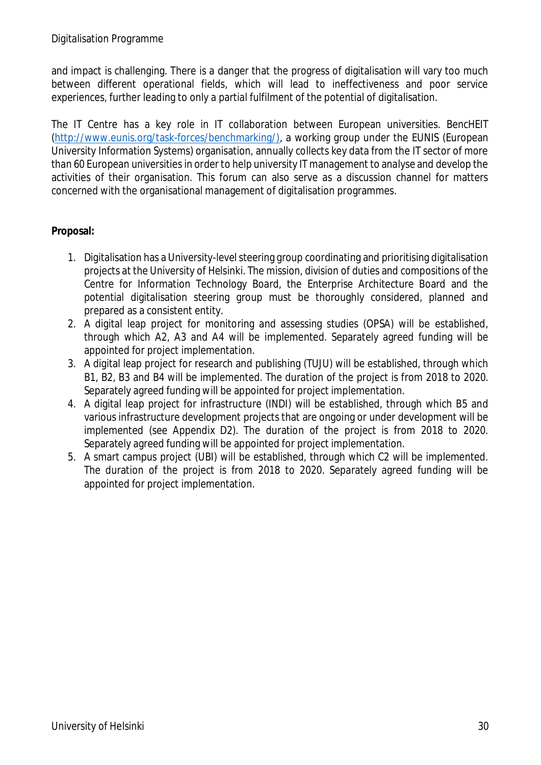and impact is challenging. There is a danger that the progress of digitalisation will vary too much between different operational fields, which will lead to ineffectiveness and poor service experiences, further leading to only a partial fulfilment of the potential of digitalisation.

The IT Centre has a key role in IT collaboration between European universities. BencHEIT (http://www.eunis.org/task-forces/benchmarking/), a working group under the EUNIS (European University Information Systems) organisation, annually collects key data from the IT sector of more than 60 European universities in order to help university IT management to analyse and develop the activities of their organisation. This forum can also serve as a discussion channel for matters concerned with the organisational management of digitalisation programmes.

**Proposal:**

1. Digitalisation has a University-level steering group coordinating and prioritising digitalisation projects at the University of Helsinki. The mission, division of duties and compositions of the Centre for Information Technology Board, the Enterprise Architecture Board and the potential digitalisation steering group must be thoroughly considered, planned and prepared as a consistent entity.
2. A digital leap project for monitoring and assessing studies (OPSA) will be established, through which A2, A3 and A4 will be implemented. Separately agreed funding will be appointed for project implementation.
3. A digital leap project for research and publishing (TUJU) will be established, through which B1, B2, B3 and B4 will be implemented. The duration of the project is from 2018 to 2020. Separately agreed funding will be appointed for project implementation.
4. A digital leap project for infrastructure (INDI) will be established, through which B5 and various infrastructure development projects that are ongoing or under development will be implemented (see Appendix D2). The duration of the project is from 2018 to 2020. Separately agreed funding will be appointed for project implementation.
5. A smart campus project (UBI) will be established, through which C2 will be implemented. The duration of the project is from 2018 to 2020. Separately agreed funding will be appointed for project implementation.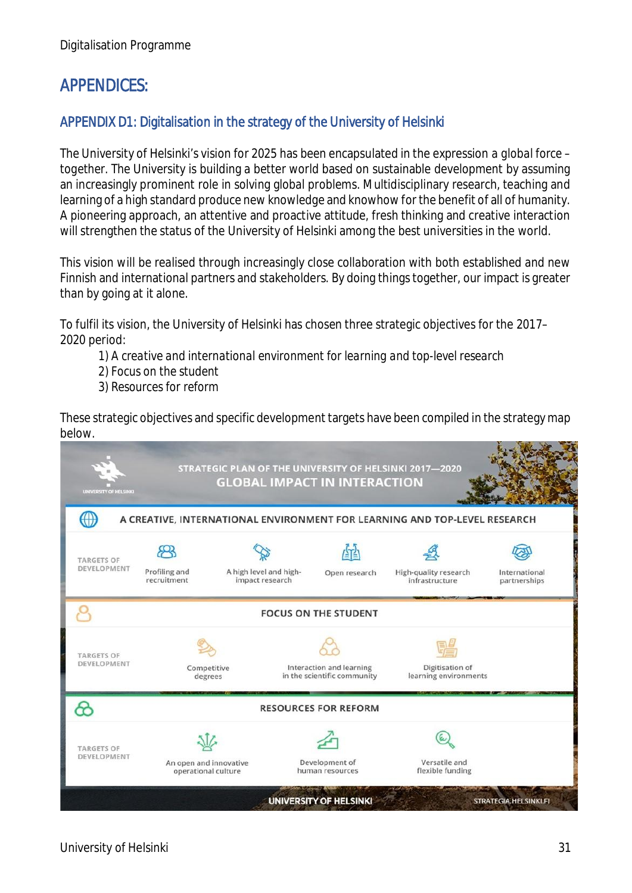# APPENDICES:

## APPENDIX D1: Digitalisation in the strategy of the University of Helsinki

The University of Helsinki's vision for 2025 has been encapsulated in the expression a global force – together. The University is building a better world based on sustainable development by assuming an increasingly prominent role in solving global problems. Multidisciplinary research, teaching and learning of a high standard produce new knowledge and knowhow for the benefit of all of humanity. A pioneering approach, an attentive and proactive attitude, fresh thinking and creative interaction will strengthen the status of the University of Helsinki among the best universities in the world.

This vision will be realised through increasingly close collaboration with both established and new Finnish and international partners and stakeholders. By doing things together, our impact is greater than by going at it alone.

To fulfil its vision, the University of Helsinki has chosen three strategic objectives for the 2017–2020 period:

1) A creative and international environment for learning and top-level research
2) Focus on the student
3) Resources for reform

These strategic objectives and specific development targets have been compiled in the strategy map below.

**STRATEGIC PLAN OF THE UNIVERSITY OF HELSINKI 2017—2020**
**GLOBAL IMPACT IN INTERACTION**

**A CREATIVE, INTERNATIONAL ENVIRONMENT FOR LEARNING AND TOP-LEVEL RESEARCH**

TARGETS OF DEVELOPMENT: Profiling and recruitment; A high level and high-impact research; Open research; High-quality research infrastructure; International partnerships

**FOCUS ON THE STUDENT**

TARGETS OF DEVELOPMENT: Competitive degrees; Interaction and learning in the scientific community; Digitisation of learning environments

**RESOURCES FOR REFORM**

TARGETS OF DEVELOPMENT: An open and innovative operational culture; Development of human resources; Versatile and flexible funding

UNIVERSITY OF HELSINKI — STRATEGIA.HELSINKI.FI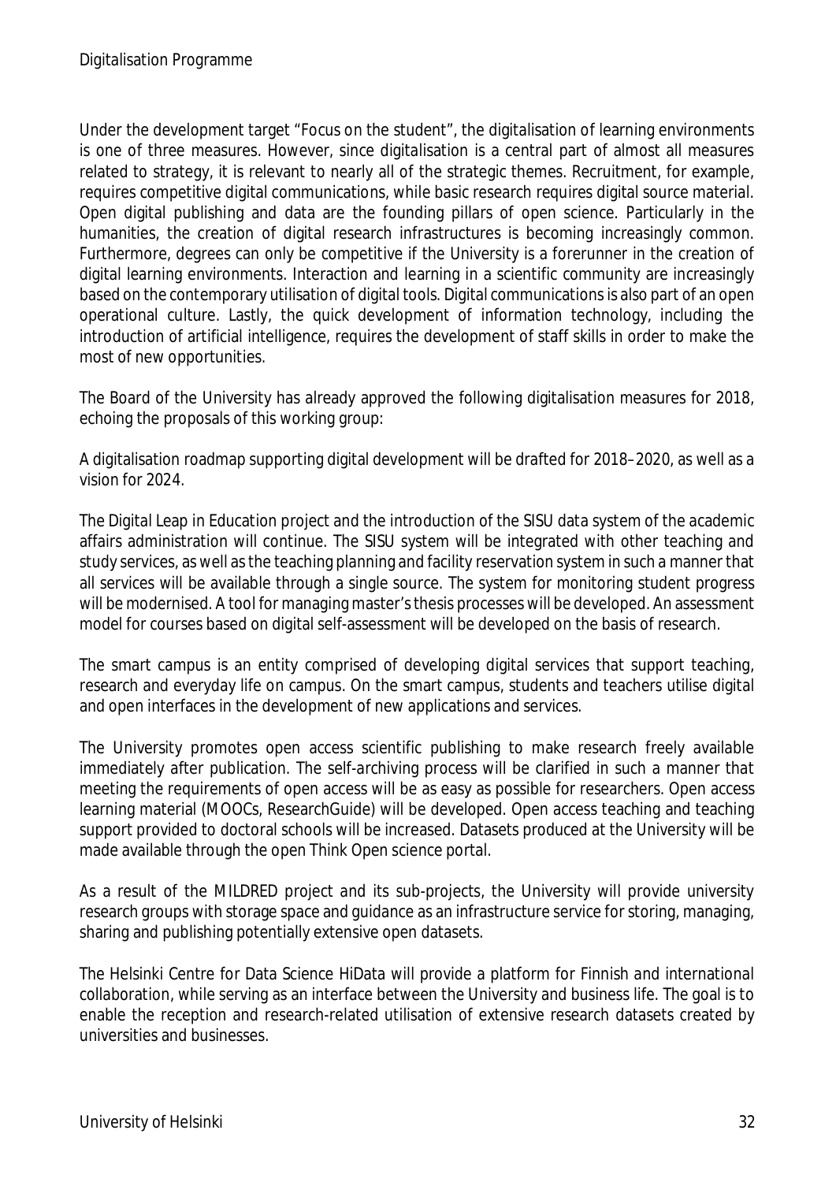Under the development target “Focus on the student”, the digitalisation of learning environments is one of three measures. However, since digitalisation is a central part of almost all measures related to strategy, it is relevant to nearly all of the strategic themes. Recruitment, for example, requires competitive digital communications, while basic research requires digital source material. Open digital publishing and data are the founding pillars of open science. Particularly in the humanities, the creation of digital research infrastructures is becoming increasingly common. Furthermore, degrees can only be competitive if the University is a forerunner in the creation of digital learning environments. Interaction and learning in a scientific community are increasingly based on the contemporary utilisation of digital tools. Digital communications is also part of an open operational culture. Lastly, the quick development of information technology, including the introduction of artificial intelligence, requires the development of staff skills in order to make the most of new opportunities.

The Board of the University has already approved the following digitalisation measures for 2018, echoing the proposals of this working group:

A digitalisation roadmap supporting digital development will be drafted for 2018–2020, as well as a vision for 2024.

The Digital Leap in Education project and the introduction of the SISU data system of the academic affairs administration will continue. The SISU system will be integrated with other teaching and study services, as well as the teaching planning and facility reservation system in such a manner that all services will be available through a single source. The system for monitoring student progress will be modernised. A tool for managing master’s thesis processes will be developed. An assessment model for courses based on digital self-assessment will be developed on the basis of research.

The smart campus is an entity comprised of developing digital services that support teaching, research and everyday life on campus. On the smart campus, students and teachers utilise digital and open interfaces in the development of new applications and services.

The University promotes open access scientific publishing to make research freely available immediately after publication. The self-archiving process will be clarified in such a manner that meeting the requirements of open access will be as easy as possible for researchers. Open access learning material (MOOCs, ResearchGuide) will be developed. Open access teaching and teaching support provided to doctoral schools will be increased. Datasets produced at the University will be made available through the open Think Open science portal.

As a result of the MILDRED project and its sub-projects, the University will provide university research groups with storage space and guidance as an infrastructure service for storing, managing, sharing and publishing potentially extensive open datasets.

The Helsinki Centre for Data Science HiData will provide a platform for Finnish and international collaboration, while serving as an interface between the University and business life. The goal is to enable the reception and research-related utilisation of extensive research datasets created by universities and businesses.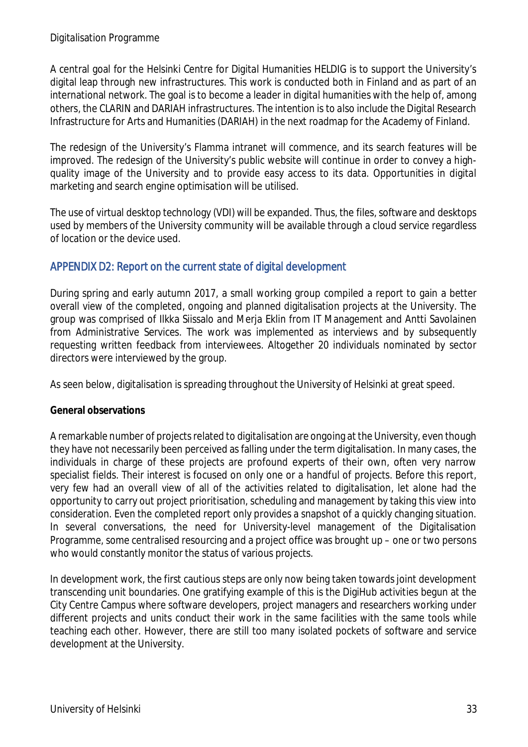A central goal for the Helsinki Centre for Digital Humanities HELDIG is to support the University's digital leap through new infrastructures. This work is conducted both in Finland and as part of an international network. The goal is to become a leader in digital humanities with the help of, among others, the CLARIN and DARIAH infrastructures. The intention is to also include the Digital Research Infrastructure for Arts and Humanities (DARIAH) in the next roadmap for the Academy of Finland.

The redesign of the University's Flamma intranet will commence, and its search features will be improved. The redesign of the University's public website will continue in order to convey a high-quality image of the University and to provide easy access to its data. Opportunities in digital marketing and search engine optimisation will be utilised.

The use of virtual desktop technology (VDI) will be expanded. Thus, the files, software and desktops used by members of the University community will be available through a cloud service regardless of location or the device used.

## APPENDIX D2: Report on the current state of digital development

During spring and early autumn 2017, a small working group compiled a report to gain a better overall view of the completed, ongoing and planned digitalisation projects at the University. The group was comprised of Ilkka Siissalo and Merja Eklin from IT Management and Antti Savolainen from Administrative Services. The work was implemented as interviews and by subsequently requesting written feedback from interviewees. Altogether 20 individuals nominated by sector directors were interviewed by the group.

As seen below, digitalisation is spreading throughout the University of Helsinki at great speed.

**General observations**

A remarkable number of projects related to digitalisation are ongoing at the University, even though they have not necessarily been perceived as falling under the term digitalisation. In many cases, the individuals in charge of these projects are profound experts of their own, often very narrow specialist fields. Their interest is focused on only one or a handful of projects. Before this report, very few had an overall view of all of the activities related to digitalisation, let alone had the opportunity to carry out project prioritisation, scheduling and management by taking this view into consideration. Even the completed report only provides a snapshot of a quickly changing situation. In several conversations, the need for University-level management of the Digitalisation Programme, some centralised resourcing and a project office was brought up – one or two persons who would constantly monitor the status of various projects.

In development work, the first cautious steps are only now being taken towards joint development transcending unit boundaries. One gratifying example of this is the DigiHub activities begun at the City Centre Campus where software developers, project managers and researchers working under different projects and units conduct their work in the same facilities with the same tools while teaching each other. However, there are still too many isolated pockets of software and service development at the University.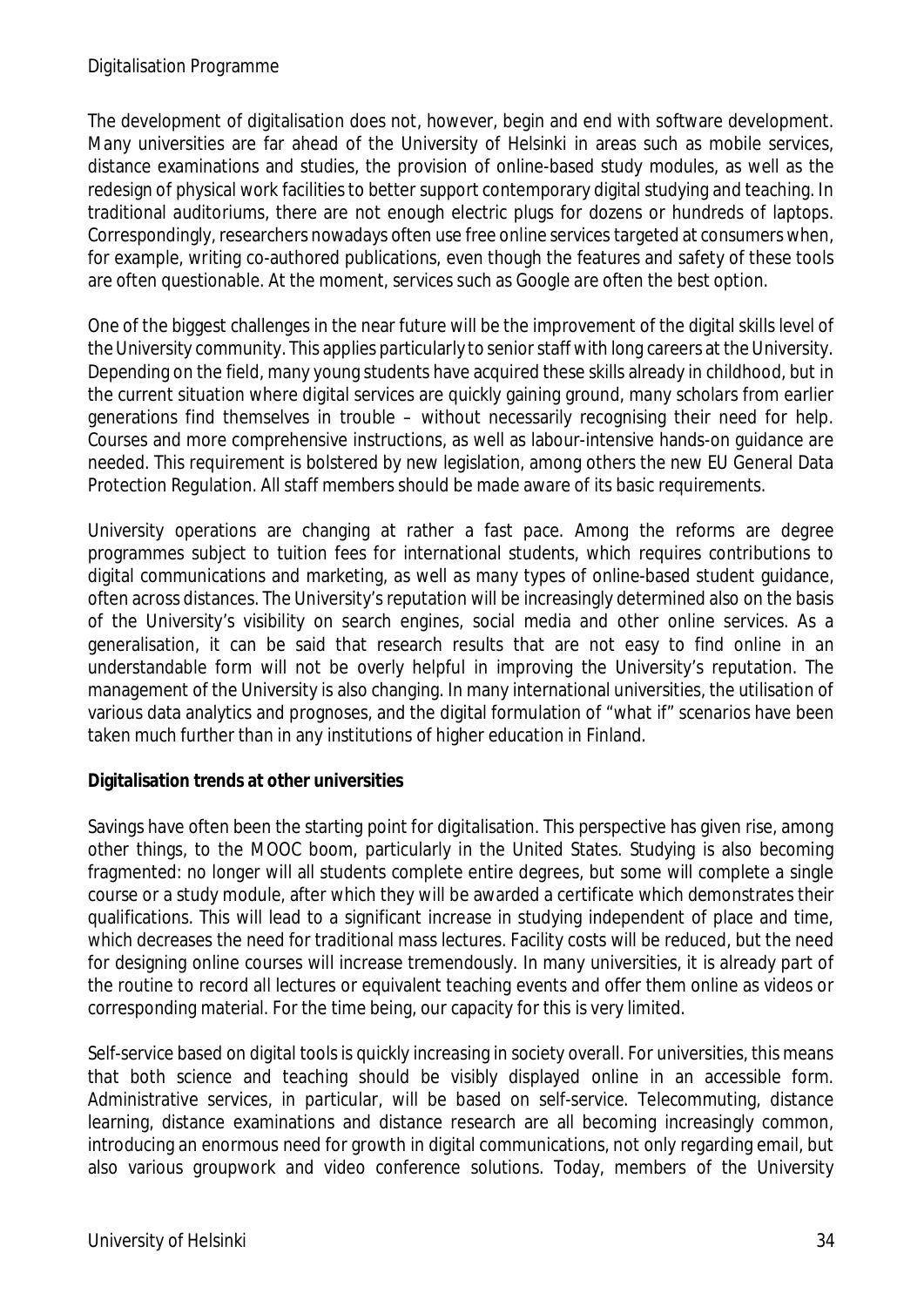The development of digitalisation does not, however, begin and end with software development. Many universities are far ahead of the University of Helsinki in areas such as mobile services, distance examinations and studies, the provision of online-based study modules, as well as the redesign of physical work facilities to better support contemporary digital studying and teaching. In traditional auditoriums, there are not enough electric plugs for dozens or hundreds of laptops. Correspondingly, researchers nowadays often use free online services targeted at consumers when, for example, writing co-authored publications, even though the features and safety of these tools are often questionable. At the moment, services such as Google are often the best option.

One of the biggest challenges in the near future will be the improvement of the digital skills level of the University community. This applies particularly to senior staff with long careers at the University. Depending on the field, many young students have acquired these skills already in childhood, but in the current situation where digital services are quickly gaining ground, many scholars from earlier generations find themselves in trouble – without necessarily recognising their need for help. Courses and more comprehensive instructions, as well as labour-intensive hands-on guidance are needed. This requirement is bolstered by new legislation, among others the new EU General Data Protection Regulation. All staff members should be made aware of its basic requirements.

University operations are changing at rather a fast pace. Among the reforms are degree programmes subject to tuition fees for international students, which requires contributions to digital communications and marketing, as well as many types of online-based student guidance, often across distances. The University's reputation will be increasingly determined also on the basis of the University's visibility on search engines, social media and other online services. As a generalisation, it can be said that research results that are not easy to find online in an understandable form will not be overly helpful in improving the University's reputation. The management of the University is also changing. In many international universities, the utilisation of various data analytics and prognoses, and the digital formulation of "what if" scenarios have been taken much further than in any institutions of higher education in Finland.

**Digitalisation trends at other universities**

Savings have often been the starting point for digitalisation. This perspective has given rise, among other things, to the MOOC boom, particularly in the United States. Studying is also becoming fragmented: no longer will all students complete entire degrees, but some will complete a single course or a study module, after which they will be awarded a certificate which demonstrates their qualifications. This will lead to a significant increase in studying independent of place and time, which decreases the need for traditional mass lectures. Facility costs will be reduced, but the need for designing online courses will increase tremendously. In many universities, it is already part of the routine to record all lectures or equivalent teaching events and offer them online as videos or corresponding material. For the time being, our capacity for this is very limited.

Self-service based on digital tools is quickly increasing in society overall. For universities, this means that both science and teaching should be visibly displayed online in an accessible form. Administrative services, in particular, will be based on self-service. Telecommuting, distance learning, distance examinations and distance research are all becoming increasingly common, introducing an enormous need for growth in digital communications, not only regarding email, but also various groupwork and video conference solutions. Today, members of the University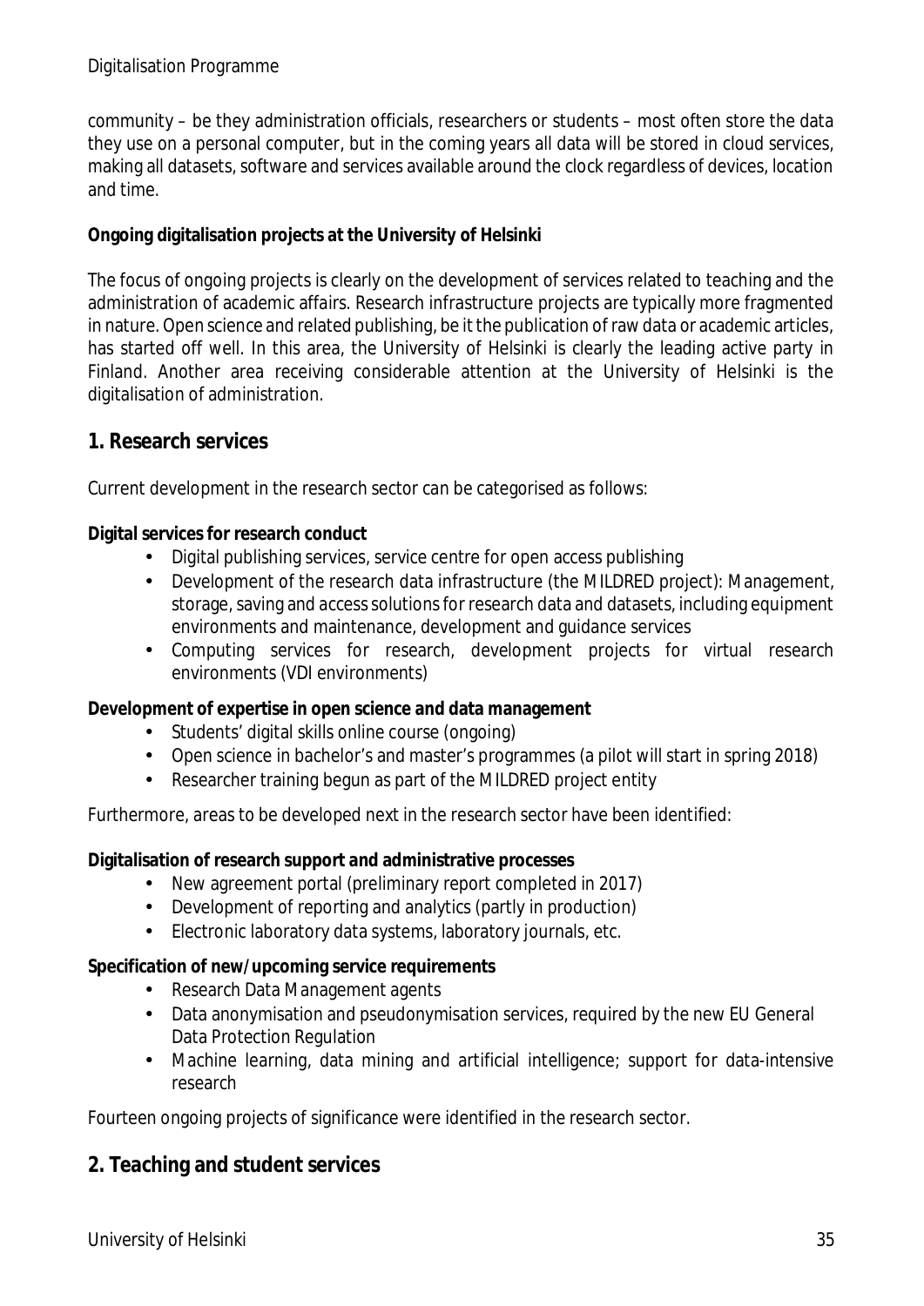community – be they administration officials, researchers or students – most often store the data they use on a personal computer, but in the coming years all data will be stored in cloud services, making all datasets, software and services available around the clock regardless of devices, location and time.

**Ongoing digitalisation projects at the University of Helsinki**

The focus of ongoing projects is clearly on the development of services related to teaching and the administration of academic affairs. Research infrastructure projects are typically more fragmented in nature. Open science and related publishing, be it the publication of raw data or academic articles, has started off well. In this area, the University of Helsinki is clearly the leading active party in Finland. Another area receiving considerable attention at the University of Helsinki is the digitalisation of administration.

## 1. Research services

Current development in the research sector can be categorised as follows:

**Digital services for research conduct**

- Digital publishing services, service centre for open access publishing
- Development of the research data infrastructure (the MILDRED project): Management, storage, saving and access solutions for research data and datasets, including equipment environments and maintenance, development and guidance services
- Computing services for research, development projects for virtual research environments (VDI environments)

**Development of expertise in open science and data management**

- Students' digital skills online course (ongoing)
- Open science in bachelor's and master's programmes (a pilot will start in spring 2018)
- Researcher training begun as part of the MILDRED project entity

Furthermore, areas to be developed next in the research sector have been identified:

**Digitalisation of research support and administrative processes**

- New agreement portal (preliminary report completed in 2017)
- Development of reporting and analytics (partly in production)
- Electronic laboratory data systems, laboratory journals, etc.

**Specification of new/upcoming service requirements**

- Research Data Management agents
- Data anonymisation and pseudonymisation services, required by the new EU General Data Protection Regulation
- Machine learning, data mining and artificial intelligence; support for data-intensive research

Fourteen ongoing projects of significance were identified in the research sector.

## 2. Teaching and student services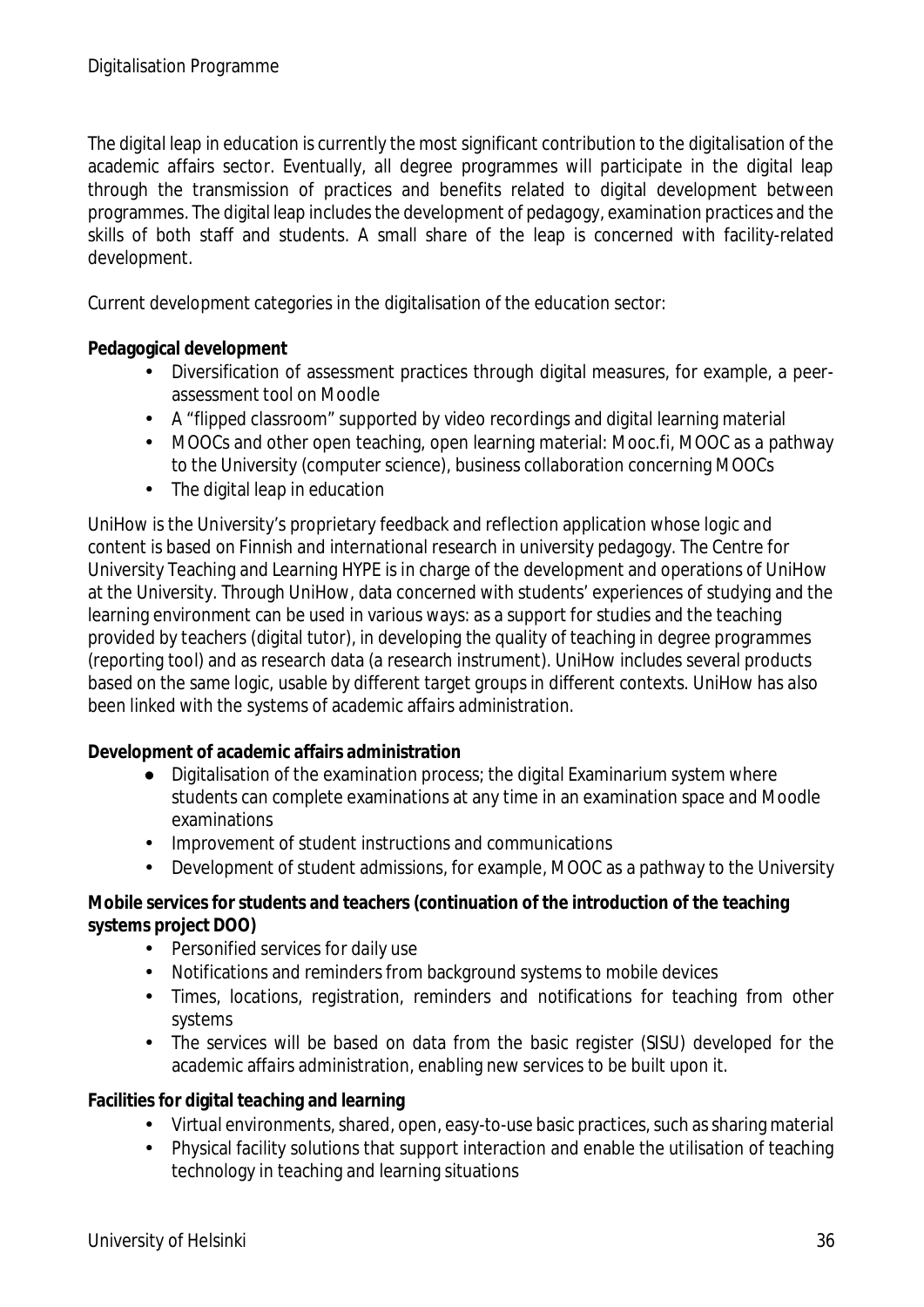The digital leap in education is currently the most significant contribution to the digitalisation of the academic affairs sector. Eventually, all degree programmes will participate in the digital leap through the transmission of practices and benefits related to digital development between programmes. The digital leap includes the development of pedagogy, examination practices and the skills of both staff and students. A small share of the leap is concerned with facility-related development.

Current development categories in the digitalisation of the education sector:

**Pedagogical development**

- Diversification of assessment practices through digital measures, for example, a peer-assessment tool on Moodle
- A "flipped classroom" supported by video recordings and digital learning material
- MOOCs and other open teaching, open learning material: Mooc.fi, MOOC as a pathway to the University (computer science), business collaboration concerning MOOCs
- The digital leap in education

UniHow is the University's proprietary feedback and reflection application whose logic and content is based on Finnish and international research in university pedagogy. The Centre for University Teaching and Learning HYPE is in charge of the development and operations of UniHow at the University. Through UniHow, data concerned with students' experiences of studying and the learning environment can be used in various ways: as a support for studies and the teaching provided by teachers (digital tutor), in developing the quality of teaching in degree programmes (reporting tool) and as research data (a research instrument). UniHow includes several products based on the same logic, usable by different target groups in different contexts. UniHow has also been linked with the systems of academic affairs administration.

**Development of academic affairs administration**

- Digitalisation of the examination process; the digital Examinarium system where students can complete examinations at any time in an examination space and Moodle examinations
- Improvement of student instructions and communications
- Development of student admissions, for example, MOOC as a pathway to the University

**Mobile services for students and teachers (continuation of the introduction of the teaching systems project DOO)**

- Personified services for daily use
- Notifications and reminders from background systems to mobile devices
- Times, locations, registration, reminders and notifications for teaching from other systems
- The services will be based on data from the basic register (SISU) developed for the academic affairs administration, enabling new services to be built upon it.

**Facilities for digital teaching and learning**

- Virtual environments, shared, open, easy-to-use basic practices, such as sharing material
- Physical facility solutions that support interaction and enable the utilisation of teaching technology in teaching and learning situations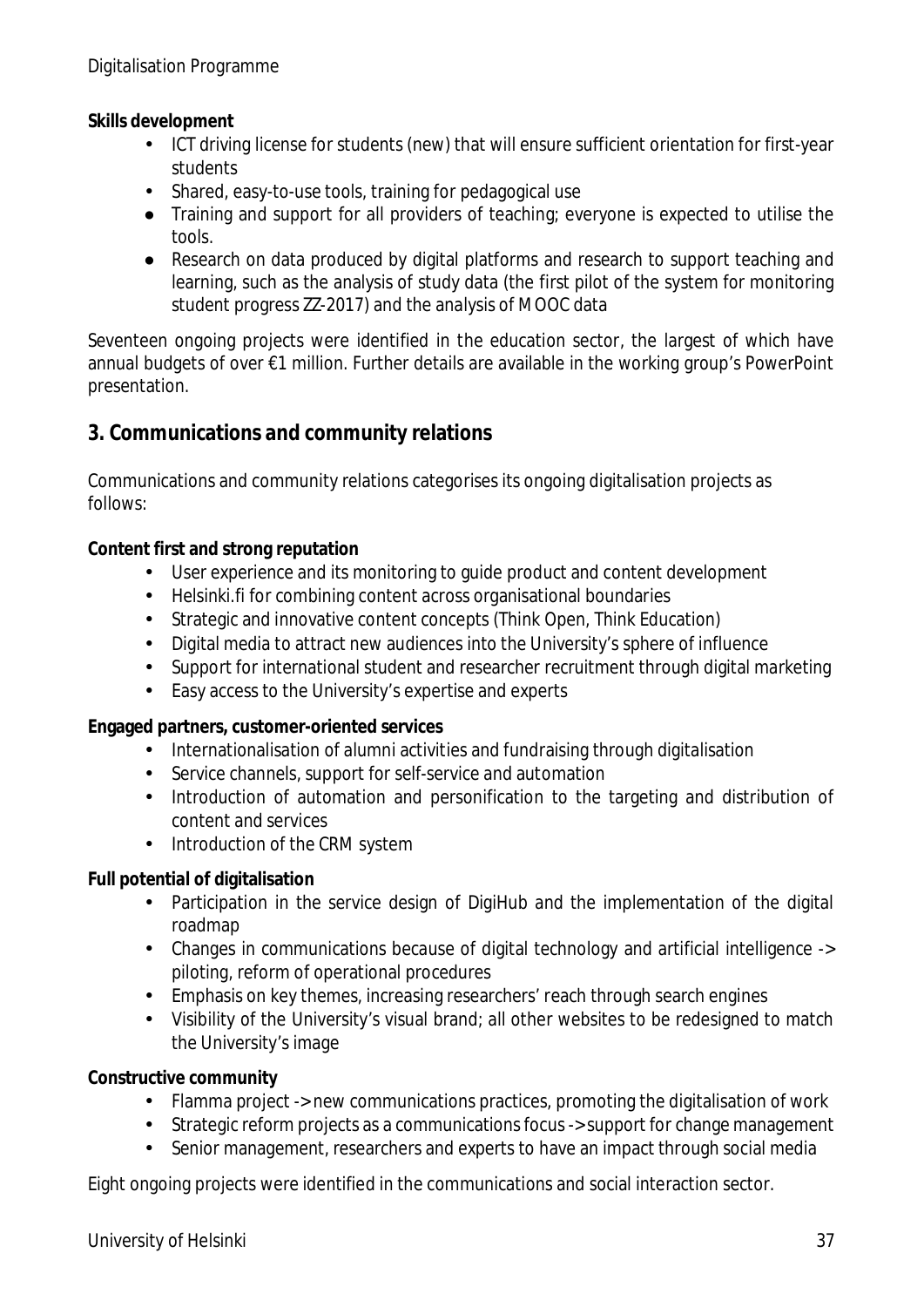**Skills development**

- ICT driving license for students (new) that will ensure sufficient orientation for first-year students
- Shared, easy-to-use tools, training for pedagogical use
- Training and support for all providers of teaching; everyone is expected to utilise the tools.
- Research on data produced by digital platforms and research to support teaching and learning, such as the analysis of study data (the first pilot of the system for monitoring student progress ZZ-2017) and the analysis of MOOC data

Seventeen ongoing projects were identified in the education sector, the largest of which have annual budgets of over €1 million. Further details are available in the working group's PowerPoint presentation.

## 3. Communications and community relations

Communications and community relations categorises its ongoing digitalisation projects as follows:

**Content first and strong reputation**

- User experience and its monitoring to guide product and content development
- Helsinki.fi for combining content across organisational boundaries
- Strategic and innovative content concepts (Think Open, Think Education)
- Digital media to attract new audiences into the University's sphere of influence
- Support for international student and researcher recruitment through digital marketing
- Easy access to the University's expertise and experts

**Engaged partners, customer-oriented services**

- Internationalisation of alumni activities and fundraising through digitalisation
- Service channels, support for self-service and automation
- Introduction of automation and personification to the targeting and distribution of content and services
- Introduction of the CRM system

**Full potential of digitalisation**

- Participation in the service design of DigiHub and the implementation of the digital roadmap
- Changes in communications because of digital technology and artificial intelligence -> piloting, reform of operational procedures
- Emphasis on key themes, increasing researchers' reach through search engines
- Visibility of the University's visual brand; all other websites to be redesigned to match the University's image

**Constructive community**

- Flamma project -> new communications practices, promoting the digitalisation of work
- Strategic reform projects as a communications focus -> support for change management
- Senior management, researchers and experts to have an impact through social media

Eight ongoing projects were identified in the communications and social interaction sector.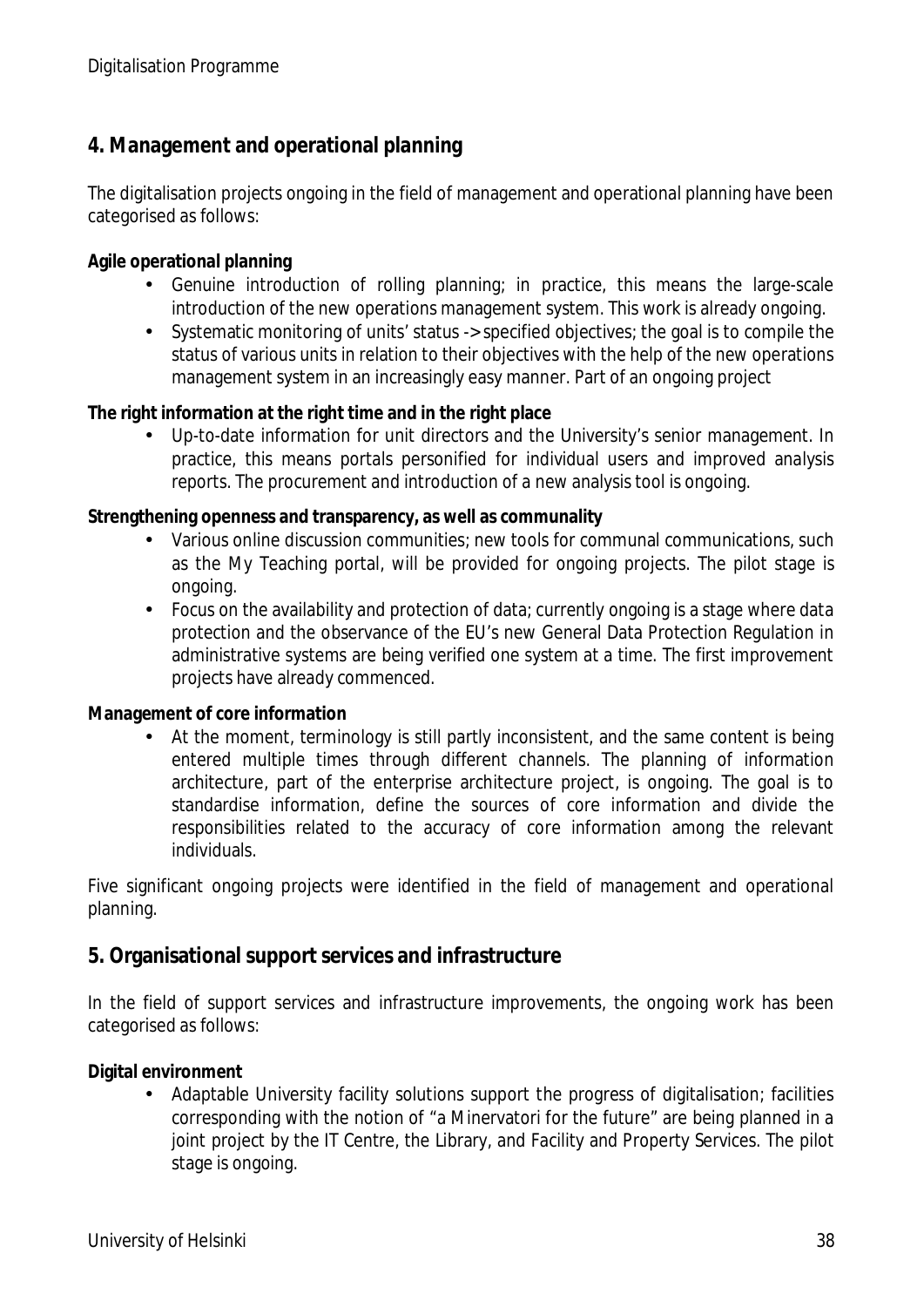## 4. Management and operational planning

The digitalisation projects ongoing in the field of management and operational planning have been categorised as follows:

**Agile operational planning**

- Genuine introduction of rolling planning; in practice, this means the large-scale introduction of the new operations management system. This work is already ongoing.
- Systematic monitoring of units' status -> specified objectives; the goal is to compile the status of various units in relation to their objectives with the help of the new operations management system in an increasingly easy manner. Part of an ongoing project

**The right information at the right time and in the right place**

- Up-to-date information for unit directors and the University's senior management. In practice, this means portals personified for individual users and improved analysis reports. The procurement and introduction of a new analysis tool is ongoing.

**Strengthening openness and transparency, as well as communality**

- Various online discussion communities; new tools for communal communications, such as the My Teaching portal, will be provided for ongoing projects. The pilot stage is ongoing.
- Focus on the availability and protection of data; currently ongoing is a stage where data protection and the observance of the EU's new General Data Protection Regulation in administrative systems are being verified one system at a time. The first improvement projects have already commenced.

**Management of core information**

- At the moment, terminology is still partly inconsistent, and the same content is being entered multiple times through different channels. The planning of information architecture, part of the enterprise architecture project, is ongoing. The goal is to standardise information, define the sources of core information and divide the responsibilities related to the accuracy of core information among the relevant individuals.

Five significant ongoing projects were identified in the field of management and operational planning.

## 5. Organisational support services and infrastructure

In the field of support services and infrastructure improvements, the ongoing work has been categorised as follows:

**Digital environment**

- Adaptable University facility solutions support the progress of digitalisation; facilities corresponding with the notion of "a Minervatori for the future" are being planned in a joint project by the IT Centre, the Library, and Facility and Property Services. The pilot stage is ongoing.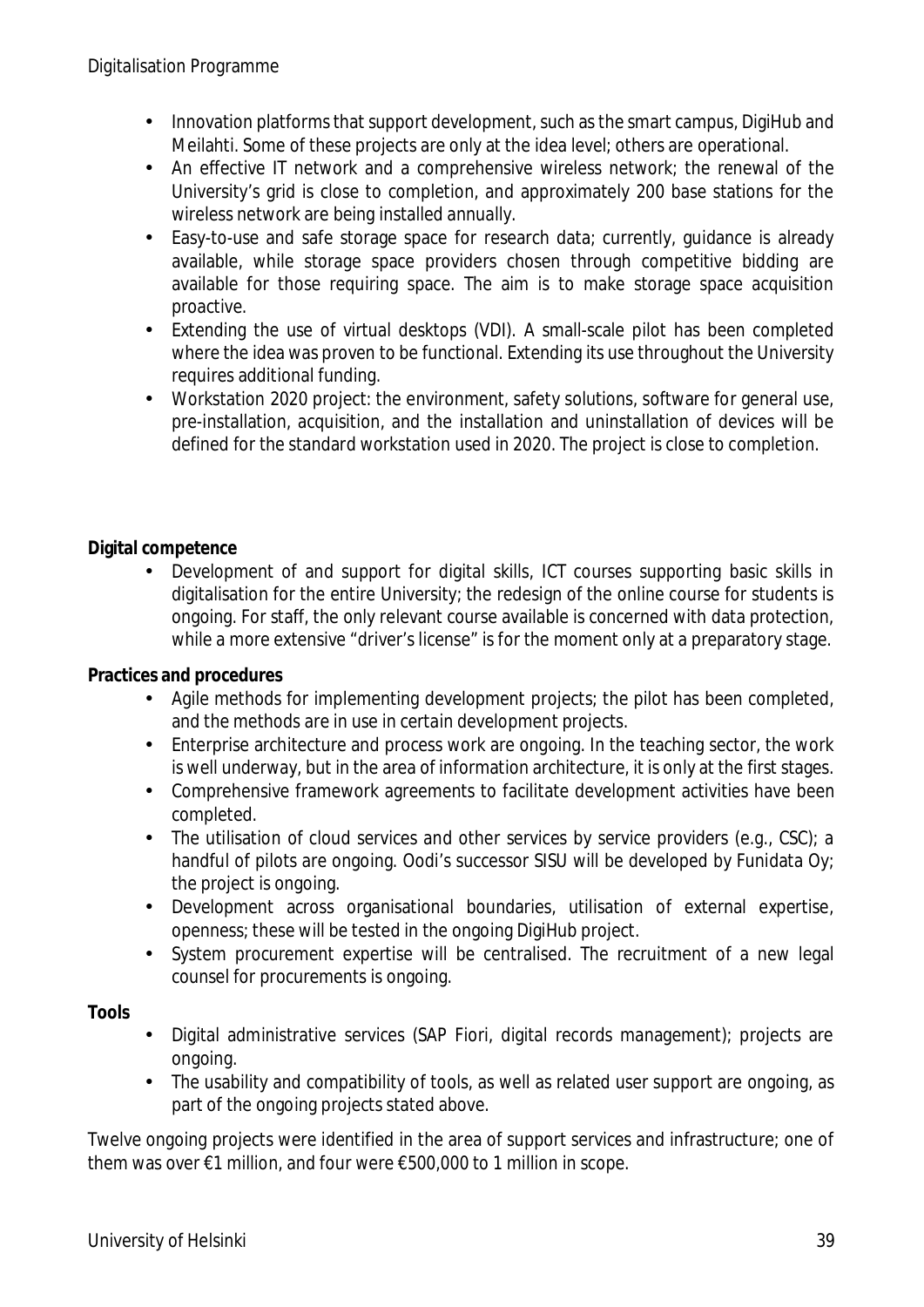- Innovation platforms that support development, such as the smart campus, DigiHub and Meilahti. Some of these projects are only at the idea level; others are operational.
- An effective IT network and a comprehensive wireless network; the renewal of the University's grid is close to completion, and approximately 200 base stations for the wireless network are being installed annually.
- Easy-to-use and safe storage space for research data; currently, guidance is already available, while storage space providers chosen through competitive bidding are available for those requiring space. The aim is to make storage space acquisition proactive.
- Extending the use of virtual desktops (VDI). A small-scale pilot has been completed where the idea was proven to be functional. Extending its use throughout the University requires additional funding.
- Workstation 2020 project: the environment, safety solutions, software for general use, pre-installation, acquisition, and the installation and uninstallation of devices will be defined for the standard workstation used in 2020. The project is close to completion.

**Digital competence**

- Development of and support for digital skills, ICT courses supporting basic skills in digitalisation for the entire University; the redesign of the online course for students is ongoing. For staff, the only relevant course available is concerned with data protection, while a more extensive "driver's license" is for the moment only at a preparatory stage.

**Practices and procedures**

- Agile methods for implementing development projects; the pilot has been completed, and the methods are in use in certain development projects.
- Enterprise architecture and process work are ongoing. In the teaching sector, the work is well underway, but in the area of information architecture, it is only at the first stages.
- Comprehensive framework agreements to facilitate development activities have been completed.
- The utilisation of cloud services and other services by service providers (e.g., CSC); a handful of pilots are ongoing. Oodi's successor SISU will be developed by Funidata Oy; the project is ongoing.
- Development across organisational boundaries, utilisation of external expertise, openness; these will be tested in the ongoing DigiHub project.
- System procurement expertise will be centralised. The recruitment of a new legal counsel for procurements is ongoing.

**Tools**

- Digital administrative services (SAP Fiori, digital records management); projects are ongoing.
- The usability and compatibility of tools, as well as related user support are ongoing, as part of the ongoing projects stated above.

Twelve ongoing projects were identified in the area of support services and infrastructure; one of them was over €1 million, and four were €500,000 to 1 million in scope.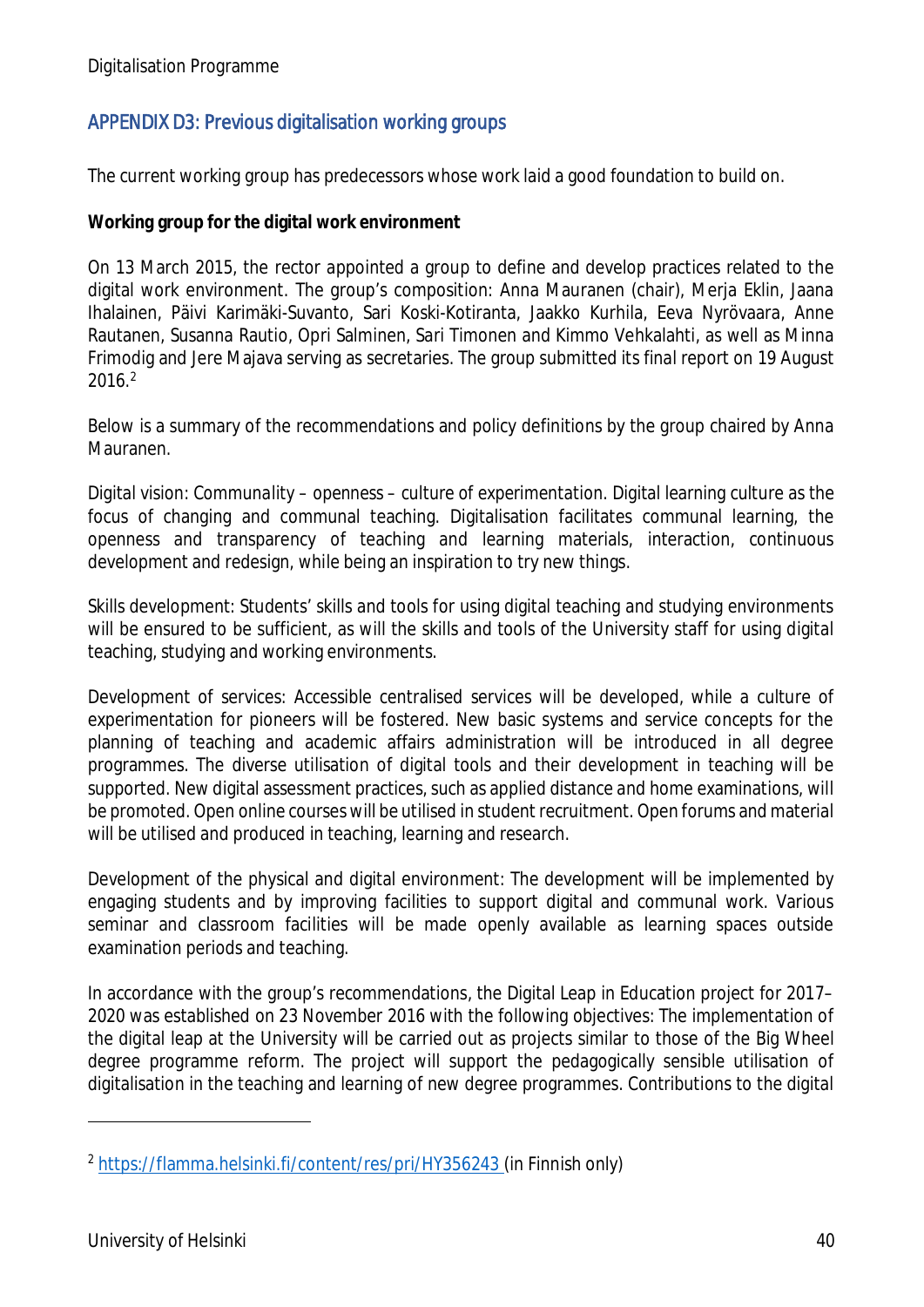## APPENDIX D3: Previous digitalisation working groups

The current working group has predecessors whose work laid a good foundation to build on.

**Working group for the digital work environment**

On 13 March 2015, the rector appointed a group to define and develop practices related to the digital work environment. The group's composition: Anna Mauranen (chair), Merja Eklin, Jaana Ihalainen, Päivi Karimäki-Suvanto, Sari Koski-Kotiranta, Jaakko Kurhila, Eeva Nyrövaara, Anne Rautanen, Susanna Rautio, Opri Salminen, Sari Timonen and Kimmo Vehkalahti, as well as Minna Frimodig and Jere Majava serving as secretaries. The group submitted its final report on 19 August 2016.[2]

Below is a summary of the recommendations and policy definitions by the group chaired by Anna Mauranen.

Digital vision: Communality – openness – culture of experimentation. Digital learning culture as the focus of changing and communal teaching. Digitalisation facilitates communal learning, the openness and transparency of teaching and learning materials, interaction, continuous development and redesign, while being an inspiration to try new things.

Skills development: Students' skills and tools for using digital teaching and studying environments will be ensured to be sufficient, as will the skills and tools of the University staff for using digital teaching, studying and working environments.

Development of services: Accessible centralised services will be developed, while a culture of experimentation for pioneers will be fostered. New basic systems and service concepts for the planning of teaching and academic affairs administration will be introduced in all degree programmes. The diverse utilisation of digital tools and their development in teaching will be supported. New digital assessment practices, such as applied distance and home examinations, will be promoted. Open online courses will be utilised in student recruitment. Open forums and material will be utilised and produced in teaching, learning and research.

Development of the physical and digital environment: The development will be implemented by engaging students and by improving facilities to support digital and communal work. Various seminar and classroom facilities will be made openly available as learning spaces outside examination periods and teaching.

In accordance with the group's recommendations, the Digital Leap in Education project for 2017–2020 was established on 23 November 2016 with the following objectives: The implementation of the digital leap at the University will be carried out as projects similar to those of the Big Wheel degree programme reform. The project will support the pedagogically sensible utilisation of digitalisation in the teaching and learning of new degree programmes. Contributions to the digital

[2] https://flamma.helsinki.fi/content/res/pri/HY356243 (in Finnish only)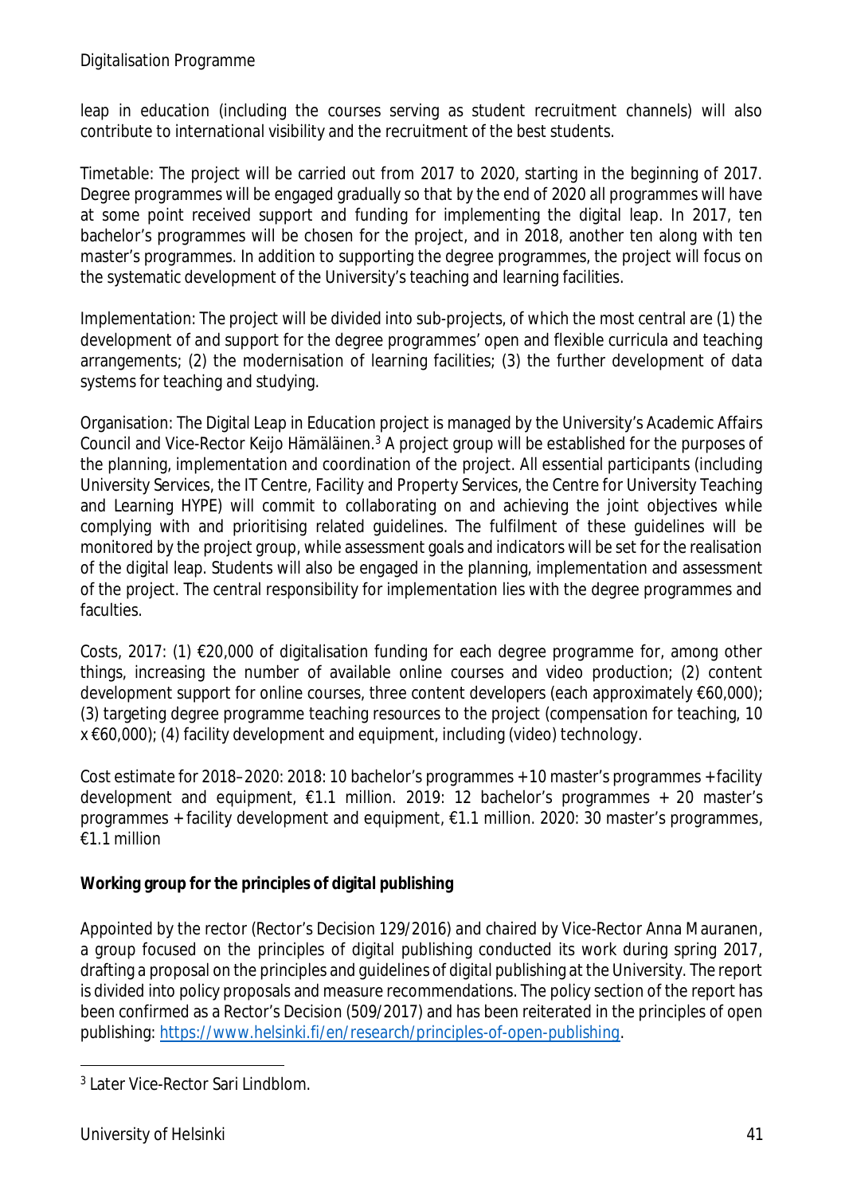leap in education (including the courses serving as student recruitment channels) will also contribute to international visibility and the recruitment of the best students.

Timetable: The project will be carried out from 2017 to 2020, starting in the beginning of 2017. Degree programmes will be engaged gradually so that by the end of 2020 all programmes will have at some point received support and funding for implementing the digital leap. In 2017, ten bachelor's programmes will be chosen for the project, and in 2018, another ten along with ten master's programmes. In addition to supporting the degree programmes, the project will focus on the systematic development of the University's teaching and learning facilities.

Implementation: The project will be divided into sub-projects, of which the most central are (1) the development of and support for the degree programmes' open and flexible curricula and teaching arrangements; (2) the modernisation of learning facilities; (3) the further development of data systems for teaching and studying.

Organisation: The Digital Leap in Education project is managed by the University's Academic Affairs Council and Vice-Rector Keijo Hämäläinen.[3] A project group will be established for the purposes of the planning, implementation and coordination of the project. All essential participants (including University Services, the IT Centre, Facility and Property Services, the Centre for University Teaching and Learning HYPE) will commit to collaborating on and achieving the joint objectives while complying with and prioritising related guidelines. The fulfilment of these guidelines will be monitored by the project group, while assessment goals and indicators will be set for the realisation of the digital leap. Students will also be engaged in the planning, implementation and assessment of the project. The central responsibility for implementation lies with the degree programmes and faculties.

Costs, 2017: (1) €20,000 of digitalisation funding for each degree programme for, among other things, increasing the number of available online courses and video production; (2) content development support for online courses, three content developers (each approximately €60,000); (3) targeting degree programme teaching resources to the project (compensation for teaching, 10 x €60,000); (4) facility development and equipment, including (video) technology.

Cost estimate for 2018–2020: 2018: 10 bachelor's programmes + 10 master's programmes + facility development and equipment, €1.1 million. 2019: 12 bachelor's programmes + 20 master's programmes + facility development and equipment, €1.1 million. 2020: 30 master's programmes, €1.1 million

**Working group for the principles of digital publishing**

Appointed by the rector (Rector's Decision 129/2016) and chaired by Vice-Rector Anna Mauranen, a group focused on the principles of digital publishing conducted its work during spring 2017, drafting a proposal on the principles and guidelines of digital publishing at the University. The report is divided into policy proposals and measure recommendations. The policy section of the report has been confirmed as a Rector's Decision (509/2017) and has been reiterated in the principles of open publishing: https://www.helsinki.fi/en/research/principles-of-open-publishing.

[3] Later Vice-Rector Sari Lindblom.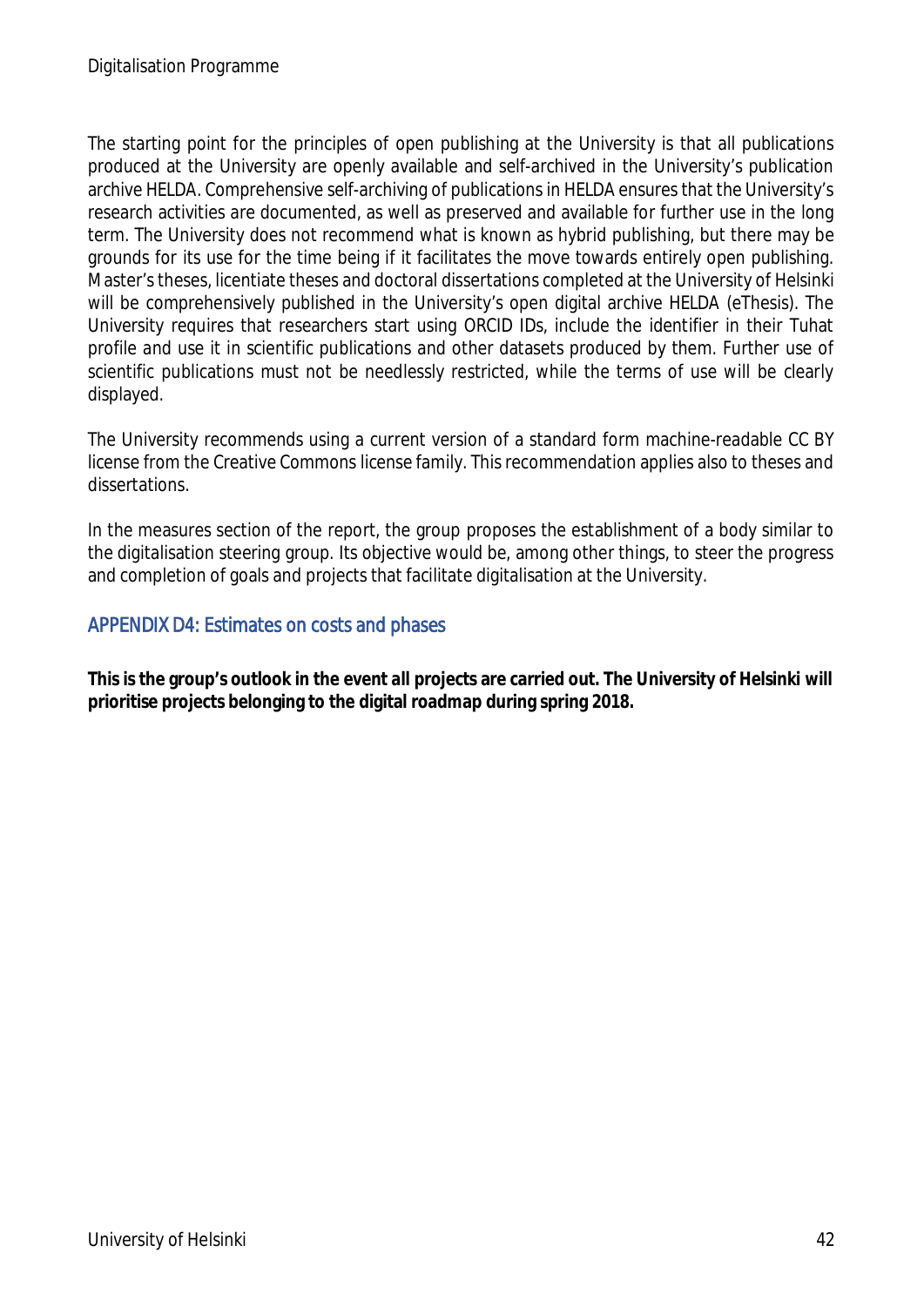The starting point for the principles of open publishing at the University is that all publications produced at the University are openly available and self-archived in the University's publication archive HELDA. Comprehensive self-archiving of publications in HELDA ensures that the University's research activities are documented, as well as preserved and available for further use in the long term. The University does not recommend what is known as hybrid publishing, but there may be grounds for its use for the time being if it facilitates the move towards entirely open publishing. Master's theses, licentiate theses and doctoral dissertations completed at the University of Helsinki will be comprehensively published in the University's open digital archive HELDA (eThesis). The University requires that researchers start using ORCID IDs, include the identifier in their Tuhat profile and use it in scientific publications and other datasets produced by them. Further use of scientific publications must not be needlessly restricted, while the terms of use will be clearly displayed.

The University recommends using a current version of a standard form machine-readable CC BY license from the Creative Commons license family. This recommendation applies also to theses and dissertations.

In the measures section of the report, the group proposes the establishment of a body similar to the digitalisation steering group. Its objective would be, among other things, to steer the progress and completion of goals and projects that facilitate digitalisation at the University.

## APPENDIX D4: Estimates on costs and phases

**This is the group's outlook in the event all projects are carried out. The University of Helsinki will prioritise projects belonging to the digital roadmap during spring 2018.**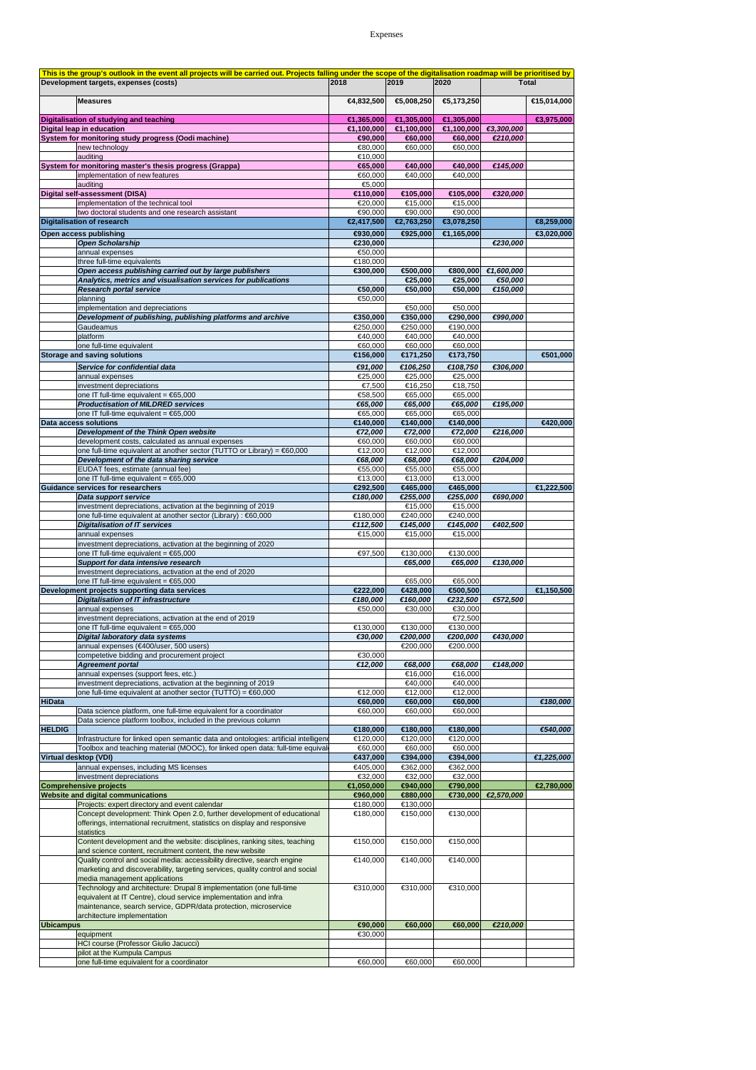Expenses

| This is the group's outlook in the event all projects will be carried out. Projects falling under the scope of the digitalisation roadmap will be prioritised by | | | | | | |
|---|---|---|---|---|---|---|
| **Development targets, expenses (costs)** | | **2018** | **2019** | **2020** | **Total** | |
| | **Measures** | **€4,832,500** | **€5,008,250** | **€5,173,250** | | **€15,014,000** |
| **Digitalisation of studying and teaching** | | **€1,365,000** | **€1,305,000** | **€1,305,000** | | **€3,975,000** |
| **Digital leap in education** | | **€1,100,000** | **€1,100,000** | **€1,100,000** | ***€3,300,000*** | |
| **System for monitoring study progress (Oodi machine)** | | **€90,000** | **€60,000** | **€60,000** | ***€210,000*** | |
| | new technology | €80,000 | €60,000 | €60,000 | | |
| | auditing | €10,000 | | | | |
| **System for monitoring master's thesis progress (Grappa)** | | **€65,000** | **€40,000** | **€40,000** | ***€145,000*** | |
| | implementation of new features | €60,000 | €40,000 | €40,000 | | |
| | auditing | €5,000 | | | | |
| **Digital self-assessment (DISA)** | | **€110,000** | **€105,000** | **€105,000** | ***€320,000*** | |
| | implementation of the technical tool | €20,000 | €15,000 | €15,000 | | |
| | two doctoral students and one research assistant | €90,000 | €90,000 | €90,000 | | |
| **Digitalisation of research** | | **€2,417,500** | **€2,763,250** | **€3,078,250** | | **€8,259,000** |
| **Open access publishing** | | **€930,000** | **€925,000** | **€1,165,000** | | **€3,020,000** |
| | ***Open Scholarship*** | **€230,000** | | | ***€230,000*** | |
| | annual expenses | €50,000 | | | | |
| | three full-time equivalents | €180,000 | | | | |
| | ***Open access publishing carried out by large publishers*** | **€300,000** | **€500,000** | **€800,000** | ***€1,600,000*** | |
| | ***Analytics, metrics and visualisation services for publications*** | | **€25,000** | **€25,000** | ***€50,000*** | |
| | ***Research portal service*** | **€50,000** | **€50,000** | **€50,000** | ***€150,000*** | |
| | planning | €50,000 | | | | |
| | implementation and depreciations | | €50,000 | €50,000 | | |
| | ***Development of publishing, publishing platforms and archive*** | **€350,000** | **€350,000** | **€290,000** | ***€990,000*** | |
| | Gaudeamus | €250,000 | €250,000 | €190,000 | | |
| | platform | €40,000 | €40,000 | €40,000 | | |
| | one full-time equivalent | €60,000 | €60,000 | €60,000 | | |
| **Storage and saving solutions** | | **€156,000** | **€171,250** | **€173,750** | | **€501,000** |
| | ***Service for confidential data*** | ***€91,000*** | ***€106,250*** | ***€108,750*** | ***€306,000*** | |
| | annual expenses | €25,000 | €25,000 | €25,000 | | |
| | investment depreciations | €7,500 | €16,250 | €18,750 | | |
| | one IT full-time equivalent = €65,000 | €58,500 | €65,000 | €65,000 | | |
| | ***Productisation of MILDRED services*** | ***€65,000*** | ***€65,000*** | ***€65,000*** | ***€195,000*** | |
| | one IT full-time equivalent = €65,000 | €65,000 | €65,000 | €65,000 | | |
| **Data access solutions** | | **€140,000** | **€140,000** | **€140,000** | | **€420,000** |
| | ***Development of the Think Open website*** | ***€72,000*** | ***€72,000*** | ***€72,000*** | ***€216,000*** | |
| | development costs, calculated as annual expenses | €60,000 | €60,000 | €60,000 | | |
| | one full-time equivalent at another sector (TUTTO or Library) = €60,000 | €12,000 | €12,000 | €12,000 | | |
| | ***Development of the data sharing service*** | ***€68,000*** | ***€68,000*** | ***€68,000*** | ***€204,000*** | |
| | EUDAT fees, estimate (annual fee) | €55,000 | €55,000 | €55,000 | | |
| | one IT full-time equivalent = €65,000 | €13,000 | €13,000 | €13,000 | | |
| **Guidance services for researchers** | | **€292,500** | **€465,000** | **€465,000** | | **€1,222,500** |
| | ***Data support service*** | ***€180,000*** | ***€255,000*** | ***€255,000*** | ***€690,000*** | |
| | investment depreciations, activation at the beginning of 2019 | | €15,000 | €15,000 | | |
| | one full-time equivalent at another sector (Library) : €60,000 | €180,000 | €240,000 | €240,000 | | |
| | ***Digitalisation of IT services*** | ***€112,500*** | ***€145,000*** | ***€145,000*** | ***€402,500*** | |
| | annual expenses | €15,000 | €15,000 | €15,000 | | |
| | investment depreciations, activation at the beginning of 2020 | | | | | |
| | one IT full-time equivalent = €65,000 | €97,500 | €130,000 | €130,000 | | |
| | ***Support for data intensive research*** | | ***€65,000*** | ***€65,000*** | ***€130,000*** | |
| | investment depreciations, activation at the end of 2020 | | | | | |
| | one IT full-time equivalent = €65,000 | | €65,000 | €65,000 | | |
| **Development projects supporting data services** | | **€222,000** | **€428,000** | **€500,500** | | **€1,150,500** |
| | ***Digitalisation of IT infrastructure*** | ***€180,000*** | ***€160,000*** | ***€232,500*** | ***€572,500*** | |
| | annual expenses | €50,000 | €30,000 | €30,000 | | |
| | investment depreciations, activation at the end of 2019 | | | €72,500 | | |
| | one IT full-time equivalent = €65,000 | €130,000 | €130,000 | €130,000 | | |
| | ***Digital laboratory data systems*** | ***€30,000*** | ***€200,000*** | ***€200,000*** | ***€430,000*** | |
| | annual expenses (€400/user, 500 users) | | €200,000 | €200,000 | | |
| | competetive bidding and procurement project | €30,000 | | | | |
| | ***Agreement portal*** | ***€12,000*** | ***€68,000*** | ***€68,000*** | ***€148,000*** | |
| | annual expenses (support fees, etc.) | | €16,000 | €16,000 | | |
| | investment depreciations, activation at the beginning of 2019 | | €40,000 | €40,000 | | |
| | one full-time equivalent at another sector (TUTTO) = €60,000 | €12,000 | €12,000 | €12,000 | | |
| **HiData** | | **€60,000** | **€60,000** | **€60,000** | | ***€180,000*** |
| | Data science platform, one full-time equivalent for a coordinator | €60,000 | €60,000 | €60,000 | | |
| | Data science platform toolbox, included in the previous column | | | | | |
| **HELDIG** | | **€180,000** | **€180,000** | **€180,000** | | ***€540,000*** |
| | Infrastructure for linked open semantic data and ontologies: artificial intelligen | €120,000 | €120,000 | €120,000 | | |
| | Toolbox and teaching material (MOOC), for linked open data: full-time equival | €60,000 | €60,000 | €60,000 | | |
| **Virtual desktop (VDI)** | | **€437,000** | **€394,000** | **€394,000** | | ***€1,225,000*** |
| | annual expenses, including MS licenses | €405,000 | €362,000 | €362,000 | | |
| | investment depreciations | €32,000 | €32,000 | €32,000 | | |
| **Comprehensive projects** | | **€1,050,000** | **€940,000** | **€790,000** | | **€2,780,000** |
| **Website and digital communications** | | **€960,000** | **€880,000** | **€730,000** | ***€2,570,000*** | |
| | Projects: expert directory and event calendar | €180,000 | €130,000 | | | |
| | Concept development: Think Open 2.0, further development of educational offerings, international recruitment, statistics on display and responsive statistics | €180,000 | €150,000 | €130,000 | | |
| | Content development and the website: disciplines, ranking sites, teaching and science content, recruitment content, the new website | €150,000 | €150,000 | €150,000 | | |
| | Quality control and social media: accessibility directive, search engine marketing and discoverability, targeting services, quality control and social media management applications | €140,000 | €140,000 | €140,000 | | |
| | Technology and architecture: Drupal 8 implementation (one full-time equivalent at IT Centre), cloud service implementation and infra maintenance, search service, GDPR/data protection, microservice architecture implementation | €310,000 | €310,000 | €310,000 | | |
| **Ubicampus** | | **€90,000** | **€60,000** | **€60,000** | ***€210,000*** | |
| | equipment | €30,000 | | | | |
| | HCI course (Professor Giulio Jacucci) | | | | | |
| | pilot at the Kumpula Campus | | | | | |
| | one full-time equivalent for a coordinator | €60,000 | €60,000 | €60,000 | | |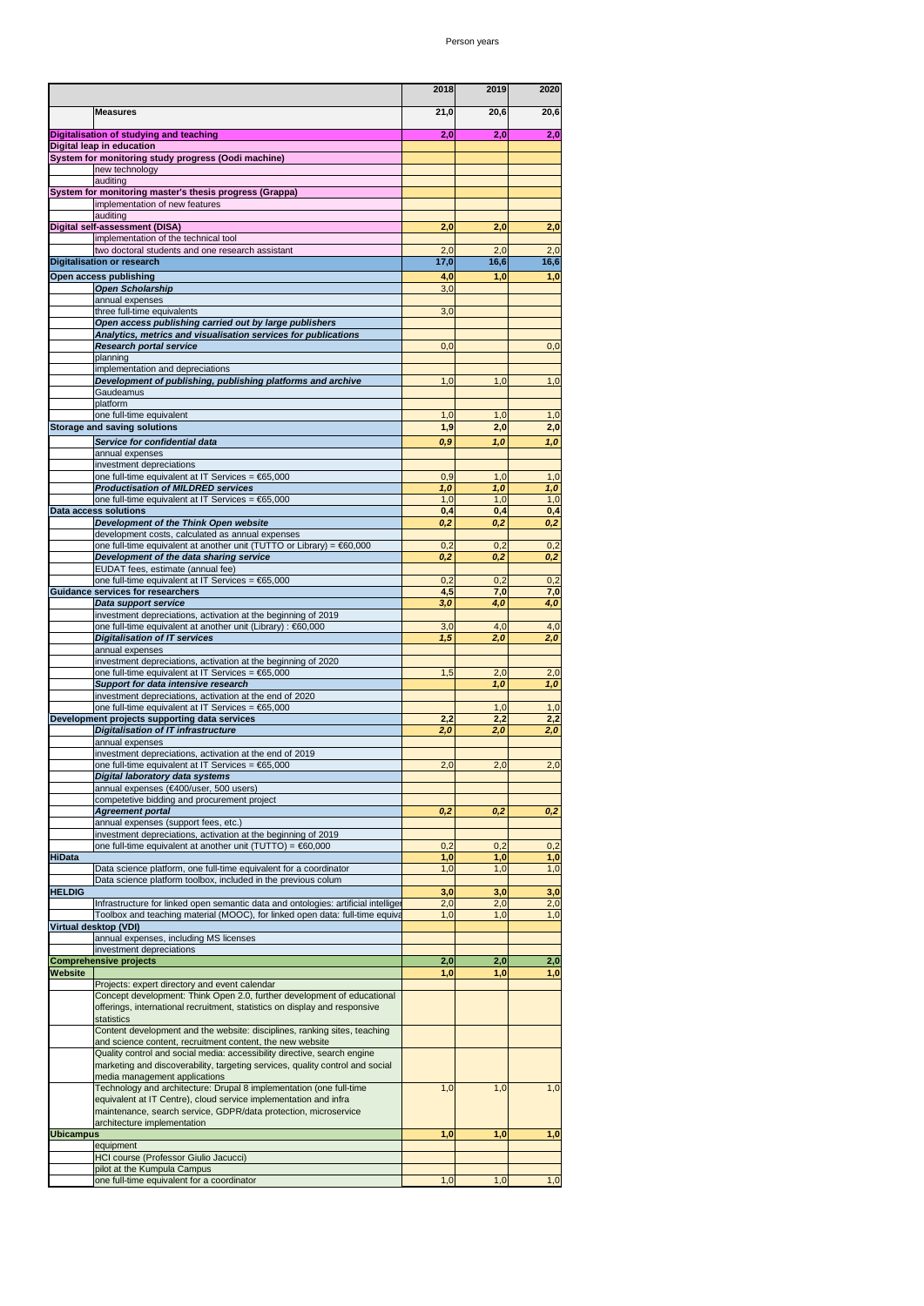Person years

| | | 2018 | 2019 | 2020 |
|---|---|---|---|---|
| | **Measures** | **21,0** | **20,6** | **20,6** |
| **Digitalisation of studying and teaching** | | **2,0** | **2,0** | **2,0** |
| **Digital leap in education** | | | | |
| **System for monitoring study progress (Oodi machine)** | | | | |
| | new technology | | | |
| | auditing | | | |
| **System for monitoring master's thesis progress (Grappa)** | | | | |
| | implementation of new features | | | |
| | auditing | | | |
| **Digital self-assessment (DISA)** | | **2,0** | **2,0** | **2,0** |
| | implementation of the technical tool | | | |
| | two doctoral students and one research assistant | 2,0 | 2,0 | 2,0 |
| **Digitalisation or research** | | **17,0** | **16,6** | **16,6** |
| **Open access publishing** | | **4,0** | **1,0** | **1,0** |
| | ***Open Scholarship*** | 3,0 | | |
| | annual expenses | | | |
| | three full-time equivalents | 3,0 | | |
| | ***Open access publishing carried out by large publishers*** | | | |
| | ***Analytics, metrics and visualisation services for publications*** | | | |
| | ***Research portal service*** | 0,0 | | 0,0 |
| | planning | | | |
| | implementation and depreciations | | | |
| | ***Development of publishing, publishing platforms and archive*** | 1,0 | 1,0 | 1,0 |
| | Gaudeamus | | | |
| | platform | | | |
| | one full-time equivalent | 1,0 | 1,0 | 1,0 |
| **Storage and saving solutions** | | **1,9** | **2,0** | **2,0** |
| | ***Service for confidential data*** | ***0,9*** | ***1,0*** | ***1,0*** |
| | annual expenses | | | |
| | investment depreciations | | | |
| | one full-time equivalent at IT Services = €65,000 | 0,9 | 1,0 | 1,0 |
| | ***Productisation of MILDRED services*** | ***1,0*** | ***1,0*** | ***1,0*** |
| | one full-time equivalent at IT Services = €65,000 | 1,0 | 1,0 | 1,0 |
| **Data access solutions** | | **0,4** | **0,4** | **0,4** |
| | ***Development of the Think Open website*** | ***0,2*** | ***0,2*** | ***0,2*** |
| | development costs, calculated as annual expenses | | | |
| | one full-time equivalent at another unit (TUTTO or Library) = €60,000 | 0,2 | 0,2 | 0,2 |
| | ***Development of the data sharing service*** | ***0,2*** | ***0,2*** | ***0,2*** |
| | EUDAT fees, estimate (annual fee) | | | |
| | one full-time equivalent at IT Services = €65,000 | 0,2 | 0,2 | 0,2 |
| **Guidance services for researchers** | | **4,5** | **7,0** | **7,0** |
| | ***Data support service*** | ***3,0*** | ***4,0*** | ***4,0*** |
| | investment depreciations, activation at the beginning of 2019 | | | |
| | one full-time equivalent at another unit (Library) : €60,000 | 3,0 | 4,0 | 4,0 |
| | ***Digitalisation of IT services*** | ***1,5*** | ***2,0*** | ***2,0*** |
| | annual expenses | | | |
| | investment depreciations, activation at the beginning of 2020 | | | |
| | one full-time equivalent at IT Services = €65,000 | 1,5 | 2,0 | 2,0 |
| | ***Support for data intensive research*** | | ***1,0*** | ***1,0*** |
| | investment depreciations, activation at the end of 2020 | | | |
| | one full-time equivalent at IT Services = €65,000 | | 1,0 | 1,0 |
| **Development projects supporting data services** | | **2,2** | **2,2** | **2,2** |
| | ***Digitalisation of IT infrastructure*** | ***2,0*** | ***2,0*** | ***2,0*** |
| | annual expenses | | | |
| | investment depreciations, activation at the end of 2019 | | | |
| | one full-time equivalent at IT Services = €65,000 | 2,0 | 2,0 | 2,0 |
| | ***Digital laboratory data systems*** | | | |
| | annual expenses (€400/user, 500 users) | | | |
| | competetive bidding and procurement project | | | |
| | ***Agreement portal*** | ***0,2*** | ***0,2*** | ***0,2*** |
| | annual expenses (support fees, etc.) | | | |
| | investment depreciations, activation at the beginning of 2019 | | | |
| | one full-time equivalent at another unit (TUTTO) = €60,000 | 0,2 | 0,2 | 0,2 |
| **HiData** | | **1,0** | **1,0** | **1,0** |
| | Data science platform, one full-time equivalent for a coordinator | 1,0 | 1,0 | 1,0 |
| | Data science platform toolbox, included in the previous colum | | | |
| **HELDIG** | | **3,0** | **3,0** | **3,0** |
| | Infrastructure for linked open semantic data and ontologies: artificial intelliger | 2,0 | 2,0 | 2,0 |
| | Toolbox and teaching material (MOOC), for linked open data: full-time equiva | 1,0 | 1,0 | 1,0 |
| **Virtual desktop (VDI)** | | | | |
| | annual expenses, including MS licenses | | | |
| | investment depreciations | | | |
| **Comprehensive projects** | | **2,0** | **2,0** | **2,0** |
| **Website** | | **1,0** | **1,0** | **1,0** |
| | Projects: expert directory and event calendar | | | |
| | Concept development: Think Open 2.0, further development of educational offerings, international recruitment, statistics on display and responsive statistics | | | |
| | Content development and the website: disciplines, ranking sites, teaching and science content, recruitment content, the new website | | | |
| | Quality control and social media: accessibility directive, search engine marketing and discoverability, targeting services, quality control and social media management applications | | | |
| | Technology and architecture: Drupal 8 implementation (one full-time equivalent at IT Centre), cloud service implementation and infra maintenance, search service, GDPR/data protection, microservice architecture implementation | 1,0 | 1,0 | 1,0 |
| **Ubicampus** | | **1,0** | **1,0** | **1,0** |
| | equipment | | | |
| | HCI course (Professor Giulio Jacucci) | | | |
| | pilot at the Kumpula Campus | | | |
| | one full-time equivalent for a coordinator | 1,0 | 1,0 | 1,0 |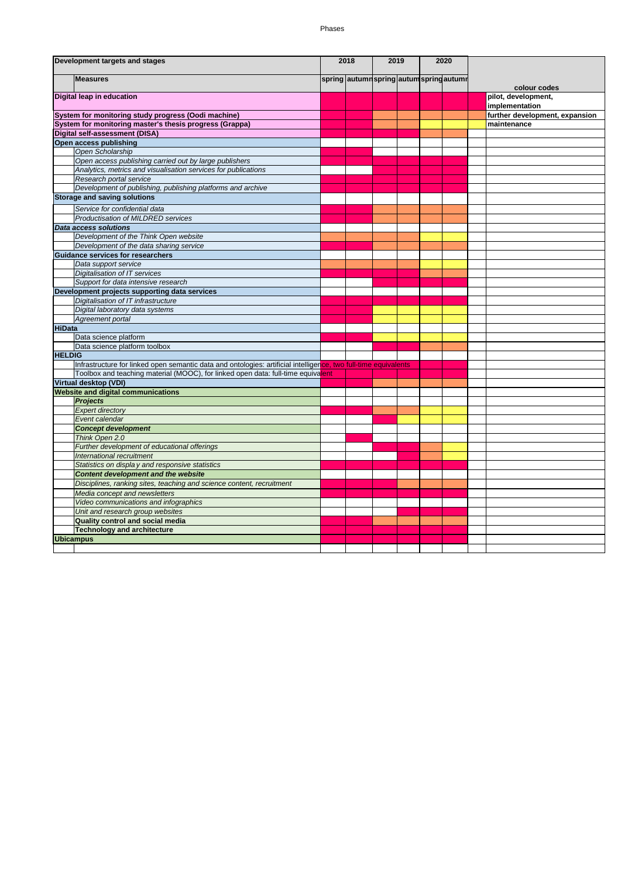# Phases

| Development targets and stages | 2018 | | 2019 | | 2020 | | | |
|---|---|---|---|---|---|---|---|---|
| Measures | spring | autumn | spring | autumn | spring | autumn | | colour codes |
| **Digital leap in education** | | | | | | | | pilot, development, implementation |
| **System for monitoring study progress (Oodi machine)** | | | | | | | | further development, expansion |
| **System for monitoring master's thesis progress (Grappa)** | | | | | | | | maintenance |
| **Digital self-assessment (DISA)** | | | | | | | | |
| **Open access publishing** | | | | | | | | |
| *Open Scholarship* | | | | | | | | |
| *Open access publishing carried out by large publishers* | | | | | | | | |
| *Analytics, metrics and visualisation services for publications* | | | | | | | | |
| *Research portal service* | | | | | | | | |
| *Development of publishing, publishing platforms and archive* | | | | | | | | |
| **Storage and saving solutions** | | | | | | | | |
| *Service for confidential data* | | | | | | | | |
| *Productisation of MILDRED services* | | | | | | | | |
| ***Data access solutions*** | | | | | | | | |
| *Development of the Think Open website* | | | | | | | | |
| *Development of the data sharing service* | | | | | | | | |
| **Guidance services for researchers** | | | | | | | | |
| *Data support service* | | | | | | | | |
| *Digitalisation of IT services* | | | | | | | | |
| *Support for data intensive research* | | | | | | | | |
| **Development projects supporting data services** | | | | | | | | |
| *Digitalisation of IT infrastructure* | | | | | | | | |
| *Digital laboratory data systems* | | | | | | | | |
| *Agreement portal* | | | | | | | | |
| **HiData** | | | | | | | | |
| Data science platform | | | | | | | | |
| Data science platform toolbox | | | | | | | | |
| **HELDIG** | | | | | | | | |
| Infrastructure for linked open semantic data and ontologies: artificial intelligence, two full-time equivalents | | | | | | | | |
| Toolbox and teaching material (MOOC), for linked open data: full-time equivalent | | | | | | | | |
| **Virtual desktop (VDI)** | | | | | | | | |
| **Website and digital communications** | | | | | | | | |
| ***Projects*** | | | | | | | | |
| *Expert directory* | | | | | | | | |
| *Event calendar* | | | | | | | | |
| ***Concept development*** | | | | | | | | |
| *Think Open 2.0* | | | | | | | | |
| *Further development of educational offerings* | | | | | | | | |
| *International recruitment* | | | | | | | | |
| *Statistics on display and responsive statistics* | | | | | | | | |
| ***Content development and the website*** | | | | | | | | |
| *Disciplines, ranking sites, teaching and science content, recruitment* | | | | | | | | |
| *Media concept and newsletters* | | | | | | | | |
| *Video communications and infographics* | | | | | | | | |
| *Unit and research group websites* | | | | | | | | |
| **Quality control and social media** | | | | | | | | |
| **Technology and architecture** | | | | | | | | |
| **Ubicampus** | | | | | | | | |